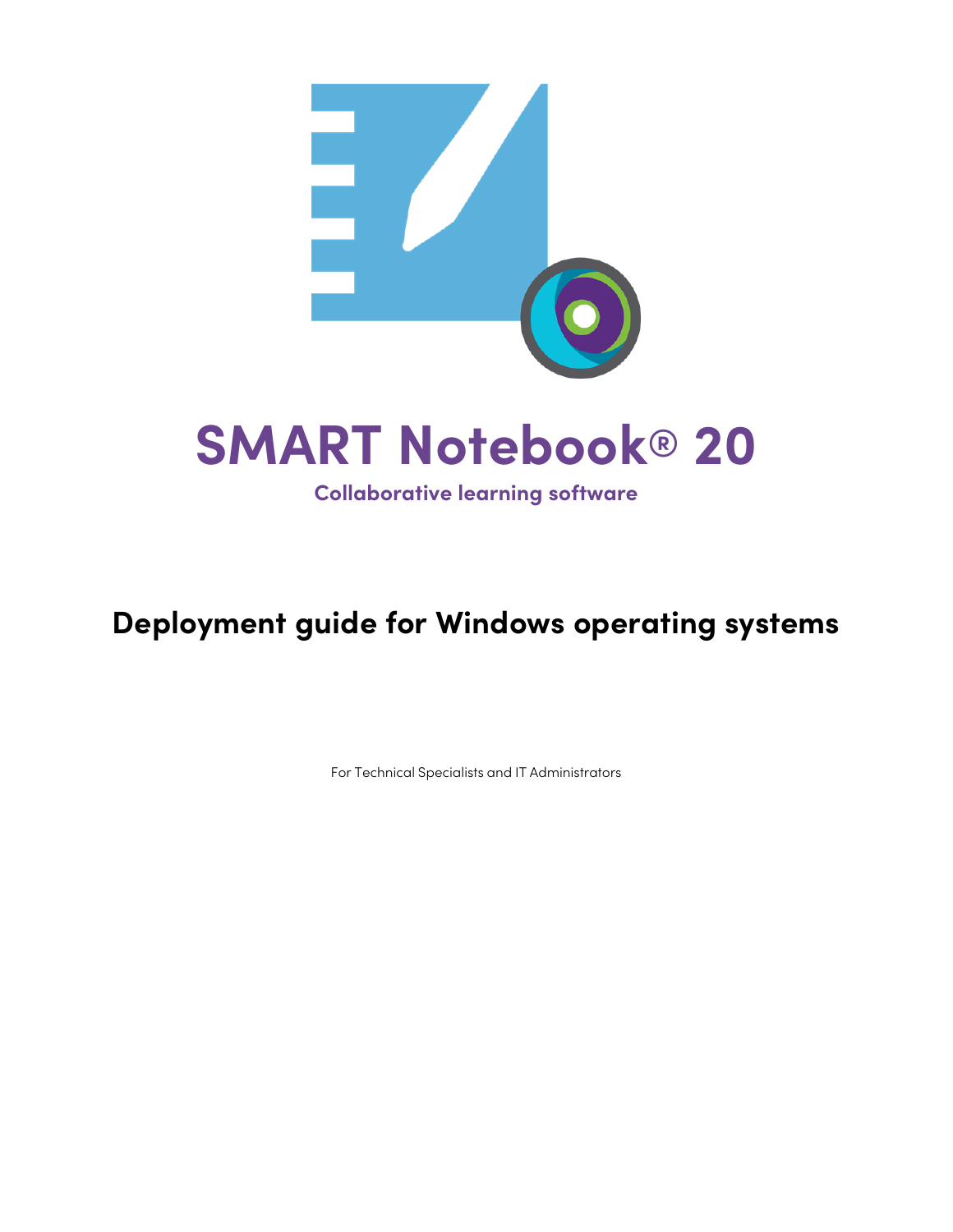# SMART Notebook® 20

**Collaborative learning software**

## Deployment guide for Windows operating systems

For Technical Specialists and IT Administrators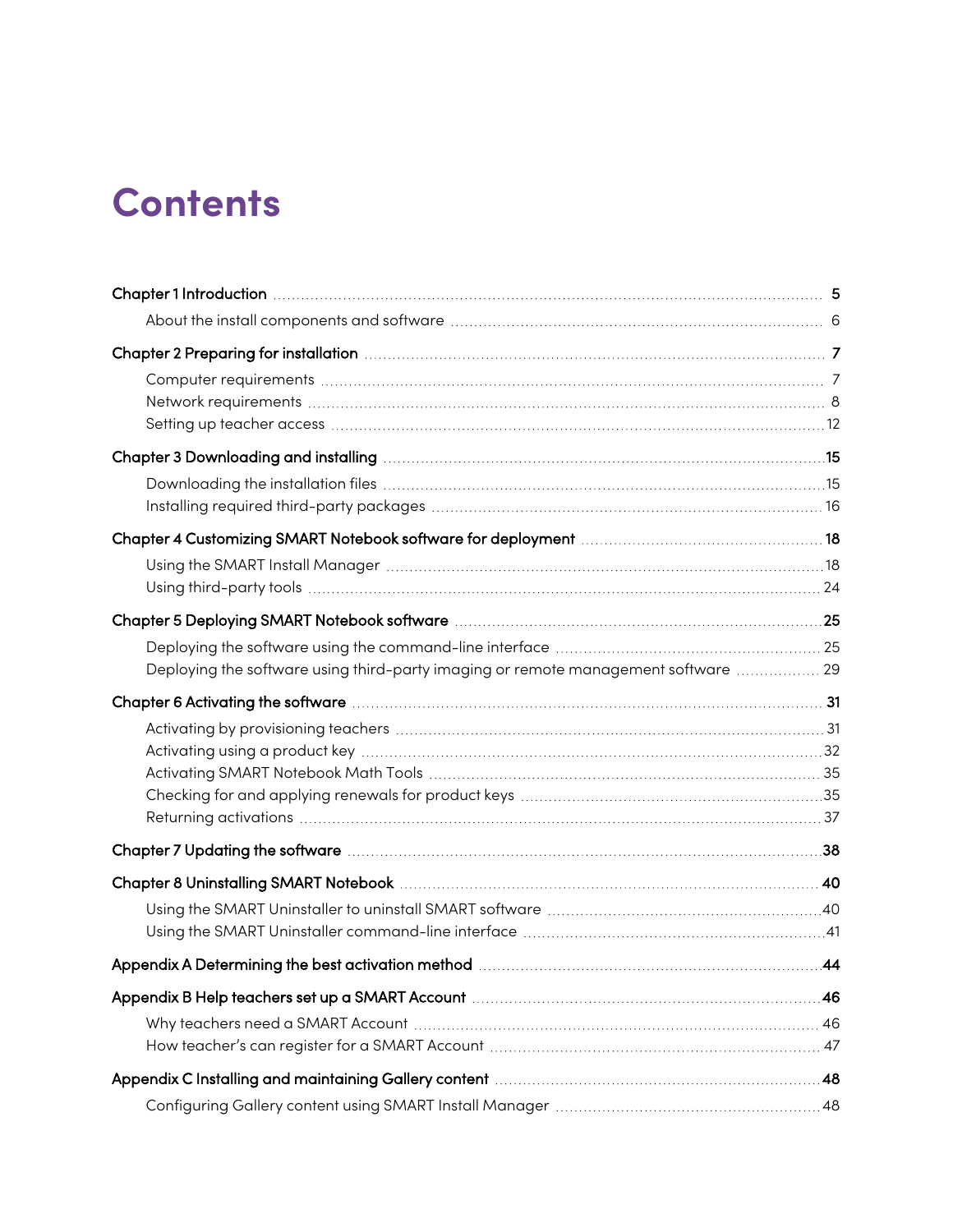# Contents

**Chapter 1 Introduction** ..... **5**

- About the install components and software ..... 6

**Chapter 2 Preparing for installation** ..... **7**

- Computer requirements ..... 7
- Network requirements ..... 8
- Setting up teacher access ..... 12

**Chapter 3 Downloading and installing** ..... **15**

- Downloading the installation files ..... 15
- Installing required third-party packages ..... 16

**Chapter 4 Customizing SMART Notebook software for deployment** ..... **18**

- Using the SMART Install Manager ..... 18
- Using third-party tools ..... 24

**Chapter 5 Deploying SMART Notebook software** ..... **25**

- Deploying the software using the command-line interface ..... 25
- Deploying the software using third-party imaging or remote management software ..... 29

**Chapter 6 Activating the software** ..... **31**

- Activating by provisioning teachers ..... 31
- Activating using a product key ..... 32
- Activating SMART Notebook Math Tools ..... 35
- Checking for and applying renewals for product keys ..... 35
- Returning activations ..... 37

**Chapter 7 Updating the software** ..... **38**

**Chapter 8 Uninstalling SMART Notebook** ..... **40**

- Using the SMART Uninstaller to uninstall SMART software ..... 40
- Using the SMART Uninstaller command-line interface ..... 41

**Appendix A Determining the best activation method** ..... **44**

**Appendix B Help teachers set up a SMART Account** ..... **46**

- Why teachers need a SMART Account ..... 46
- How teacher's can register for a SMART Account ..... 47

**Appendix C Installing and maintaining Gallery content** ..... **48**

- Configuring Gallery content using SMART Install Manager ..... 48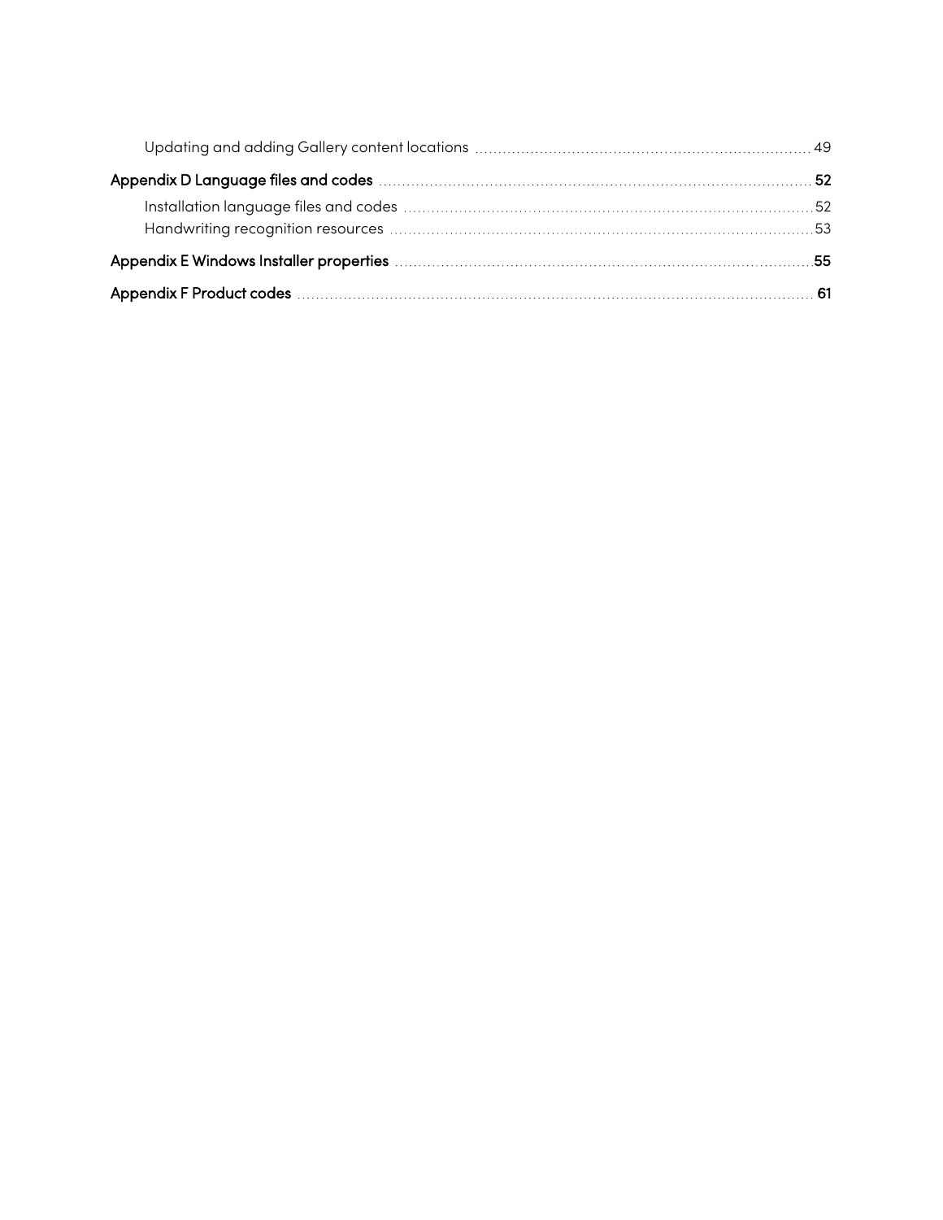- Updating and adding Gallery content locations ... 49

**Appendix D Language files and codes** ... **52**

- Installation language files and codes ... 52
- Handwriting recognition resources ... 53

**Appendix E Windows Installer properties** ... **55**

**Appendix F Product codes** ... **61**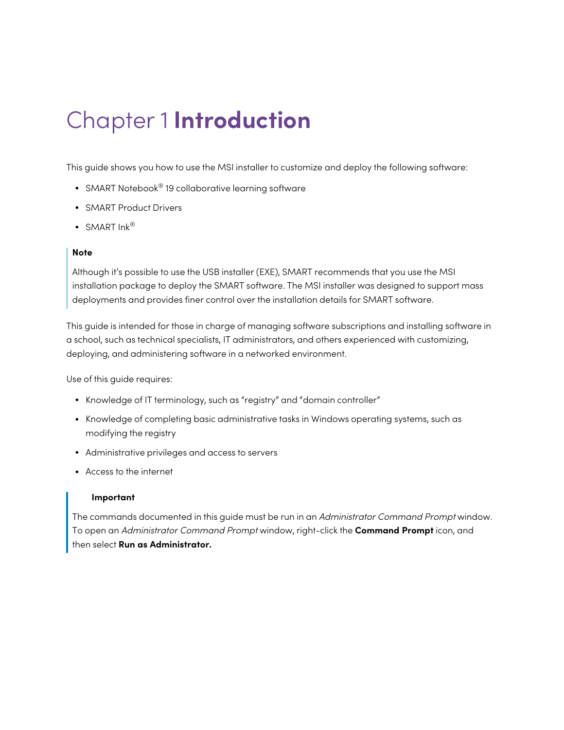# Chapter 1 **Introduction**

This guide shows you how to use the MSI installer to customize and deploy the following software:

- SMART Notebook® 19 collaborative learning software
- SMART Product Drivers
- SMART Ink®

> **Note**
>
> Although it's possible to use the USB installer (EXE), SMART recommends that you use the MSI installation package to deploy the SMART software. The MSI installer was designed to support mass deployments and provides finer control over the installation details for SMART software.

This guide is intended for those in charge of managing software subscriptions and installing software in a school, such as technical specialists, IT administrators, and others experienced with customizing, deploying, and administering software in a networked environment.

Use of this guide requires:

- Knowledge of IT terminology, such as "registry" and "domain controller"
- Knowledge of completing basic administrative tasks in Windows operating systems, such as modifying the registry
- Administrative privileges and access to servers
- Access to the internet

> **Important**
>
> The commands documented in this guide must be run in an *Administrator Command Prompt* window. To open an *Administrator Command Prompt* window, right-click the **Command Prompt** icon, and then select **Run as Administrator.**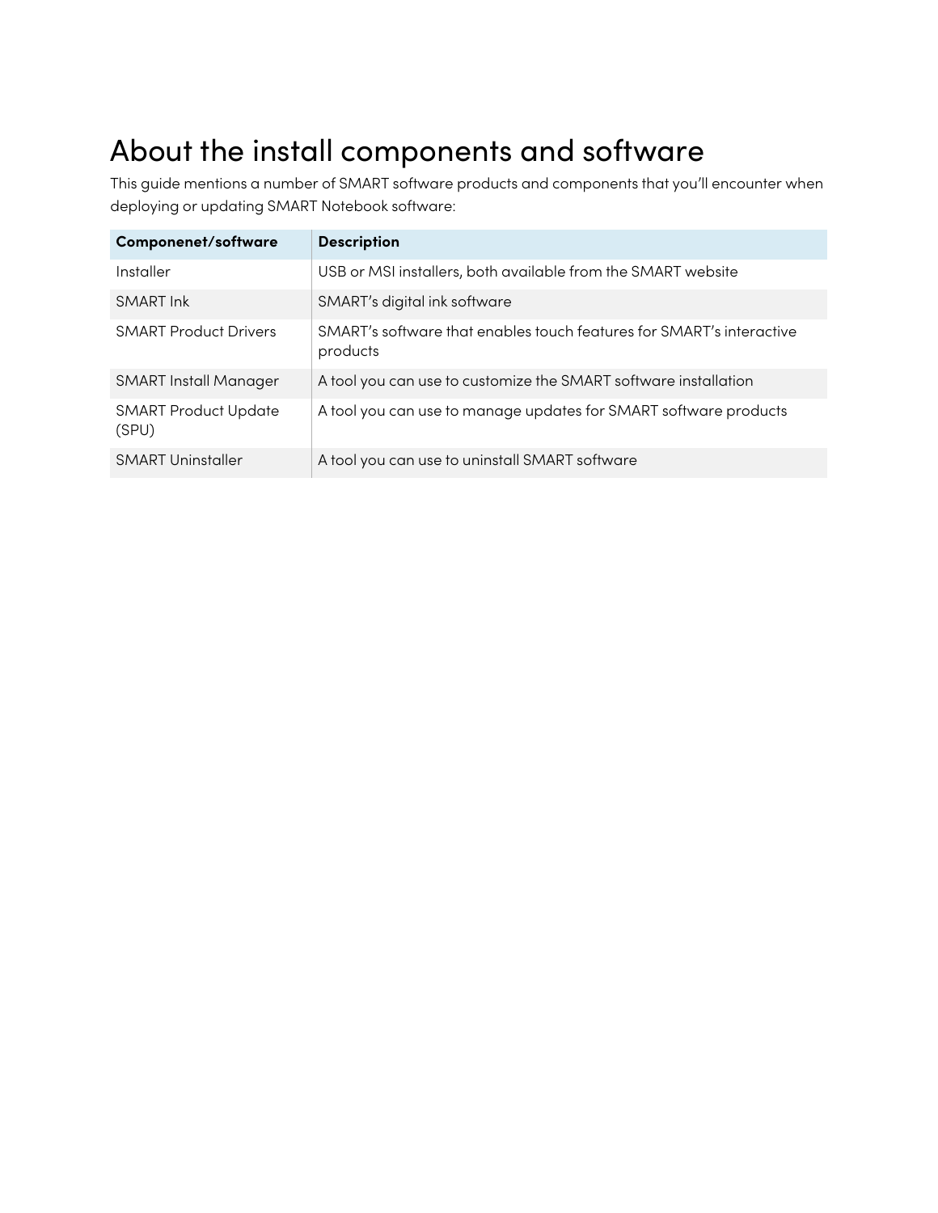# About the install components and software

This guide mentions a number of SMART software products and components that you'll encounter when deploying or updating SMART Notebook software:

| Componenet/software | Description |
|---|---|
| Installer | USB or MSI installers, both available from the SMART website |
| SMART Ink | SMART's digital ink software |
| SMART Product Drivers | SMART's software that enables touch features for SMART's interactive products |
| SMART Install Manager | A tool you can use to customize the SMART software installation |
| SMART Product Update (SPU) | A tool you can use to manage updates for SMART software products |
| SMART Uninstaller | A tool you can use to uninstall SMART software |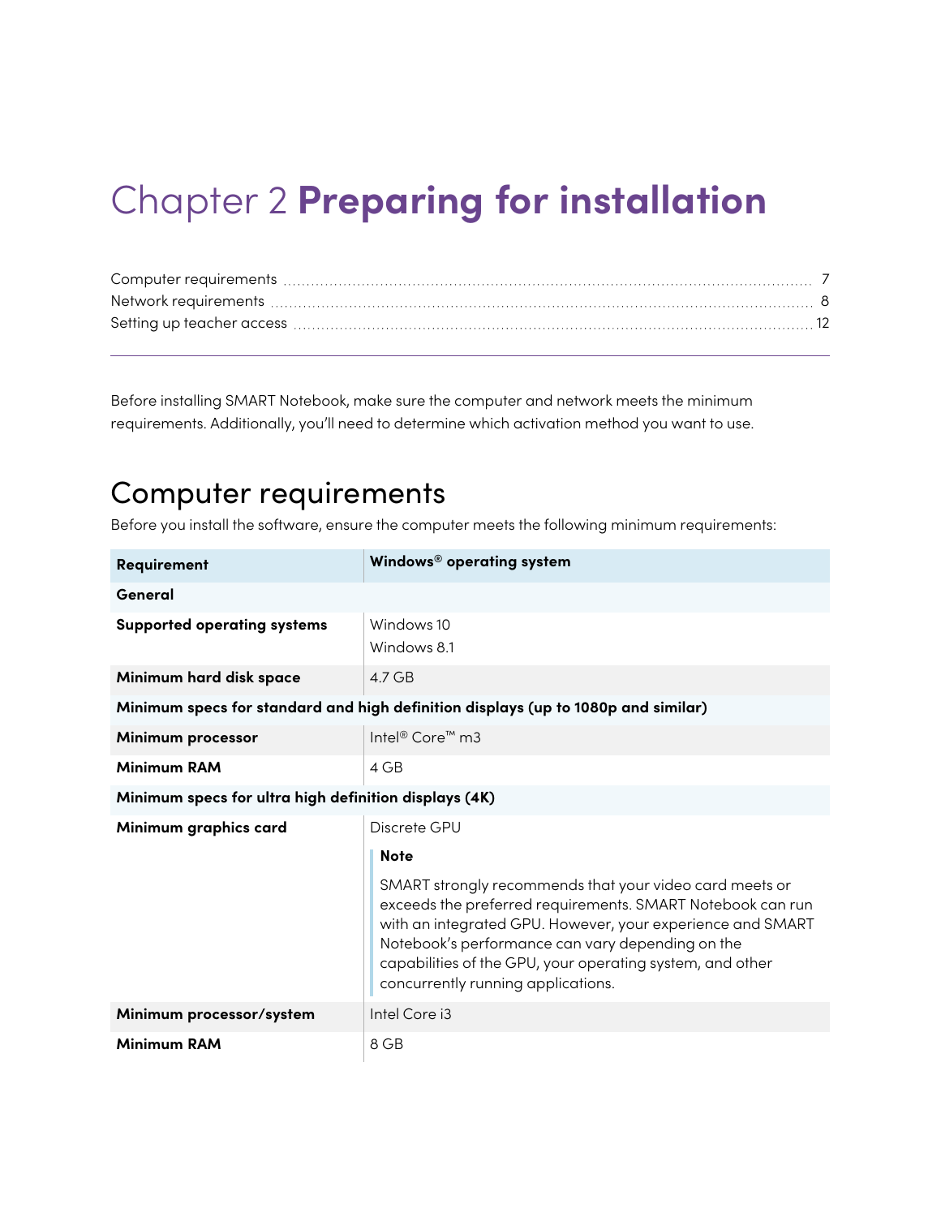# Chapter 2 **Preparing for installation**

Computer requirements ........ 7
Network requirements ........ 8
Setting up teacher access ........ 12

---

Before installing SMART Notebook, make sure the computer and network meets the minimum requirements. Additionally, you'll need to determine which activation method you want to use.

## Computer requirements

Before you install the software, ensure the computer meets the following minimum requirements:

| Requirement | Windows® operating system |
|---|---|
| **General** | |
| **Supported operating systems** | Windows 10<br>Windows 8.1 |
| **Minimum hard disk space** | 4.7 GB |
| **Minimum specs for standard and high definition displays (up to 1080p and similar)** | |
| **Minimum processor** | Intel® Core™ m3 |
| **Minimum RAM** | 4 GB |
| **Minimum specs for ultra high definition displays (4K)** | |
| **Minimum graphics card** | Discrete GPU<br>**Note**<br>SMART strongly recommends that your video card meets or exceeds the preferred requirements. SMART Notebook can run with an integrated GPU. However, your experience and SMART Notebook's performance can vary depending on the capabilities of the GPU, your operating system, and other concurrently running applications. |
| **Minimum processor/system** | Intel Core i3 |
| **Minimum RAM** | 8 GB |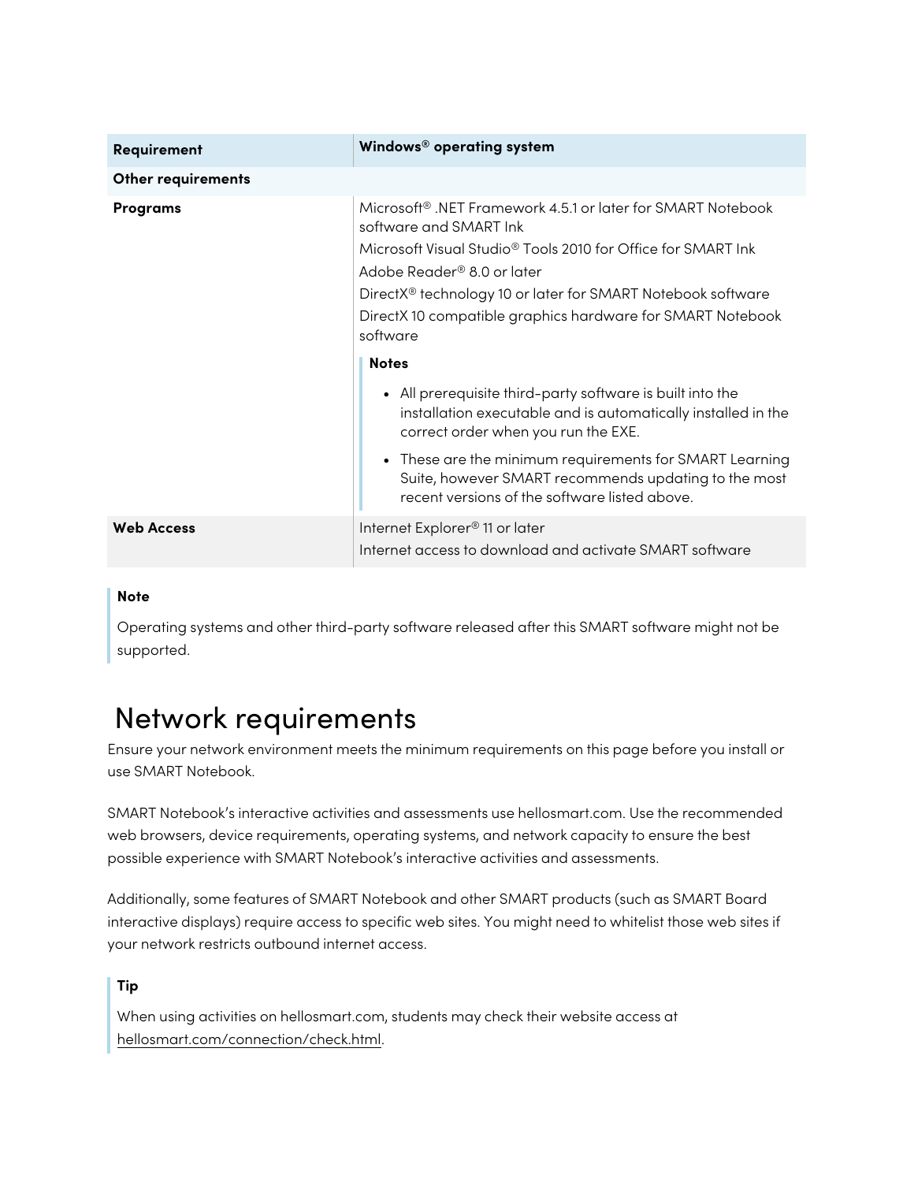| Requirement | Windows® operating system |
| --- | --- |
| **Other requirements** | |
| **Programs** | Microsoft® .NET Framework 4.5.1 or later for SMART Notebook software and SMART Ink<br>Microsoft Visual Studio® Tools 2010 for Office for SMART Ink<br>Adobe Reader® 8.0 or later<br>DirectX® technology 10 or later for SMART Notebook software<br>DirectX 10 compatible graphics hardware for SMART Notebook software<br>**Notes**<br>• All prerequisite third-party software is built into the installation executable and is automatically installed in the correct order when you run the EXE.<br>• These are the minimum requirements for SMART Learning Suite, however SMART recommends updating to the most recent versions of the software listed above. |
| **Web Access** | Internet Explorer® 11 or later<br>Internet access to download and activate SMART software |

> **Note**
>
> Operating systems and other third-party software released after this SMART software might not be supported.

## Network requirements

Ensure your network environment meets the minimum requirements on this page before you install or use SMART Notebook.

SMART Notebook's interactive activities and assessments use hellosmart.com. Use the recommended web browsers, device requirements, operating systems, and network capacity to ensure the best possible experience with SMART Notebook's interactive activities and assessments.

Additionally, some features of SMART Notebook and other SMART products (such as SMART Board interactive displays) require access to specific web sites. You might need to whitelist those web sites if your network restricts outbound internet access.

> **Tip**
>
> When using activities on hellosmart.com, students may check their website access at hellosmart.com/connection/check.html.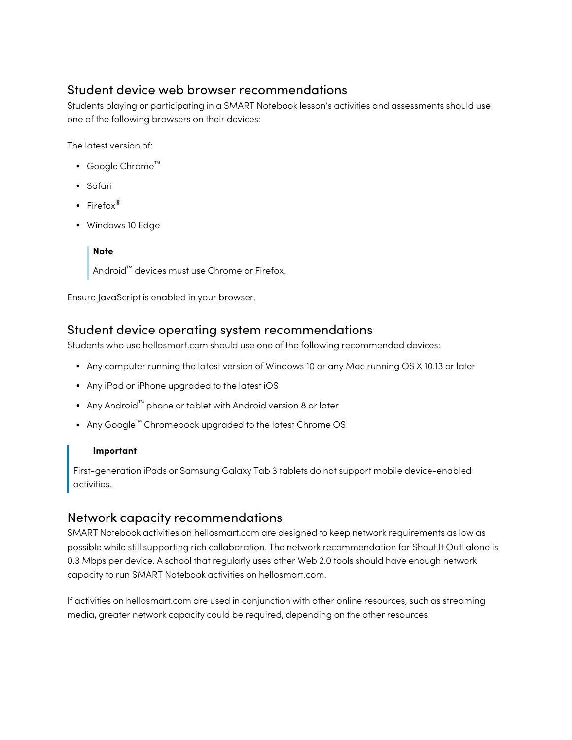## Student device web browser recommendations

Students playing or participating in a SMART Notebook lesson's activities and assessments should use one of the following browsers on their devices:

The latest version of:

- Google Chrome™
- Safari
- Firefox®
- Windows 10 Edge

> **Note**
>
> Android™ devices must use Chrome or Firefox.

Ensure JavaScript is enabled in your browser.

## Student device operating system recommendations

Students who use hellosmart.com should use one of the following recommended devices:

- Any computer running the latest version of Windows 10 or any Mac running OS X 10.13 or later
- Any iPad or iPhone upgraded to the latest iOS
- Any Android™ phone or tablet with Android version 8 or later
- Any Google™ Chromebook upgraded to the latest Chrome OS

> **Important**
>
> First-generation iPads or Samsung Galaxy Tab 3 tablets do not support mobile device-enabled activities.

## Network capacity recommendations

SMART Notebook activities on hellosmart.com are designed to keep network requirements as low as possible while still supporting rich collaboration. The network recommendation for Shout It Out! alone is 0.3 Mbps per device. A school that regularly uses other Web 2.0 tools should have enough network capacity to run SMART Notebook activities on hellosmart.com.

If activities on hellosmart.com are used in conjunction with other online resources, such as streaming media, greater network capacity could be required, depending on the other resources.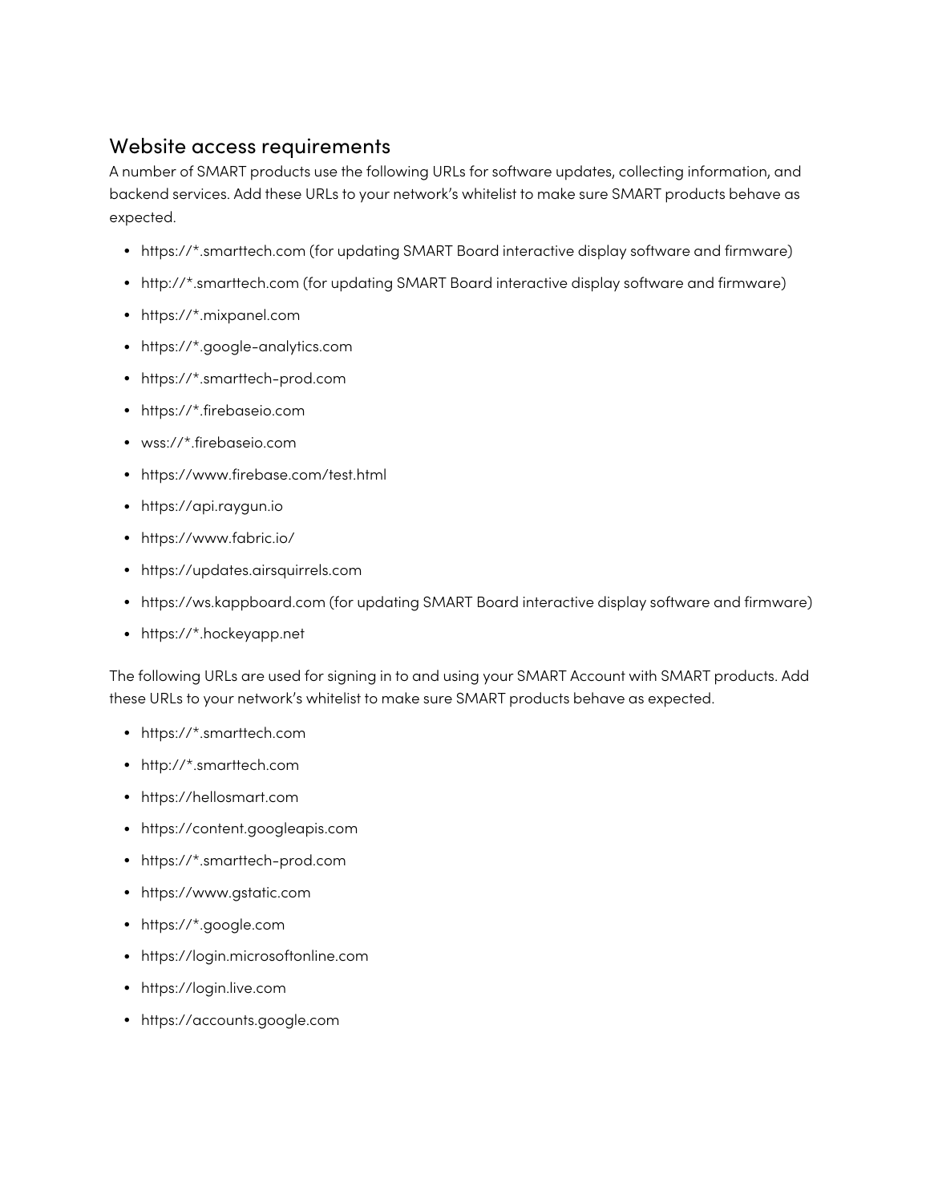## Website access requirements

A number of SMART products use the following URLs for software updates, collecting information, and backend services. Add these URLs to your network's whitelist to make sure SMART products behave as expected.

- https://*.smarttech.com (for updating SMART Board interactive display software and firmware)
- http://*.smarttech.com (for updating SMART Board interactive display software and firmware)
- https://*.mixpanel.com
- https://*.google-analytics.com
- https://*.smarttech-prod.com
- https://*.firebaseio.com
- wss://*.firebaseio.com
- https://www.firebase.com/test.html
- https://api.raygun.io
- https://www.fabric.io/
- https://updates.airsquirrels.com
- https://ws.kappboard.com (for updating SMART Board interactive display software and firmware)
- https://*.hockeyapp.net

The following URLs are used for signing in to and using your SMART Account with SMART products. Add these URLs to your network's whitelist to make sure SMART products behave as expected.

- https://*.smarttech.com
- http://*.smarttech.com
- https://hellosmart.com
- https://content.googleapis.com
- https://*.smarttech-prod.com
- https://www.gstatic.com
- https://*.google.com
- https://login.microsoftonline.com
- https://login.live.com
- https://accounts.google.com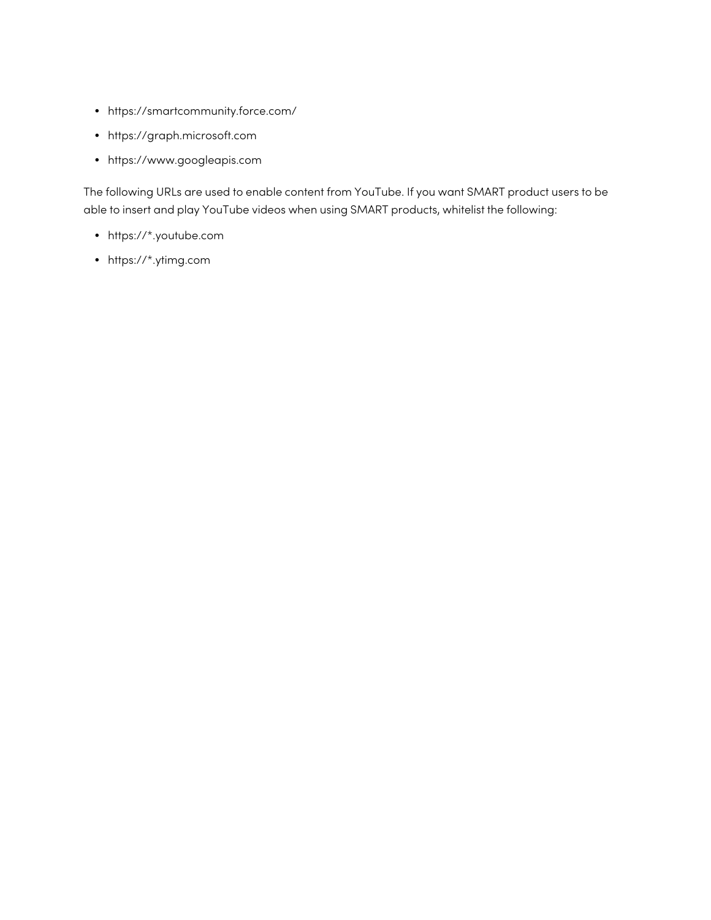- https://smartcommunity.force.com/
- https://graph.microsoft.com
- https://www.googleapis.com

The following URLs are used to enable content from YouTube. If you want SMART product users to be able to insert and play YouTube videos when using SMART products, whitelist the following:

- https://*.youtube.com
- https://*.ytimg.com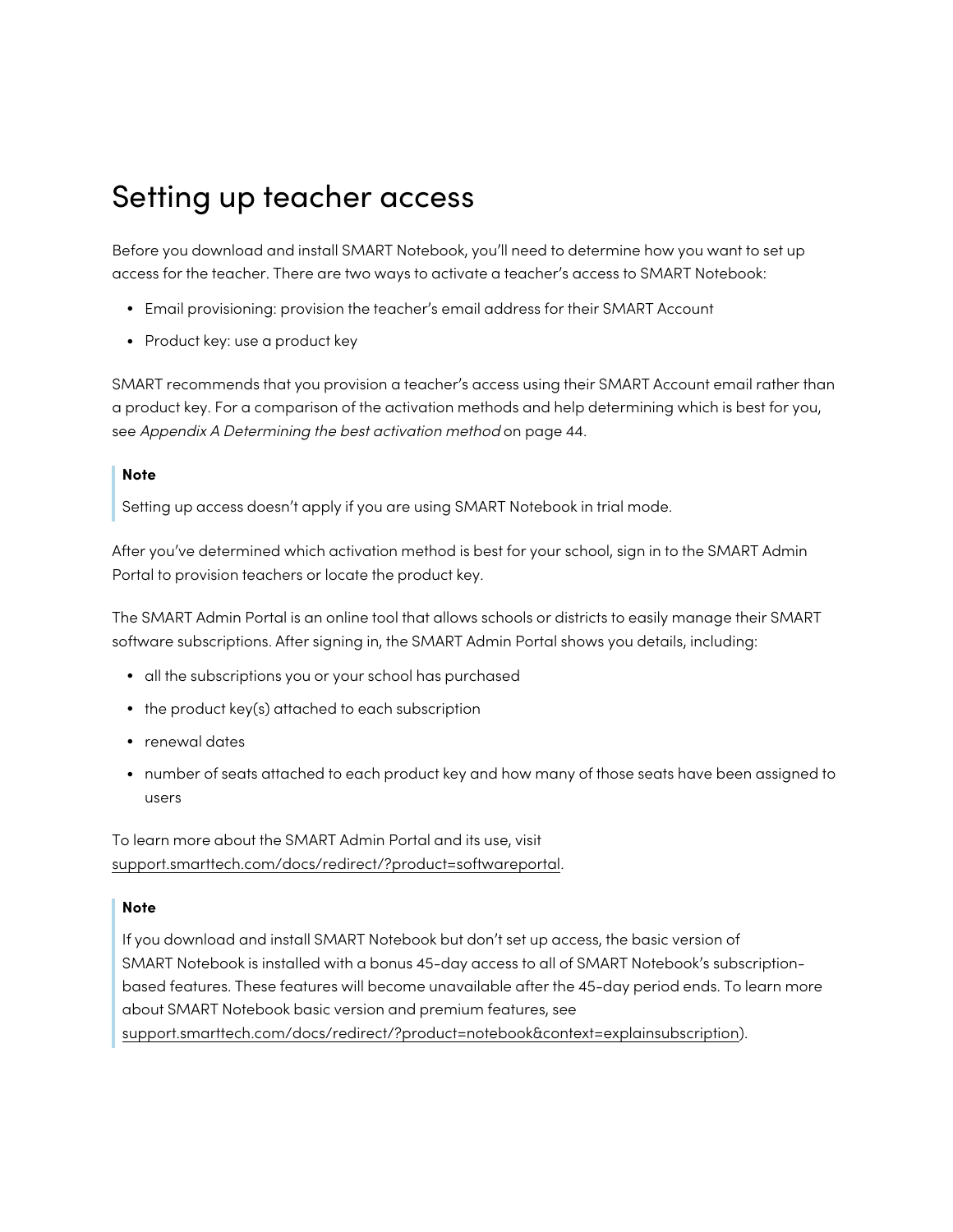# Setting up teacher access

Before you download and install SMART Notebook, you'll need to determine how you want to set up access for the teacher. There are two ways to activate a teacher's access to SMART Notebook:

- Email provisioning: provision the teacher's email address for their SMART Account
- Product key: use a product key

SMART recommends that you provision a teacher's access using their SMART Account email rather than a product key. For a comparison of the activation methods and help determining which is best for you, see *Appendix A Determining the best activation method* on page 44.

> **Note**
>
> Setting up access doesn't apply if you are using SMART Notebook in trial mode.

After you've determined which activation method is best for your school, sign in to the SMART Admin Portal to provision teachers or locate the product key.

The SMART Admin Portal is an online tool that allows schools or districts to easily manage their SMART software subscriptions. After signing in, the SMART Admin Portal shows you details, including:

- all the subscriptions you or your school has purchased
- the product key(s) attached to each subscription
- renewal dates
- number of seats attached to each product key and how many of those seats have been assigned to users

To learn more about the SMART Admin Portal and its use, visit support.smarttech.com/docs/redirect/?product=softwareportal.

> **Note**
>
> If you download and install SMART Notebook but don't set up access, the basic version of SMART Notebook is installed with a bonus 45-day access to all of SMART Notebook's subscription-based features. These features will become unavailable after the 45-day period ends. To learn more about SMART Notebook basic version and premium features, see support.smarttech.com/docs/redirect/?product=notebook&context=explainsubscription).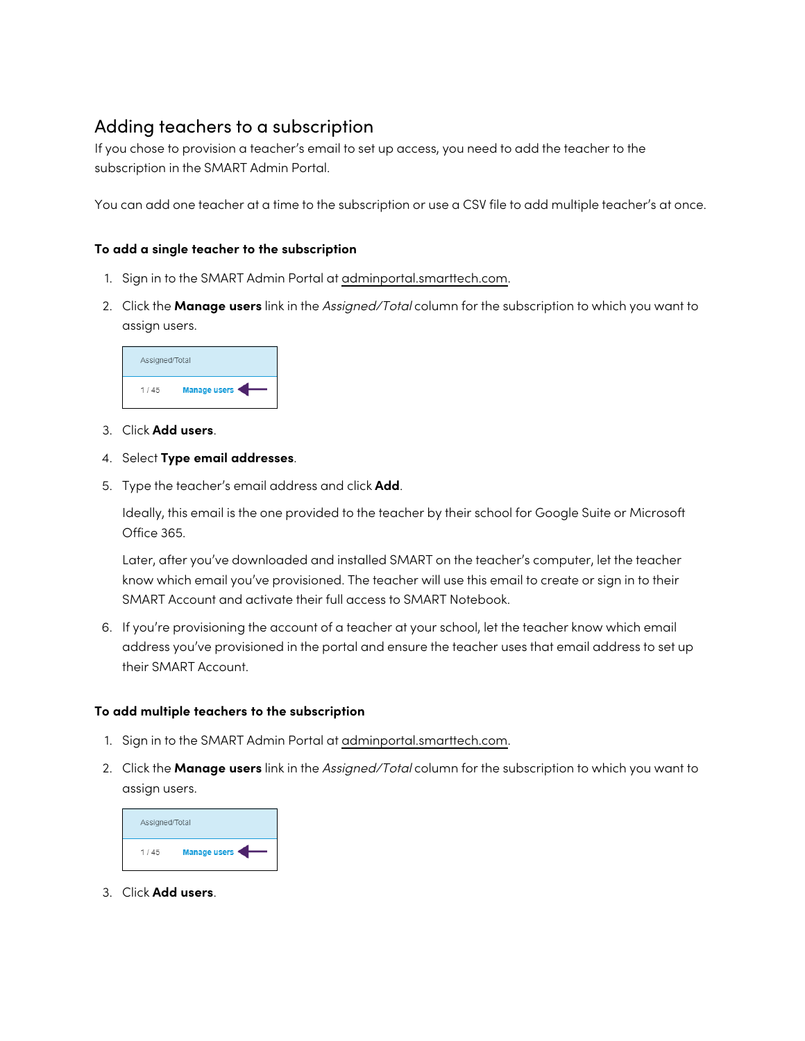## Adding teachers to a subscription

If you chose to provision a teacher's email to set up access, you need to add the teacher to the subscription in the SMART Admin Portal.

You can add one teacher at a time to the subscription or use a CSV file to add multiple teacher's at once.

### To add a single teacher to the subscription

1. Sign in to the SMART Admin Portal at adminportal.smarttech.com.
2. Click the **Manage users** link in the *Assigned/Total* column for the subscription to which you want to assign users.
3. Click **Add users**.
4. Select **Type email addresses**.
5. Type the teacher's email address and click **Add**.

   Ideally, this email is the one provided to the teacher by their school for Google Suite or Microsoft Office 365.

   Later, after you've downloaded and installed SMART on the teacher's computer, let the teacher know which email you've provisioned. The teacher will use this email to create or sign in to their SMART Account and activate their full access to SMART Notebook.
6. If you're provisioning the account of a teacher at your school, let the teacher know which email address you've provisioned in the portal and ensure the teacher uses that email address to set up their SMART Account.

### To add multiple teachers to the subscription

1. Sign in to the SMART Admin Portal at adminportal.smarttech.com.
2. Click the **Manage users** link in the *Assigned/Total* column for the subscription to which you want to assign users.
3. Click **Add users**.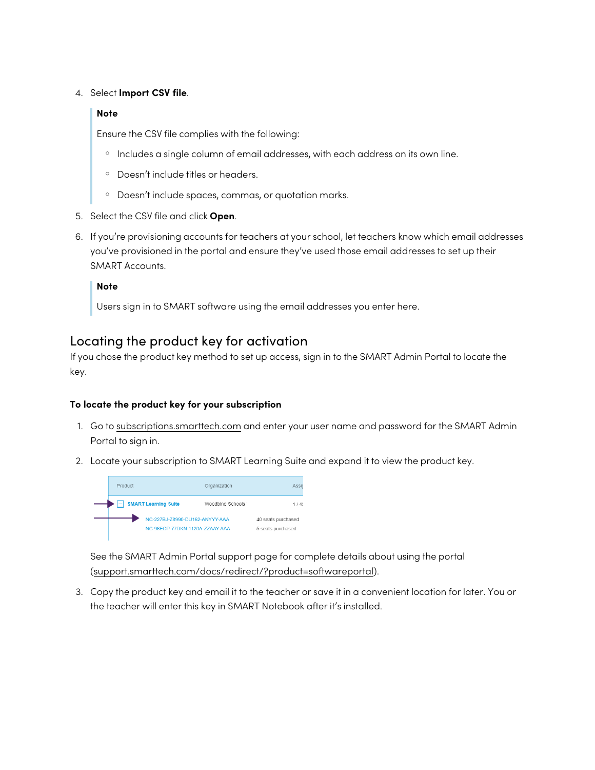4. Select **Import CSV file**.

   > **Note**
   >
   > Ensure the CSV file complies with the following:
   >
   > - Includes a single column of email addresses, with each address on its own line.
   > - Doesn't include titles or headers.
   > - Doesn't include spaces, commas, or quotation marks.

5. Select the CSV file and click **Open**.

6. If you're provisioning accounts for teachers at your school, let teachers know which email addresses you've provisioned in the portal and ensure they've used those email addresses to set up their SMART Accounts.

   > **Note**
   >
   > Users sign in to SMART software using the email addresses you enter here.

## Locating the product key for activation

If you chose the product key method to set up access, sign in to the SMART Admin Portal to locate the key.

**To locate the product key for your subscription**

1. Go to subscriptions.smarttech.com and enter your user name and password for the SMART Admin Portal to sign in.

2. Locate your subscription to SMART Learning Suite and expand it to view the product key.

   | Product | Organization | Assig |
   | --- | --- | --- |
   | SMART Learning Suite | Woodbine Schools | 1 / 4 |
   | NC-227BJ-Z8990-DU162-ANYYY-AAA | 40 seats purchased | |
   | NC-96ECP-77DKN-1120A-ZZAAY-AAA | 5 seats purchased | |

   See the SMART Admin Portal support page for complete details about using the portal (support.smarttech.com/docs/redirect/?product=softwareportal).

3. Copy the product key and email it to the teacher or save it in a convenient location for later. You or the teacher will enter this key in SMART Notebook after it's installed.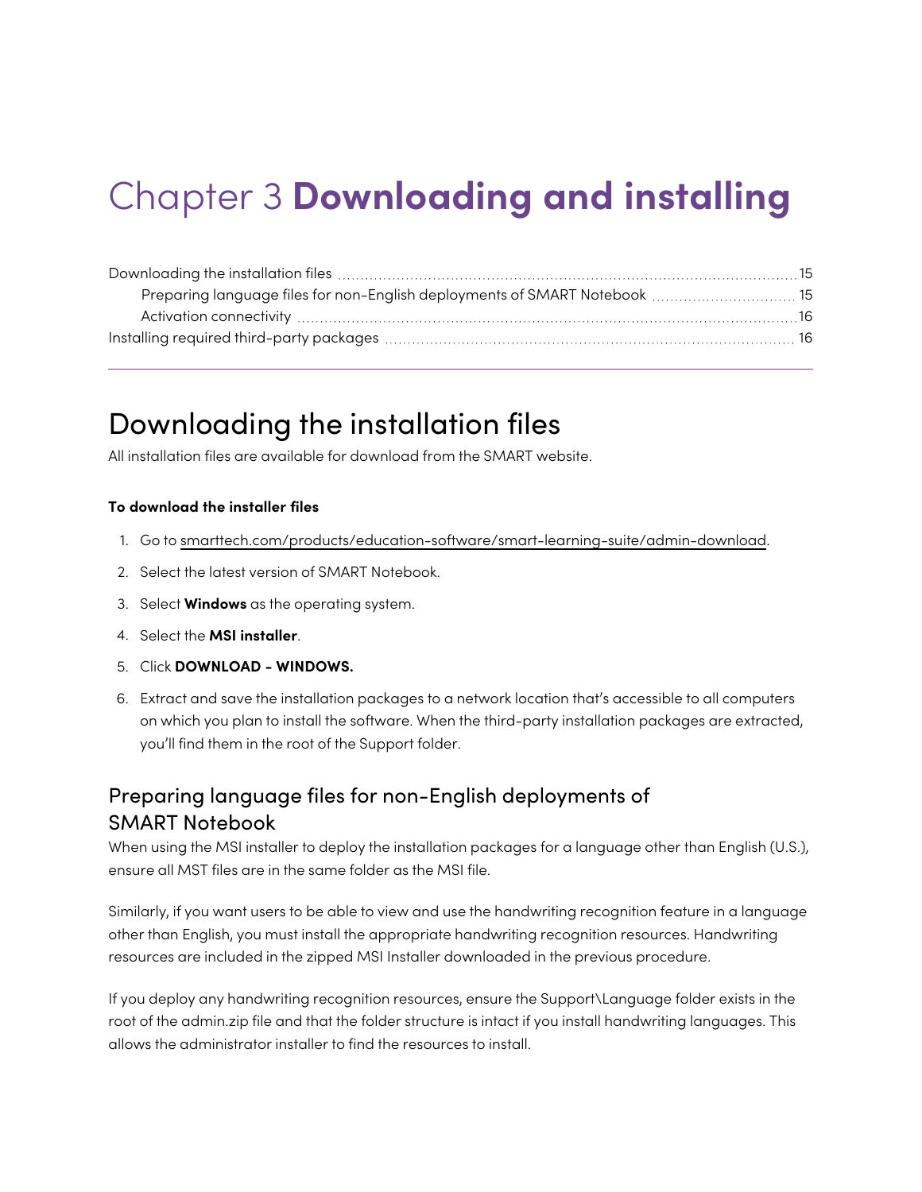# Chapter 3 **Downloading and installing**

Downloading the installation files ........ 15
  Preparing language files for non-English deployments of SMART Notebook ........ 15
  Activation connectivity ........ 16
Installing required third-party packages ........ 16

---

## Downloading the installation files

All installation files are available for download from the SMART website.

**To download the installer files**

1. Go to smarttech.com/products/education-software/smart-learning-suite/admin-download.
2. Select the latest version of SMART Notebook.
3. Select **Windows** as the operating system.
4. Select the **MSI installer**.
5. Click **DOWNLOAD - WINDOWS.**
6. Extract and save the installation packages to a network location that's accessible to all computers on which you plan to install the software. When the third-party installation packages are extracted, you'll find them in the root of the Support folder.

### Preparing language files for non-English deployments of SMART Notebook

When using the MSI installer to deploy the installation packages for a language other than English (U.S.), ensure all MST files are in the same folder as the MSI file.

Similarly, if you want users to be able to view and use the handwriting recognition feature in a language other than English, you must install the appropriate handwriting recognition resources. Handwriting resources are included in the zipped MSI Installer downloaded in the previous procedure.

If you deploy any handwriting recognition resources, ensure the Support\Language folder exists in the root of the admin.zip file and that the folder structure is intact if you install handwriting languages. This allows the administrator installer to find the resources to install.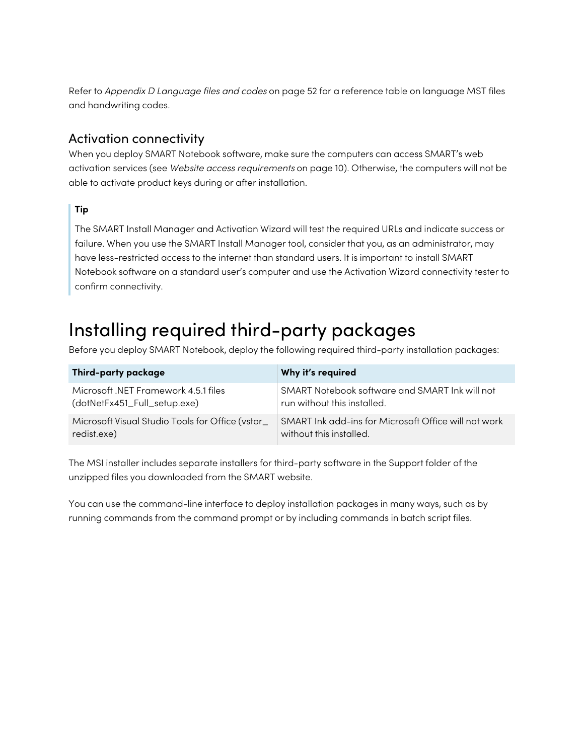Refer to *Appendix D Language files and codes* on page 52 for a reference table on language MST files and handwriting codes.

### Activation connectivity

When you deploy SMART Notebook software, make sure the computers can access SMART's web activation services (see *Website access requirements* on page 10). Otherwise, the computers will not be able to activate product keys during or after installation.

> **Tip**
>
> The SMART Install Manager and Activation Wizard will test the required URLs and indicate success or failure. When you use the SMART Install Manager tool, consider that you, as an administrator, may have less-restricted access to the internet than standard users. It is important to install SMART Notebook software on a standard user's computer and use the Activation Wizard connectivity tester to confirm connectivity.

## Installing required third-party packages

Before you deploy SMART Notebook, deploy the following required third-party installation packages:

| Third-party package | Why it's required |
|---|---|
| Microsoft .NET Framework 4.5.1 files (dotNetFx451_Full_setup.exe) | SMART Notebook software and SMART Ink will not run without this installed. |
| Microsoft Visual Studio Tools for Office (vstor_redist.exe) | SMART Ink add-ins for Microsoft Office will not work without this installed. |

The MSI installer includes separate installers for third-party software in the Support folder of the unzipped files you downloaded from the SMART website.

You can use the command-line interface to deploy installation packages in many ways, such as by running commands from the command prompt or by including commands in batch script files.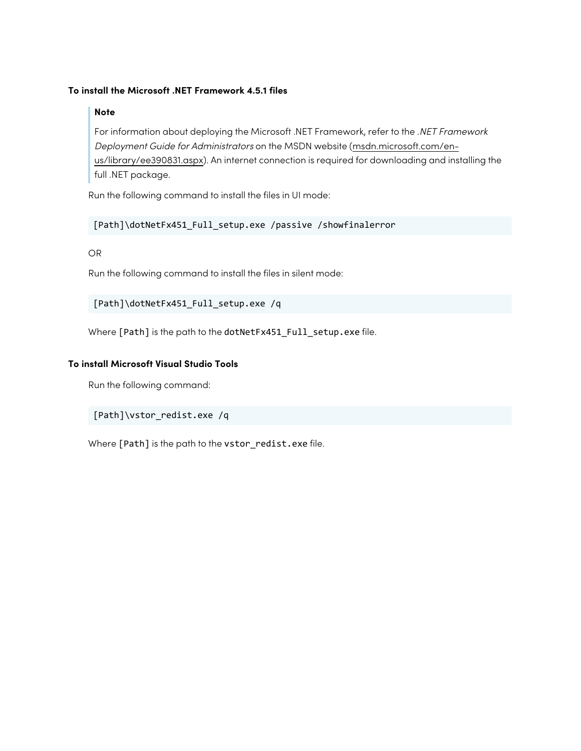#### To install the Microsoft .NET Framework 4.5.1 files

> **Note**
>
> For information about deploying the Microsoft .NET Framework, refer to the *.NET Framework Deployment Guide for Administrators* on the MSDN website (msdn.microsoft.com/en-us/library/ee390831.aspx). An internet connection is required for downloading and installing the full .NET package.

Run the following command to install the files in UI mode:

```
[Path]\dotNetFx451_Full_setup.exe /passive /showfinalerror
```

OR

Run the following command to install the files in silent mode:

```
[Path]\dotNetFx451_Full_setup.exe /q
```

Where `[Path]` is the path to the `dotNetFx451_Full_setup.exe` file.

#### To install Microsoft Visual Studio Tools

Run the following command:

```
[Path]\vstor_redist.exe /q
```

Where `[Path]` is the path to the `vstor_redist.exe` file.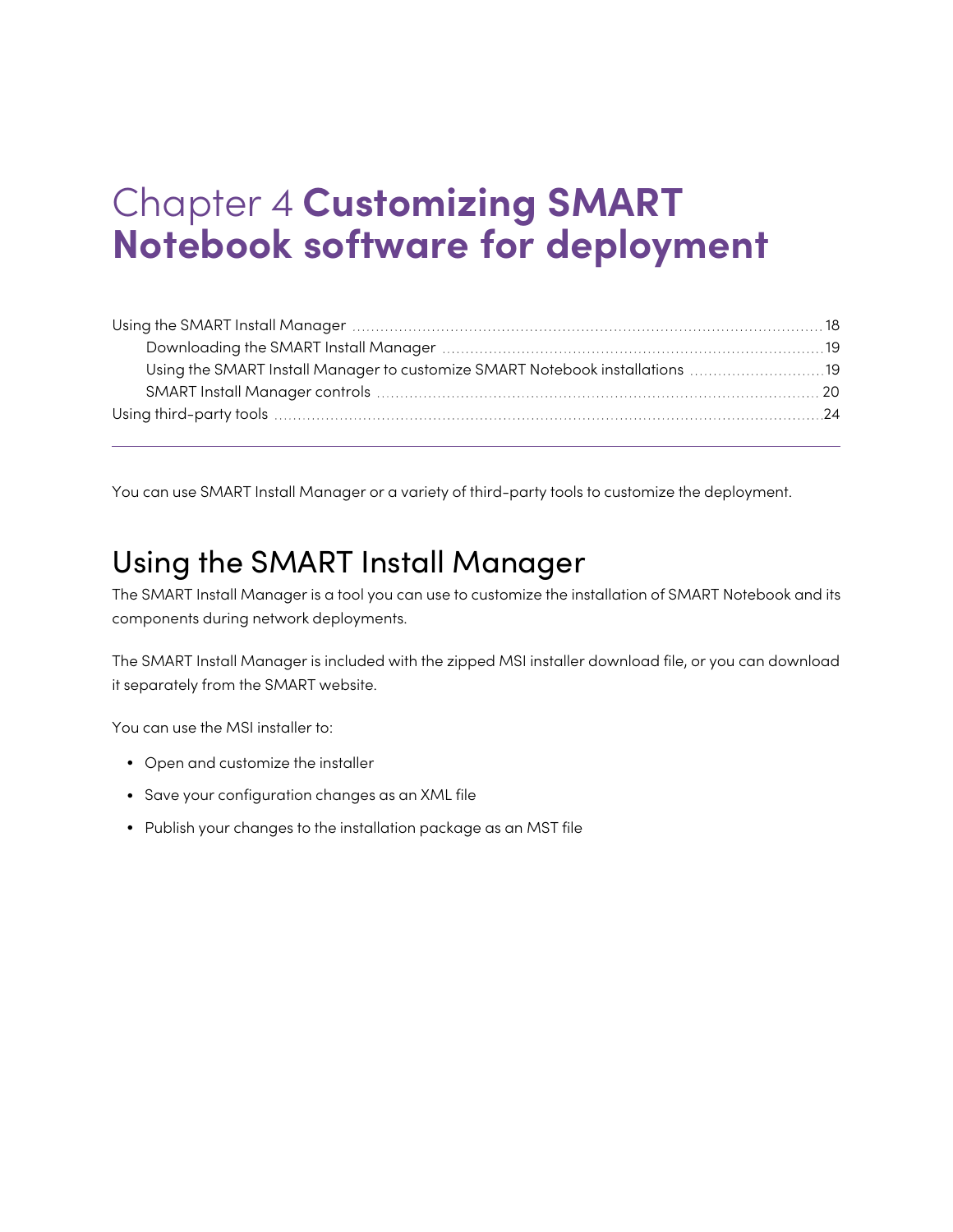# Chapter 4 **Customizing SMART Notebook software for deployment**

Using the SMART Install Manager ..... 18
  Downloading the SMART Install Manager ..... 19
  Using the SMART Install Manager to customize SMART Notebook installations ..... 19
  SMART Install Manager controls ..... 20
Using third-party tools ..... 24

---

You can use SMART Install Manager or a variety of third-party tools to customize the deployment.

## Using the SMART Install Manager

The SMART Install Manager is a tool you can use to customize the installation of SMART Notebook and its components during network deployments.

The SMART Install Manager is included with the zipped MSI installer download file, or you can download it separately from the SMART website.

You can use the MSI installer to:

- Open and customize the installer
- Save your configuration changes as an XML file
- Publish your changes to the installation package as an MST file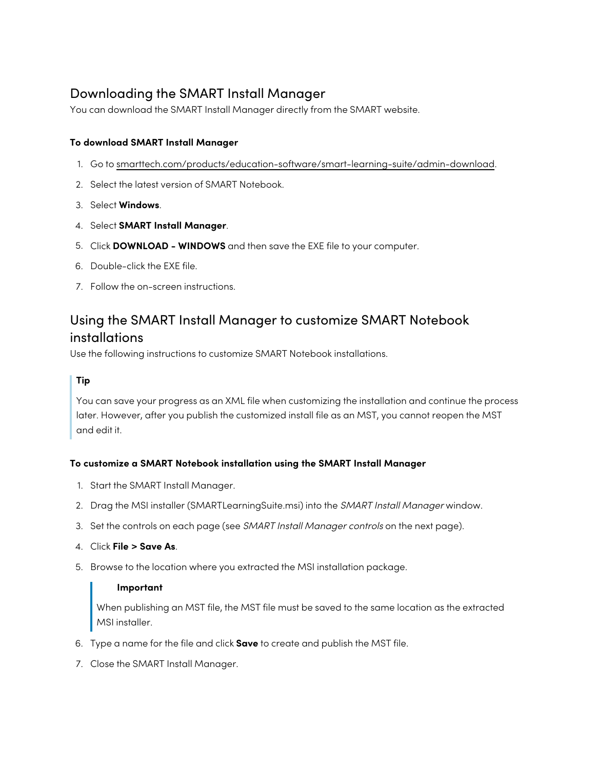## Downloading the SMART Install Manager

You can download the SMART Install Manager directly from the SMART website.

**To download SMART Install Manager**

1. Go to smarttech.com/products/education-software/smart-learning-suite/admin-download.
2. Select the latest version of SMART Notebook.
3. Select **Windows**.
4. Select **SMART Install Manager**.
5. Click **DOWNLOAD - WINDOWS** and then save the EXE file to your computer.
6. Double-click the EXE file.
7. Follow the on-screen instructions.

## Using the SMART Install Manager to customize SMART Notebook installations

Use the following instructions to customize SMART Notebook installations.

> **Tip**
>
> You can save your progress as an XML file when customizing the installation and continue the process later. However, after you publish the customized install file as an MST, you cannot reopen the MST and edit it.

**To customize a SMART Notebook installation using the SMART Install Manager**

1. Start the SMART Install Manager.
2. Drag the MSI installer (SMARTLearningSuite.msi) into the *SMART Install Manager* window.
3. Set the controls on each page (see *SMART Install Manager controls* on the next page).
4. Click **File > Save As**.
5. Browse to the location where you extracted the MSI installation package.

   > **Important**
   >
   > When publishing an MST file, the MST file must be saved to the same location as the extracted MSI installer.

6. Type a name for the file and click **Save** to create and publish the MST file.
7. Close the SMART Install Manager.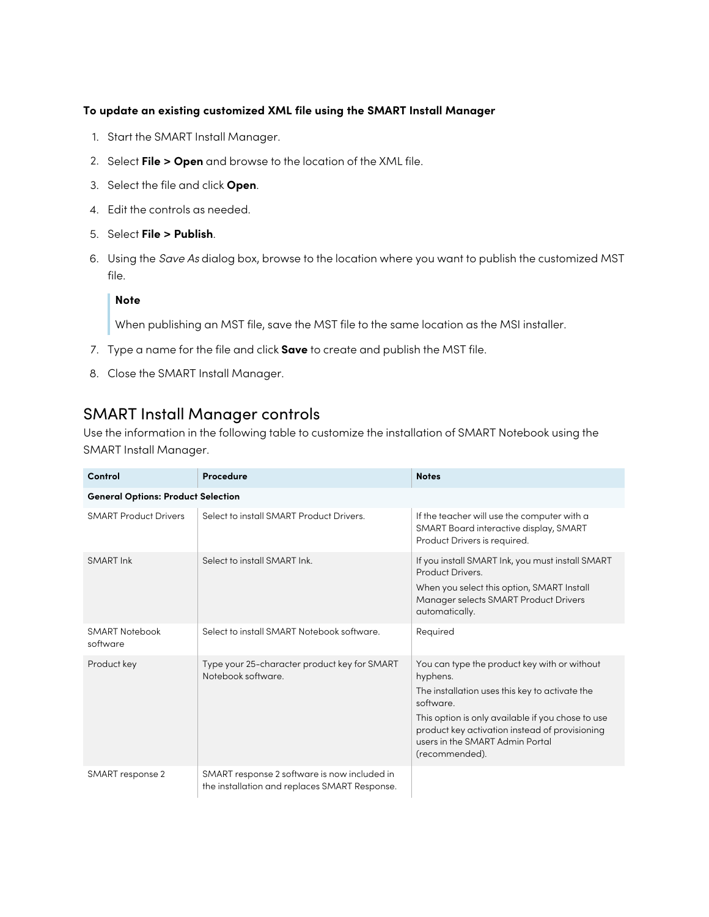**To update an existing customized XML file using the SMART Install Manager**

1. Start the SMART Install Manager.
2. Select **File > Open** and browse to the location of the XML file.
3. Select the file and click **Open**.
4. Edit the controls as needed.
5. Select **File > Publish**.
6. Using the *Save As* dialog box, browse to the location where you want to publish the customized MST file.

   > **Note**
   >
   > When publishing an MST file, save the MST file to the same location as the MSI installer.

7. Type a name for the file and click **Save** to create and publish the MST file.
8. Close the SMART Install Manager.

## SMART Install Manager controls

Use the information in the following table to customize the installation of SMART Notebook using the SMART Install Manager.

| Control | Procedure | Notes |
|---|---|---|
| **General Options: Product Selection** | | |
| SMART Product Drivers | Select to install SMART Product Drivers. | If the teacher will use the computer with a SMART Board interactive display, SMART Product Drivers is required. |
| SMART Ink | Select to install SMART Ink. | If you install SMART Ink, you must install SMART Product Drivers.<br>When you select this option, SMART Install Manager selects SMART Product Drivers automatically. |
| SMART Notebook software | Select to install SMART Notebook software. | Required |
| Product key | Type your 25-character product key for SMART Notebook software. | You can type the product key with or without hyphens.<br>The installation uses this key to activate the software.<br>This option is only available if you chose to use product key activation instead of provisioning users in the SMART Admin Portal (recommended). |
| SMART response 2 | SMART response 2 software is now included in the installation and replaces SMART Response. | |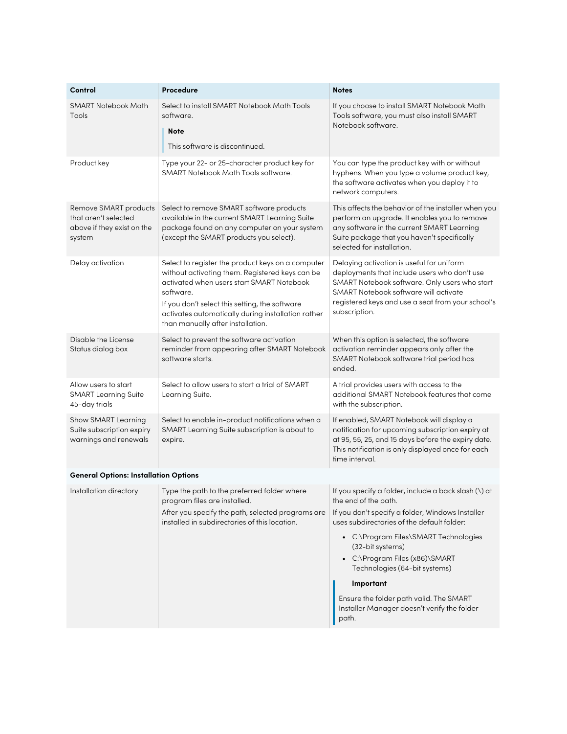| Control | Procedure | Notes |
|---|---|---|
| SMART Notebook Math Tools | Select to install SMART Notebook Math Tools software.<br>**Note**<br>This software is discontinued. | If you choose to install SMART Notebook Math Tools software, you must also install SMART Notebook software. |
| Product key | Type your 22- or 25-character product key for SMART Notebook Math Tools software. | You can type the product key with or without hyphens. When you type a volume product key, the software activates when you deploy it to network computers. |
| Remove SMART products that aren't selected above if they exist on the system | Select to remove SMART software products available in the current SMART Learning Suite package found on any computer on your system (except the SMART products you select). | This affects the behavior of the installer when you perform an upgrade. It enables you to remove any software in the current SMART Learning Suite package that you haven't specifically selected for installation. |
| Delay activation | Select to register the product keys on a computer without activating them. Registered keys can be activated when users start SMART Notebook software.<br>If you don't select this setting, the software activates automatically during installation rather than manually after installation. | Delaying activation is useful for uniform deployments that include users who don't use SMART Notebook software. Only users who start SMART Notebook software will activate registered keys and use a seat from your school's subscription. |
| Disable the License Status dialog box | Select to prevent the software activation reminder from appearing after SMART Notebook software starts. | When this option is selected, the software activation reminder appears only after the SMART Notebook software trial period has ended. |
| Allow users to start SMART Learning Suite 45-day trials | Select to allow users to start a trial of SMART Learning Suite. | A trial provides users with access to the additional SMART Notebook features that come with the subscription. |
| Show SMART Learning Suite subscription expiry warnings and renewals | Select to enable in-product notifications when a SMART Learning Suite subscription is about to expire. | If enabled, SMART Notebook will display a notification for upcoming subscription expiry at at 95, 55, 25, and 15 days before the expiry date. This notification is only displayed once for each time interval. |
| **General Options: Installation Options** | | |
| Installation directory | Type the path to the preferred folder where program files are installed.<br>After you specify the path, selected programs are installed in subdirectories of this location. | If you specify a folder, include a back slash (\) at the end of the path.<br>If you don't specify a folder, Windows Installer uses subdirectories of the default folder:<br>• C:\Program Files\SMART Technologies (32-bit systems)<br>• C:\Program Files (x86)\SMART Technologies (64-bit systems)<br>**Important**<br>Ensure the folder path valid. The SMART Installer Manager doesn't verify the folder path. |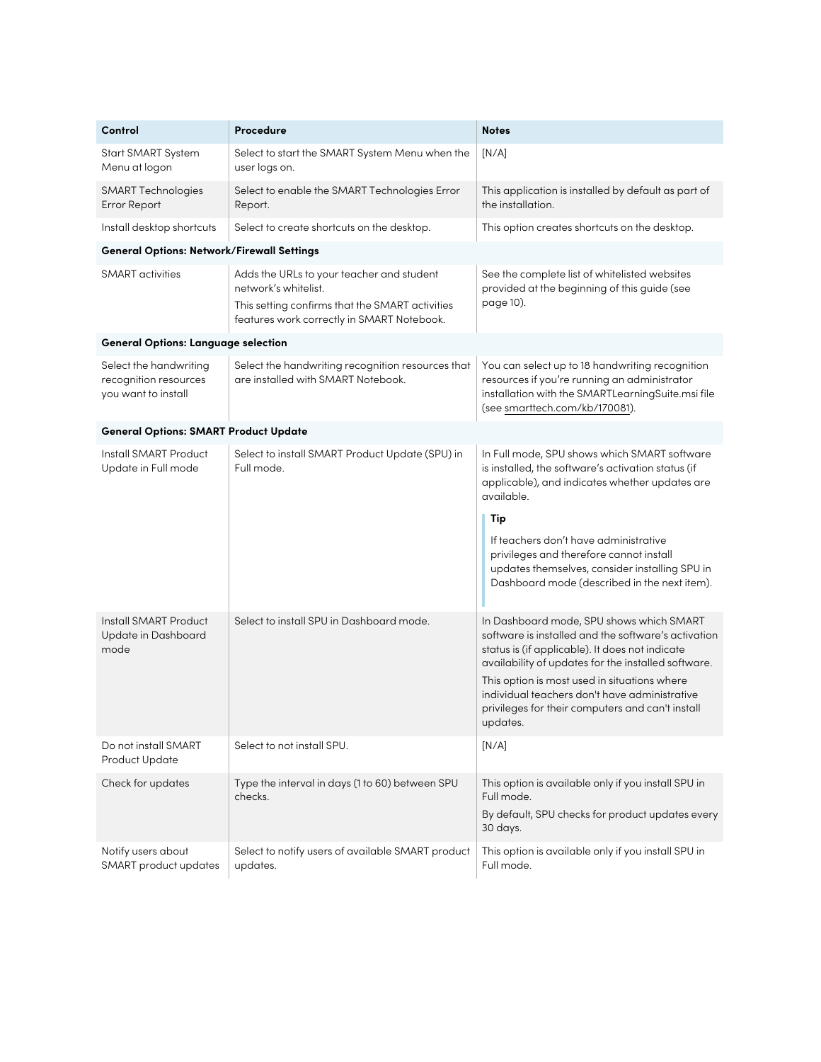| Control | Procedure | Notes |
|---|---|---|
| Start SMART System Menu at logon | Select to start the SMART System Menu when the user logs on. | [N/A] |
| SMART Technologies Error Report | Select to enable the SMART Technologies Error Report. | This application is installed by default as part of the installation. |
| Install desktop shortcuts | Select to create shortcuts on the desktop. | This option creates shortcuts on the desktop. |
| **General Options: Network/Firewall Settings** | | |
| SMART activities | Adds the URLs to your teacher and student network's whitelist. This setting confirms that the SMART activities features work correctly in SMART Notebook. | See the complete list of whitelisted websites provided at the beginning of this guide (see page 10). |
| **General Options: Language selection** | | |
| Select the handwriting recognition resources you want to install | Select the handwriting recognition resources that are installed with SMART Notebook. | You can select up to 18 handwriting recognition resources if you're running an administrator installation with the SMARTLearningSuite.msi file (see smarttech.com/kb/170081). |
| **General Options: SMART Product Update** | | |
| Install SMART Product Update in Full mode | Select to install SMART Product Update (SPU) in Full mode. | In Full mode, SPU shows which SMART software is installed, the software's activation status (if applicable), and indicates whether updates are available. **Tip** If teachers don't have administrative privileges and therefore cannot install updates themselves, consider installing SPU in Dashboard mode (described in the next item). |
| Install SMART Product Update in Dashboard mode | Select to install SPU in Dashboard mode. | In Dashboard mode, SPU shows which SMART software is installed and the software's activation status is (if applicable). It does not indicate availability of updates for the installed software. This option is most used in situations where individual teachers don't have administrative privileges for their computers and can't install updates. |
| Do not install SMART Product Update | Select to not install SPU. | [N/A] |
| Check for updates | Type the interval in days (1 to 60) between SPU checks. | This option is available only if you install SPU in Full mode. By default, SPU checks for product updates every 30 days. |
| Notify users about SMART product updates | Select to notify users of available SMART product updates. | This option is available only if you install SPU in Full mode. |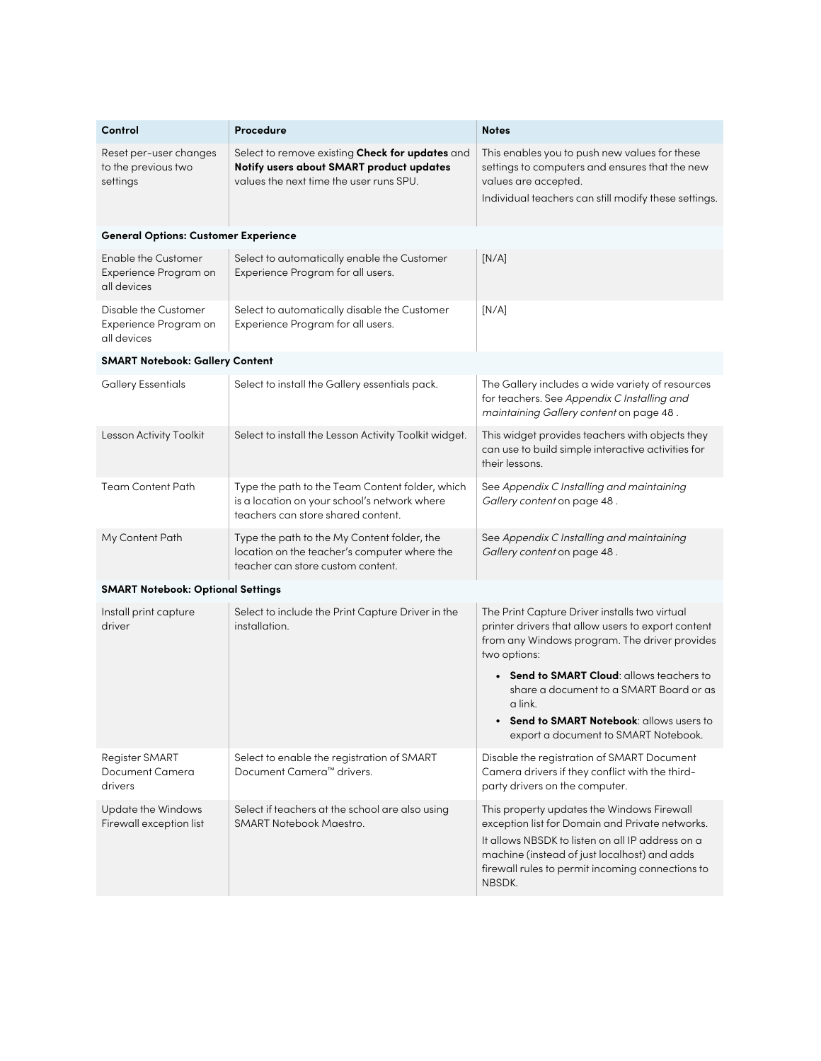| Control | Procedure | Notes |
| --- | --- | --- |
| Reset per-user changes to the previous two settings | Select to remove existing **Check for updates** and **Notify users about SMART product updates** values the next time the user runs SPU. | This enables you to push new values for these settings to computers and ensures that the new values are accepted.<br>Individual teachers can still modify these settings. |
| **General Options: Customer Experience** | | |
| Enable the Customer Experience Program on all devices | Select to automatically enable the Customer Experience Program for all users. | [N/A] |
| Disable the Customer Experience Program on all devices | Select to automatically disable the Customer Experience Program for all users. | [N/A] |
| **SMART Notebook: Gallery Content** | | |
| Gallery Essentials | Select to install the Gallery essentials pack. | The Gallery includes a wide variety of resources for teachers. See *Appendix C Installing and maintaining Gallery content* on page 48 . |
| Lesson Activity Toolkit | Select to install the Lesson Activity Toolkit widget. | This widget provides teachers with objects they can use to build simple interactive activities for their lessons. |
| Team Content Path | Type the path to the Team Content folder, which is a location on your school's network where teachers can store shared content. | See *Appendix C Installing and maintaining Gallery content* on page 48 . |
| My Content Path | Type the path to the My Content folder, the location on the teacher's computer where the teacher can store custom content. | See *Appendix C Installing and maintaining Gallery content* on page 48 . |
| **SMART Notebook: Optional Settings** | | |
| Install print capture driver | Select to include the Print Capture Driver in the installation. | The Print Capture Driver installs two virtual printer drivers that allow users to export content from any Windows program. The driver provides two options:<br>• **Send to SMART Cloud**: allows teachers to share a document to a SMART Board or as a link.<br>• **Send to SMART Notebook**: allows users to export a document to SMART Notebook. |
| Register SMART Document Camera drivers | Select to enable the registration of SMART Document Camera™ drivers. | Disable the registration of SMART Document Camera drivers if they conflict with the third-party drivers on the computer. |
| Update the Windows Firewall exception list | Select if teachers at the school are also using SMART Notebook Maestro. | This property updates the Windows Firewall exception list for Domain and Private networks.<br>It allows NBSDK to listen on all IP address on a machine (instead of just localhost) and adds firewall rules to permit incoming connections to NBSDK. |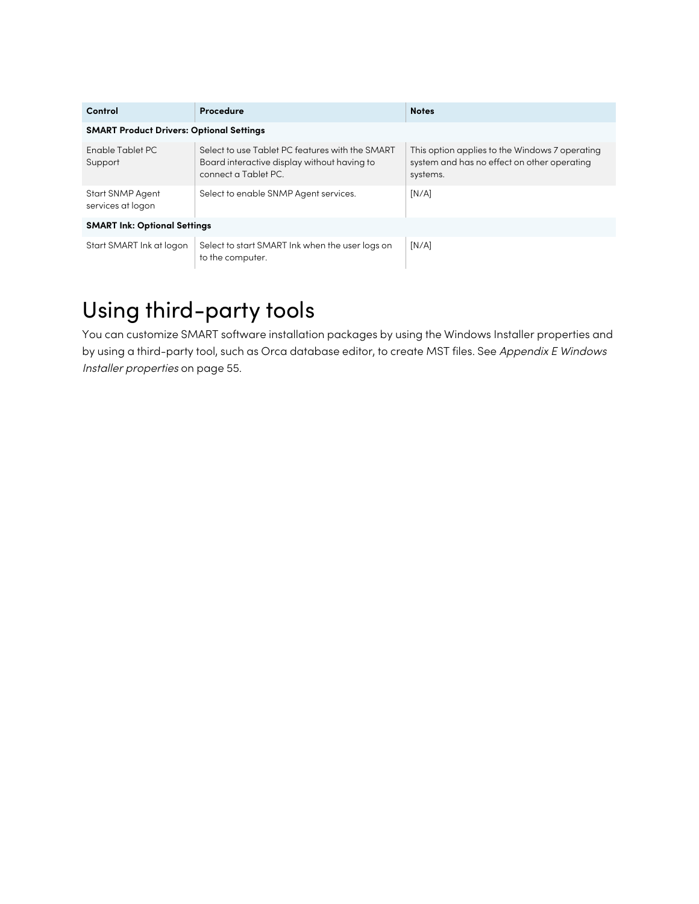| Control | Procedure | Notes |
| --- | --- | --- |
| **SMART Product Drivers: Optional Settings** | | |
| Enable Tablet PC Support | Select to use Tablet PC features with the SMART Board interactive display without having to connect a Tablet PC. | This option applies to the Windows 7 operating system and has no effect on other operating systems. |
| Start SNMP Agent services at logon | Select to enable SNMP Agent services. | [N/A] |
| **SMART Ink: Optional Settings** | | |
| Start SMART Ink at logon | Select to start SMART Ink when the user logs on to the computer. | [N/A] |

# Using third-party tools

You can customize SMART software installation packages by using the Windows Installer properties and by using a third-party tool, such as Orca database editor, to create MST files. See *Appendix E Windows Installer properties* on page 55.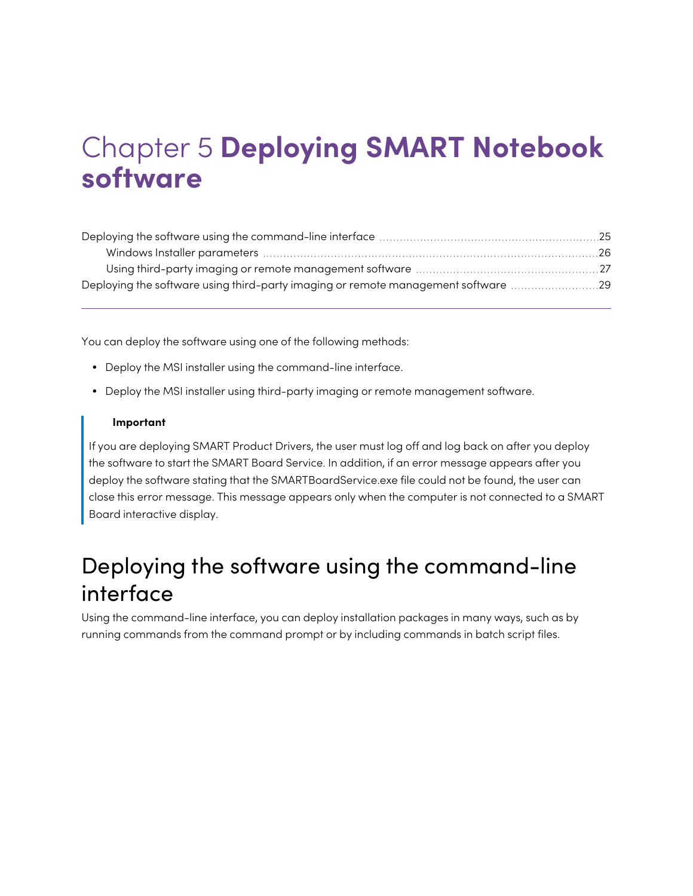# Chapter 5 **Deploying SMART Notebook software**

Deploying the software using the command-line interface ....... 25
    Windows Installer parameters ....... 26
    Using third-party imaging or remote management software ....... 27
Deploying the software using third-party imaging or remote management software ....... 29

---

You can deploy the software using one of the following methods:

- Deploy the MSI installer using the command-line interface.
- Deploy the MSI installer using third-party imaging or remote management software.

> **Important**
>
> If you are deploying SMART Product Drivers, the user must log off and log back on after you deploy the software to start the SMART Board Service. In addition, if an error message appears after you deploy the software stating that the SMARTBoardService.exe file could not be found, the user can close this error message. This message appears only when the computer is not connected to a SMART Board interactive display.

## Deploying the software using the command-line interface

Using the command-line interface, you can deploy installation packages in many ways, such as by running commands from the command prompt or by including commands in batch script files.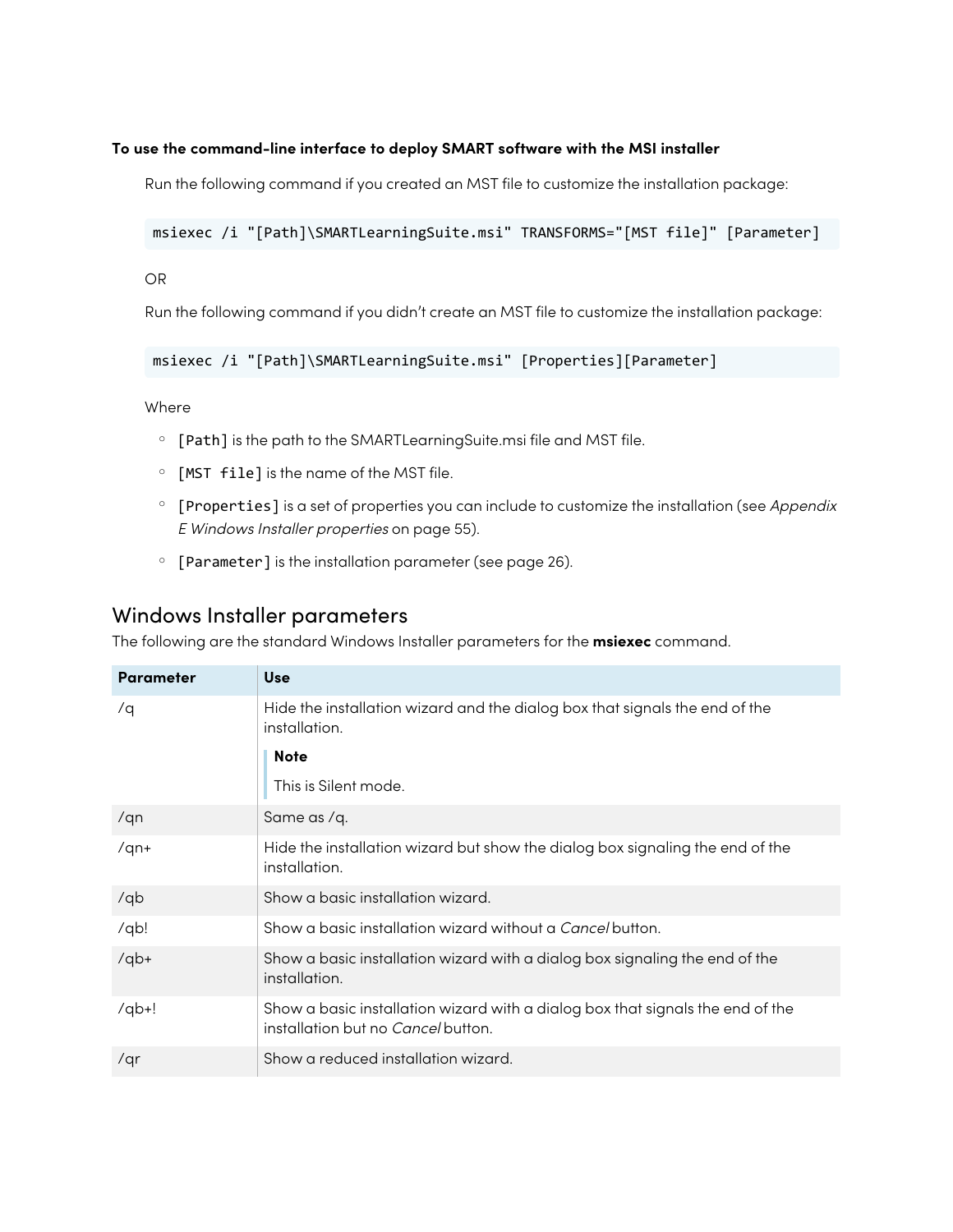**To use the command-line interface to deploy SMART software with the MSI installer**

Run the following command if you created an MST file to customize the installation package:

```
msiexec /i "[Path]\SMARTLearningSuite.msi" TRANSFORMS="[MST file]" [Parameter]
```

OR

Run the following command if you didn't create an MST file to customize the installation package:

```
msiexec /i "[Path]\SMARTLearningSuite.msi" [Properties][Parameter]
```

Where

- `[Path]` is the path to the SMARTLearningSuite.msi file and MST file.
- `[MST file]` is the name of the MST file.
- `[Properties]` is a set of properties you can include to customize the installation (see *Appendix E Windows Installer properties* on page 55).
- `[Parameter]` is the installation parameter (see page 26).

## Windows Installer parameters

The following are the standard Windows Installer parameters for the **msiexec** command.

| Parameter | Use |
|---|---|
| /q | Hide the installation wizard and the dialog box that signals the end of the installation.<br><br>**Note**<br><br>This is Silent mode. |
| /qn | Same as /q. |
| /qn+ | Hide the installation wizard but show the dialog box signaling the end of the installation. |
| /qb | Show a basic installation wizard. |
| /qb! | Show a basic installation wizard without a *Cancel* button. |
| /qb+ | Show a basic installation wizard with a dialog box signaling the end of the installation. |
| /qb+! | Show a basic installation wizard with a dialog box that signals the end of the installation but no *Cancel* button. |
| /qr | Show a reduced installation wizard. |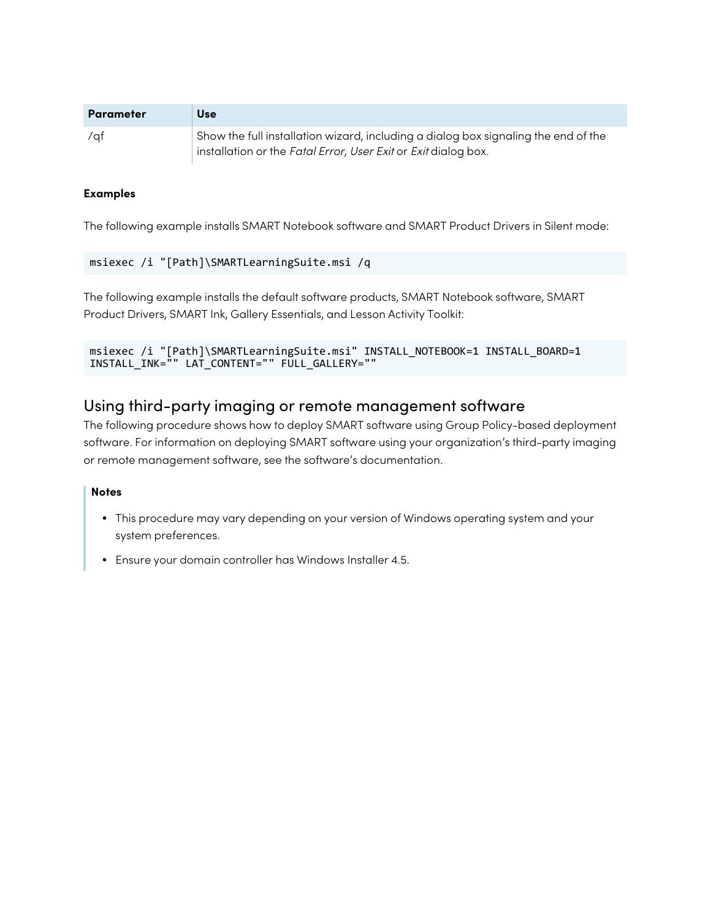| Parameter | Use |
| --- | --- |
| /qf | Show the full installation wizard, including a dialog box signaling the end of the installation or the *Fatal Error*, *User Exit* or *Exit* dialog box. |

**Examples**

The following example installs SMART Notebook software and SMART Product Drivers in Silent mode:

```
msiexec /i "[Path]\SMARTLearningSuite.msi /q
```

The following example installs the default software products, SMART Notebook software, SMART Product Drivers, SMART Ink, Gallery Essentials, and Lesson Activity Toolkit:

```
msiexec /i "[Path]\SMARTLearningSuite.msi" INSTALL_NOTEBOOK=1 INSTALL_BOARD=1
INSTALL_INK="" LAT_CONTENT="" FULL_GALLERY=""
```

## Using third-party imaging or remote management software

The following procedure shows how to deploy SMART software using Group Policy-based deployment software. For information on deploying SMART software using your organization's third-party imaging or remote management software, see the software's documentation.

**Notes**

- This procedure may vary depending on your version of Windows operating system and your system preferences.
- Ensure your domain controller has Windows Installer 4.5.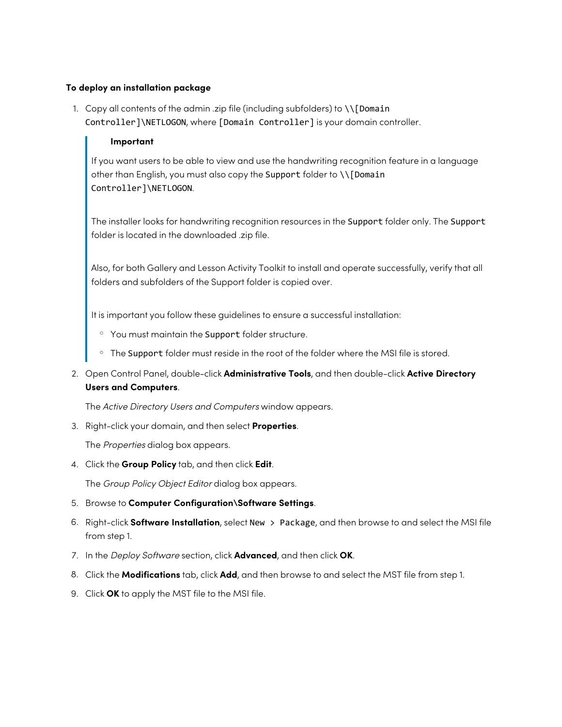**To deploy an installation package**

1. Copy all contents of the admin .zip file (including subfolders) to `\\[Domain Controller]\NETLOGON`, where `[Domain Controller]` is your domain controller.

   > **Important**
   >
   > If you want users to be able to view and use the handwriting recognition feature in a language other than English, you must also copy the `Support` folder to `\\[Domain Controller]\NETLOGON`.
   >
   > The installer looks for handwriting recognition resources in the `Support` folder only. The `Support` folder is located in the downloaded .zip file.
   >
   > Also, for both Gallery and Lesson Activity Toolkit to install and operate successfully, verify that all folders and subfolders of the Support folder is copied over.
   >
   > It is important you follow these guidelines to ensure a successful installation:
   >
   > - You must maintain the `Support` folder structure.
   > - The `Support` folder must reside in the root of the folder where the MSI file is stored.

2. Open Control Panel, double-click **Administrative Tools**, and then double-click **Active Directory Users and Computers**.

   The *Active Directory Users and Computers* window appears.

3. Right-click your domain, and then select **Properties**.

   The *Properties* dialog box appears.

4. Click the **Group Policy** tab, and then click **Edit**.

   The *Group Policy Object Editor* dialog box appears.

5. Browse to **Computer Configuration\Software Settings**.

6. Right-click **Software Installation**, select `New > Package`, and then browse to and select the MSI file from step 1.

7. In the *Deploy Software* section, click **Advanced**, and then click **OK**.

8. Click the **Modifications** tab, click **Add**, and then browse to and select the MST file from step 1.

9. Click **OK** to apply the MST file to the MSI file.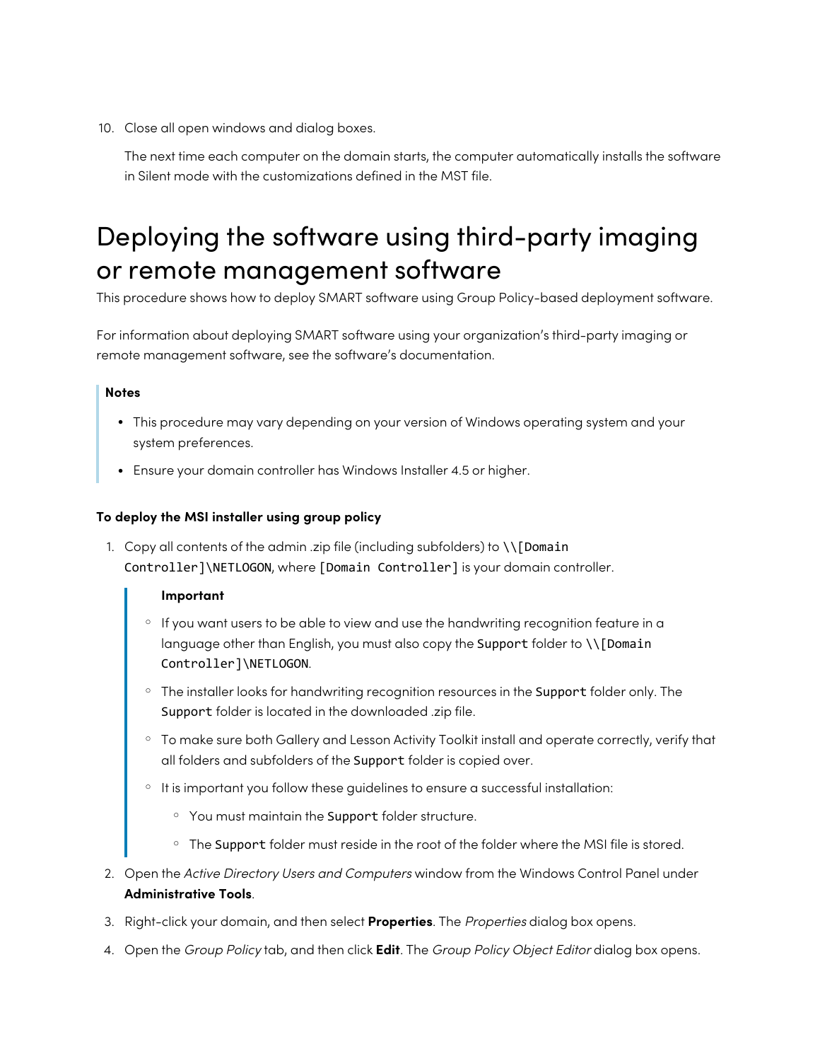10. Close all open windows and dialog boxes.

    The next time each computer on the domain starts, the computer automatically installs the software in Silent mode with the customizations defined in the MST file.

# Deploying the software using third-party imaging or remote management software

This procedure shows how to deploy SMART software using Group Policy-based deployment software.

For information about deploying SMART software using your organization's third-party imaging or remote management software, see the software's documentation.

> **Notes**
>
> - This procedure may vary depending on your version of Windows operating system and your system preferences.
> - Ensure your domain controller has Windows Installer 4.5 or higher.

**To deploy the MSI installer using group policy**

1. Copy all contents of the admin .zip file (including subfolders) to `\\[Domain Controller]\NETLOGON`, where `[Domain Controller]` is your domain controller.

    > **Important**
    >
    > - If you want users to be able to view and use the handwriting recognition feature in a language other than English, you must also copy the `Support` folder to `\\[Domain Controller]\NETLOGON`.
    > - The installer looks for handwriting recognition resources in the `Support` folder only. The `Support` folder is located in the downloaded .zip file.
    > - To make sure both Gallery and Lesson Activity Toolkit install and operate correctly, verify that all folders and subfolders of the `Support` folder is copied over.
    > - It is important you follow these guidelines to ensure a successful installation:
    >     - You must maintain the `Support` folder structure.
    >     - The `Support` folder must reside in the root of the folder where the MSI file is stored.

2. Open the *Active Directory Users and Computers* window from the Windows Control Panel under **Administrative Tools**.
3. Right-click your domain, and then select **Properties**. The *Properties* dialog box opens.
4. Open the *Group Policy* tab, and then click **Edit**. The *Group Policy Object Editor* dialog box opens.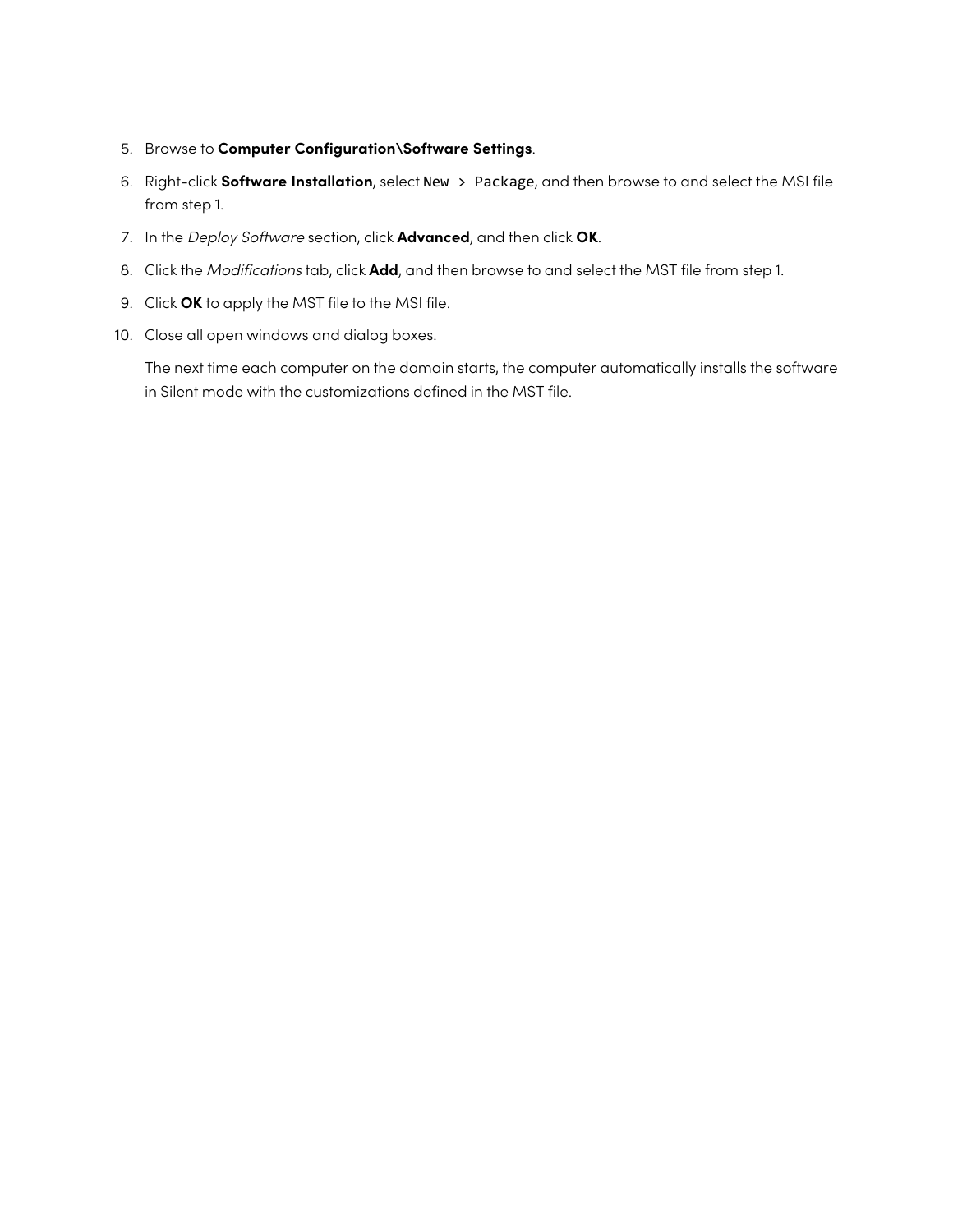5. Browse to **Computer Configuration\Software Settings**.
6. Right-click **Software Installation**, select `New > Package`, and then browse to and select the MSI file from step 1.
7. In the *Deploy Software* section, click **Advanced**, and then click **OK**.
8. Click the *Modifications* tab, click **Add**, and then browse to and select the MST file from step 1.
9. Click **OK** to apply the MST file to the MSI file.
10. Close all open windows and dialog boxes.

    The next time each computer on the domain starts, the computer automatically installs the software in Silent mode with the customizations defined in the MST file.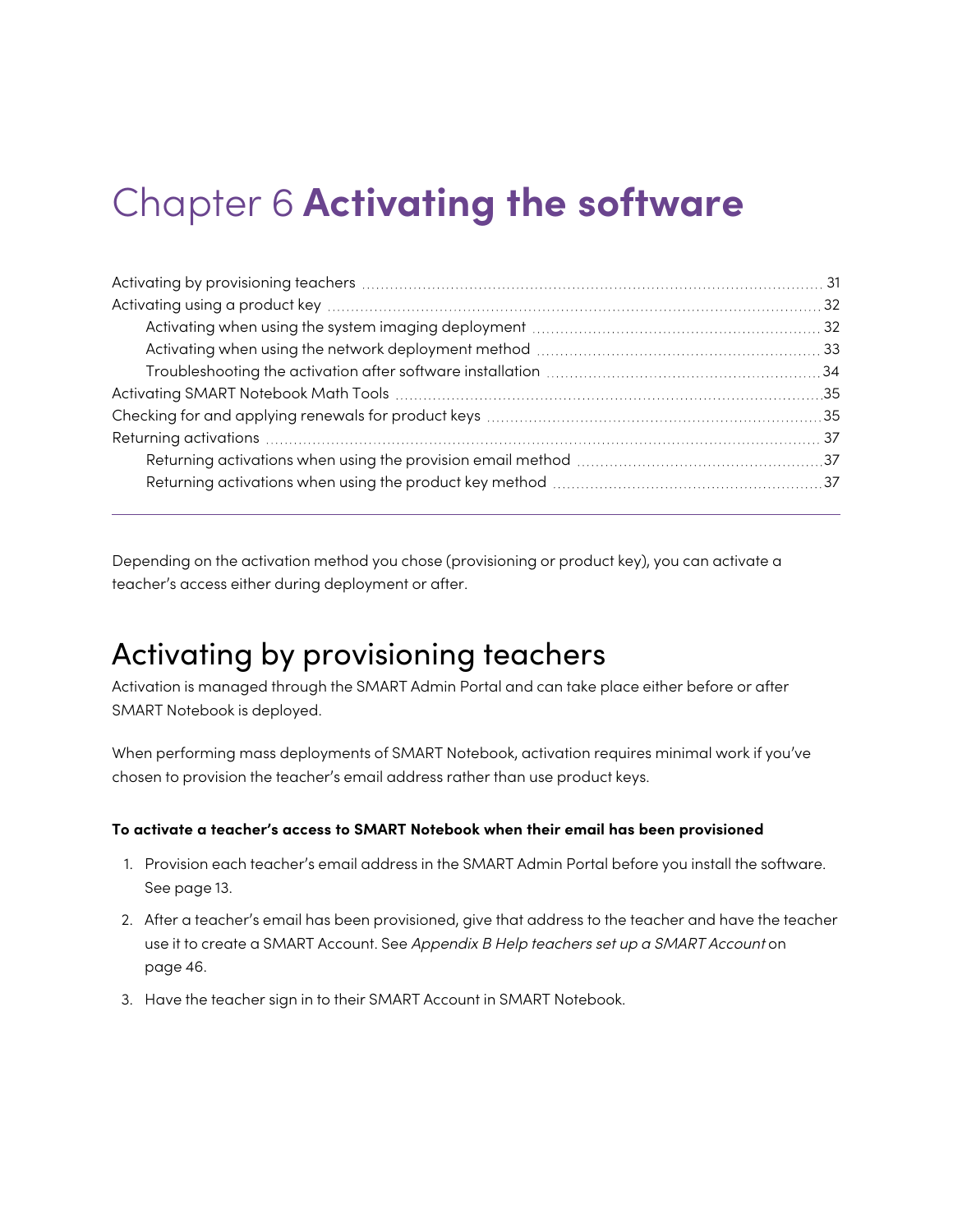# Chapter 6 **Activating the software**

Activating by provisioning teachers ..... 31
Activating using a product key ..... 32
    Activating when using the system imaging deployment ..... 32
    Activating when using the network deployment method ..... 33
    Troubleshooting the activation after software installation ..... 34
Activating SMART Notebook Math Tools ..... 35
Checking for and applying renewals for product keys ..... 35
Returning activations ..... 37
    Returning activations when using the provision email method ..... 37
    Returning activations when using the product key method ..... 37

---

Depending on the activation method you chose (provisioning or product key), you can activate a teacher's access either during deployment or after.

## Activating by provisioning teachers

Activation is managed through the SMART Admin Portal and can take place either before or after SMART Notebook is deployed.

When performing mass deployments of SMART Notebook, activation requires minimal work if you've chosen to provision the teacher's email address rather than use product keys.

**To activate a teacher's access to SMART Notebook when their email has been provisioned**

1. Provision each teacher's email address in the SMART Admin Portal before you install the software. See page 13.
2. After a teacher's email has been provisioned, give that address to the teacher and have the teacher use it to create a SMART Account. See *Appendix B Help teachers set up a SMART Account* on page 46.
3. Have the teacher sign in to their SMART Account in SMART Notebook.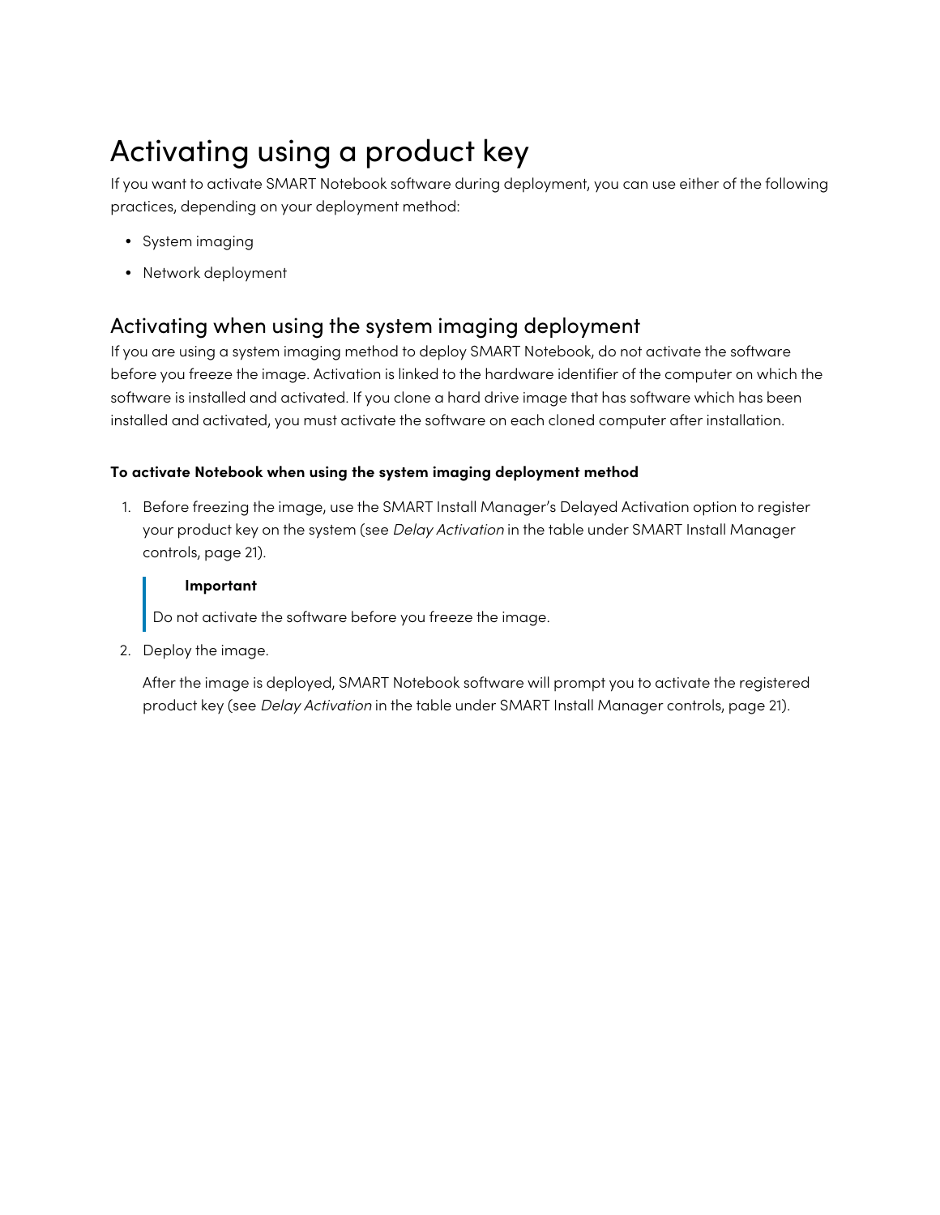# Activating using a product key

If you want to activate SMART Notebook software during deployment, you can use either of the following practices, depending on your deployment method:

- System imaging
- Network deployment

## Activating when using the system imaging deployment

If you are using a system imaging method to deploy SMART Notebook, do not activate the software before you freeze the image. Activation is linked to the hardware identifier of the computer on which the software is installed and activated. If you clone a hard drive image that has software which has been installed and activated, you must activate the software on each cloned computer after installation.

**To activate Notebook when using the system imaging deployment method**

1. Before freezing the image, use the SMART Install Manager's Delayed Activation option to register your product key on the system (see *Delay Activation* in the table under SMART Install Manager controls, page 21).

   > **Important**
   >
   > Do not activate the software before you freeze the image.

2. Deploy the image.

   After the image is deployed, SMART Notebook software will prompt you to activate the registered product key (see *Delay Activation* in the table under SMART Install Manager controls, page 21).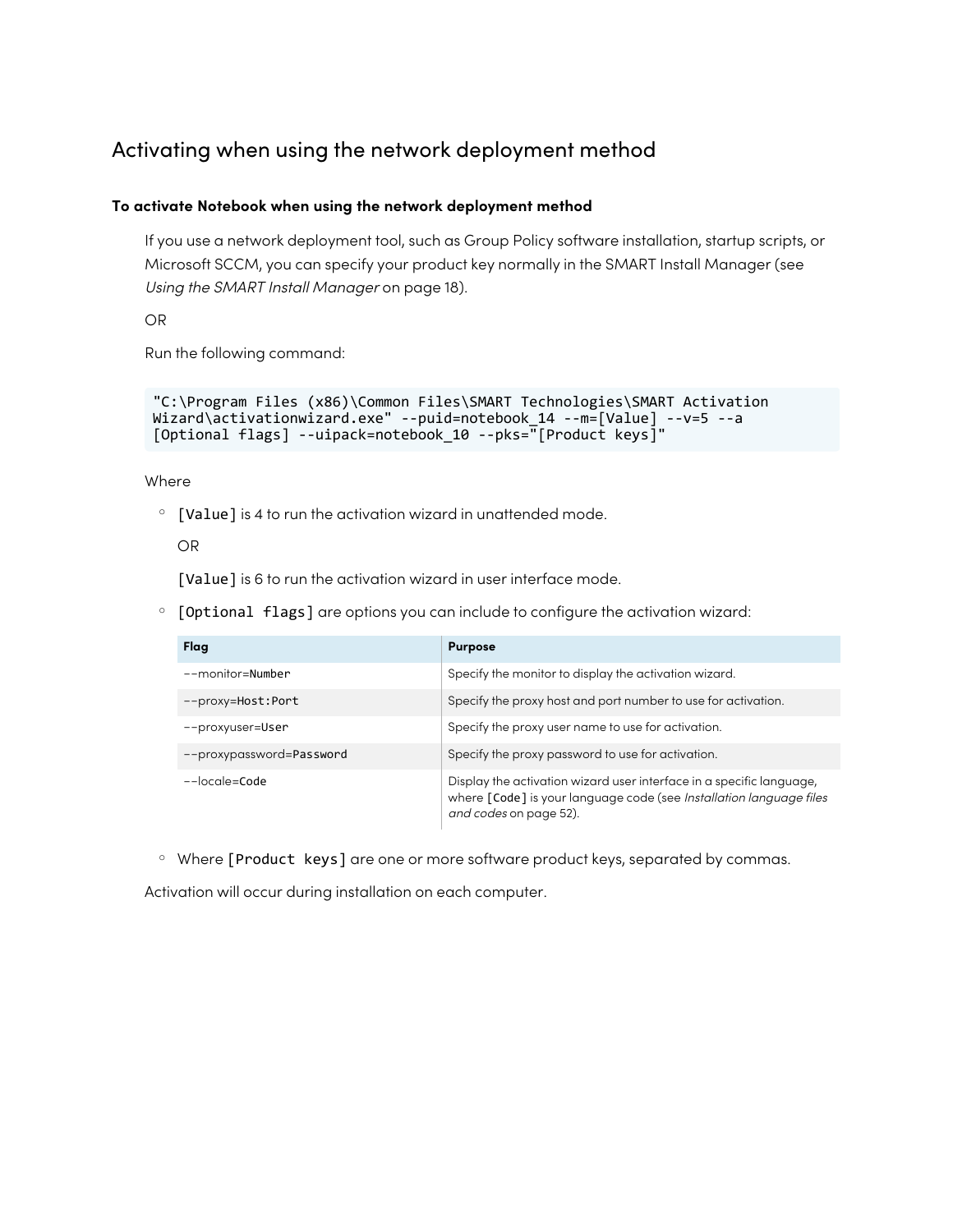## Activating when using the network deployment method

**To activate Notebook when using the network deployment method**

If you use a network deployment tool, such as Group Policy software installation, startup scripts, or Microsoft SCCM, you can specify your product key normally in the SMART Install Manager (see *Using the SMART Install Manager* on page 18).

OR

Run the following command:

```
"C:\Program Files (x86)\Common Files\SMART Technologies\SMART Activation
Wizard\activationwizard.exe" --puid=notebook_14 --m=[Value] --v=5 --a
[Optional flags] --uipack=notebook_10 --pks="[Product keys]"
```

Where

- `[Value]` is 4 to run the activation wizard in unattended mode.

  OR

  `[Value]` is 6 to run the activation wizard in user interface mode.

- `[Optional flags]` are options you can include to configure the activation wizard:

  | Flag | Purpose |
  |---|---|
  | --monitor=Number | Specify the monitor to display the activation wizard. |
  | --proxy=Host:Port | Specify the proxy host and port number to use for activation. |
  | --proxyuser=User | Specify the proxy user name to use for activation. |
  | --proxypassword=Password | Specify the proxy password to use for activation. |
  | --locale=Code | Display the activation wizard user interface in a specific language, where `[Code]` is your language code (see *Installation language files and codes* on page 52). |

- Where `[Product keys]` are one or more software product keys, separated by commas.

Activation will occur during installation on each computer.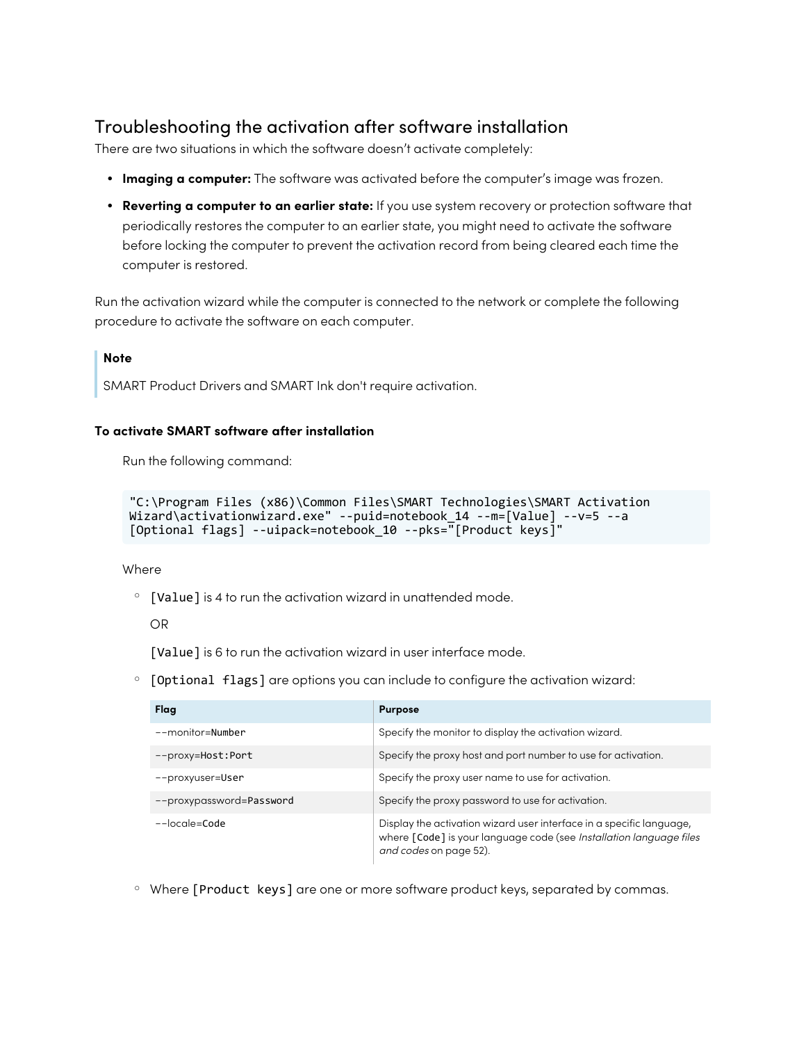## Troubleshooting the activation after software installation

There are two situations in which the software doesn't activate completely:

- **Imaging a computer:** The software was activated before the computer's image was frozen.
- **Reverting a computer to an earlier state:** If you use system recovery or protection software that periodically restores the computer to an earlier state, you might need to activate the software before locking the computer to prevent the activation record from being cleared each time the computer is restored.

Run the activation wizard while the computer is connected to the network or complete the following procedure to activate the software on each computer.

> **Note**
>
> SMART Product Drivers and SMART Ink don't require activation.

#### To activate SMART software after installation

Run the following command:

```
"C:\Program Files (x86)\Common Files\SMART Technologies\SMART Activation
Wizard\activationwizard.exe" --puid=notebook_14 --m=[Value] --v=5 --a
[Optional flags] --uipack=notebook_10 --pks="[Product keys]"
```

Where

- `[Value]` is 4 to run the activation wizard in unattended mode.

  OR

  `[Value]` is 6 to run the activation wizard in user interface mode.

- `[Optional flags]` are options you can include to configure the activation wizard:

| Flag | Purpose |
|---|---|
| --monitor=`Number` | Specify the monitor to display the activation wizard. |
| --proxy=`Host:Port` | Specify the proxy host and port number to use for activation. |
| --proxyuser=`User` | Specify the proxy user name to use for activation. |
| --proxypassword=`Password` | Specify the proxy password to use for activation. |
| --locale=`Code` | Display the activation wizard user interface in a specific language, where `[Code]` is your language code (see *Installation language files and codes* on page 52). |

- Where `[Product keys]` are one or more software product keys, separated by commas.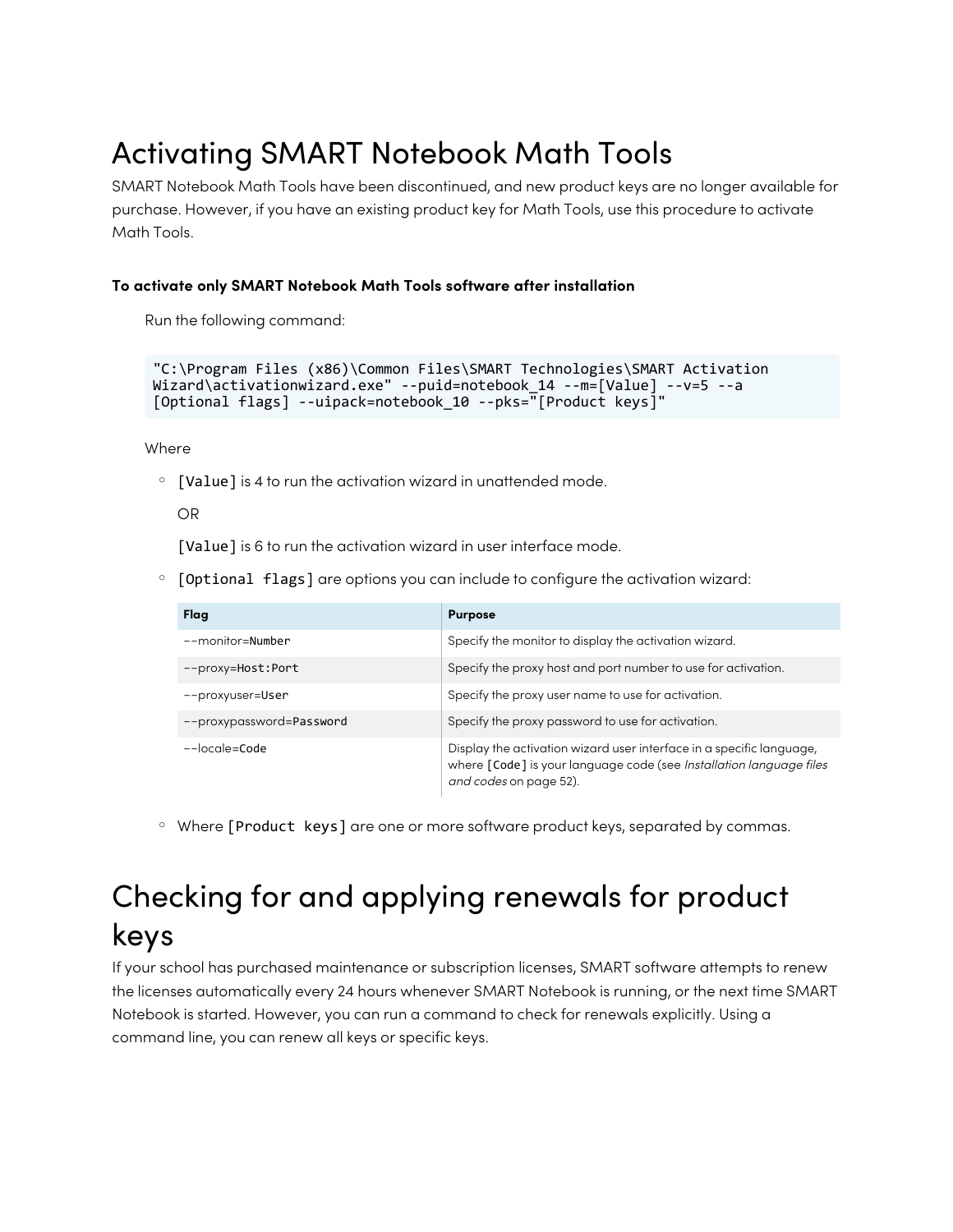# Activating SMART Notebook Math Tools

SMART Notebook Math Tools have been discontinued, and new product keys are no longer available for purchase. However, if you have an existing product key for Math Tools, use this procedure to activate Math Tools.

**To activate only SMART Notebook Math Tools software after installation**

Run the following command:

```
"C:\Program Files (x86)\Common Files\SMART Technologies\SMART Activation
Wizard\activationwizard.exe" --puid=notebook_14 --m=[Value] --v=5 --a
[Optional flags] --uipack=notebook_10 --pks="[Product keys]"
```

Where

- `[Value]` is 4 to run the activation wizard in unattended mode.

  OR

  `[Value]` is 6 to run the activation wizard in user interface mode.

- `[Optional flags]` are options you can include to configure the activation wizard:

| Flag | Purpose |
|---|---|
| --monitor=`Number` | Specify the monitor to display the activation wizard. |
| --proxy=`Host:Port` | Specify the proxy host and port number to use for activation. |
| --proxyuser=`User` | Specify the proxy user name to use for activation. |
| --proxypassword=`Password` | Specify the proxy password to use for activation. |
| --locale=`Code` | Display the activation wizard user interface in a specific language, where `[Code]` is your language code (see *Installation language files and codes* on page 52). |

- Where `[Product keys]` are one or more software product keys, separated by commas.

# Checking for and applying renewals for product keys

If your school has purchased maintenance or subscription licenses, SMART software attempts to renew the licenses automatically every 24 hours whenever SMART Notebook is running, or the next time SMART Notebook is started. However, you can run a command to check for renewals explicitly. Using a command line, you can renew all keys or specific keys.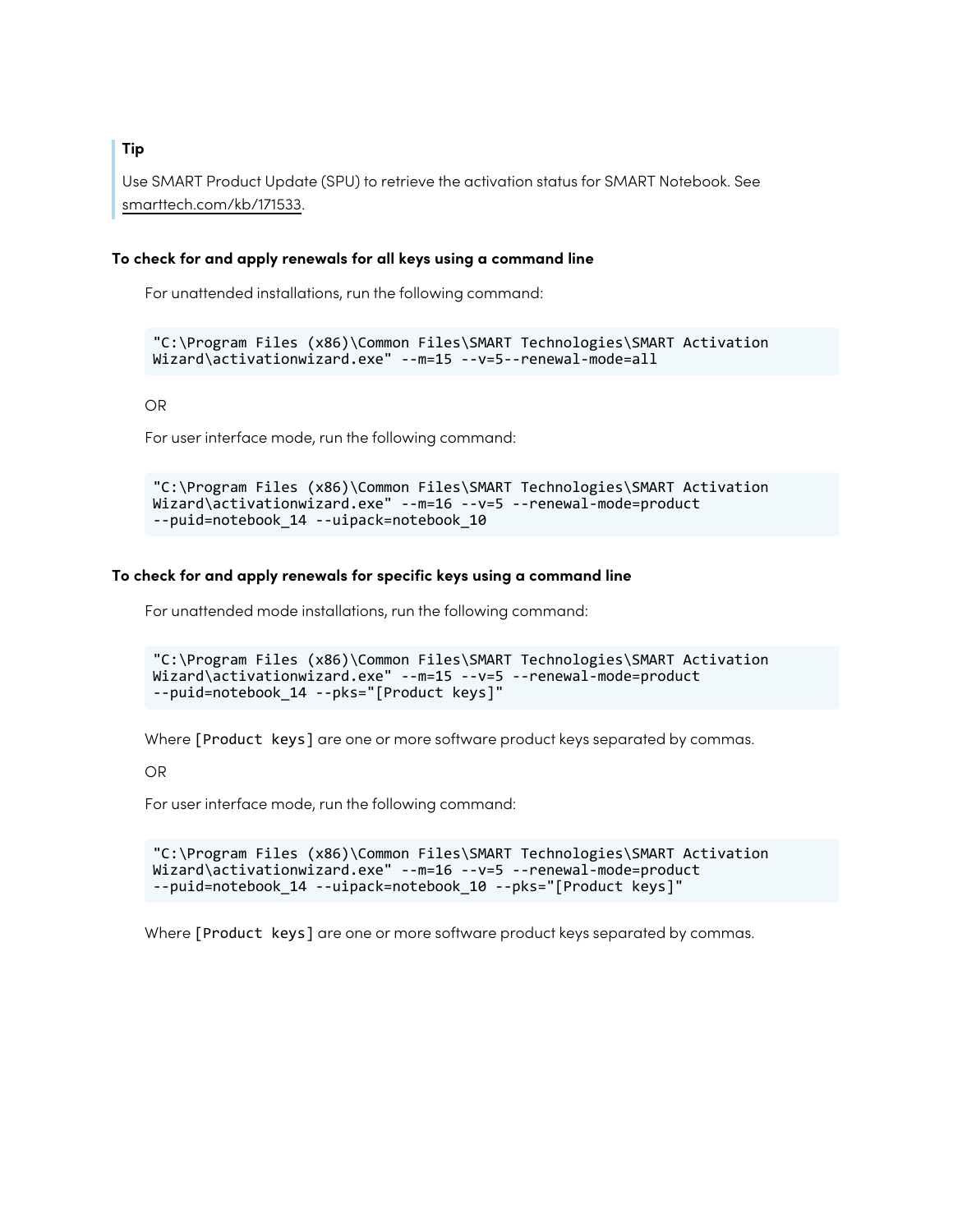> **Tip**
>
> Use SMART Product Update (SPU) to retrieve the activation status for SMART Notebook. See smarttech.com/kb/171533.

**To check for and apply renewals for all keys using a command line**

For unattended installations, run the following command:

```
"C:\Program Files (x86)\Common Files\SMART Technologies\SMART Activation
Wizard\activationwizard.exe" --m=15 --v=5--renewal-mode=all
```

OR

For user interface mode, run the following command:

```
"C:\Program Files (x86)\Common Files\SMART Technologies\SMART Activation
Wizard\activationwizard.exe" --m=16 --v=5 --renewal-mode=product
--puid=notebook_14 --uipack=notebook_10
```

**To check for and apply renewals for specific keys using a command line**

For unattended mode installations, run the following command:

```
"C:\Program Files (x86)\Common Files\SMART Technologies\SMART Activation
Wizard\activationwizard.exe" --m=15 --v=5 --renewal-mode=product
--puid=notebook_14 --pks="[Product keys]"
```

Where `[Product keys]` are one or more software product keys separated by commas.

OR

For user interface mode, run the following command:

```
"C:\Program Files (x86)\Common Files\SMART Technologies\SMART Activation
Wizard\activationwizard.exe" --m=16 --v=5 --renewal-mode=product
--puid=notebook_14 --uipack=notebook_10 --pks="[Product keys]"
```

Where `[Product keys]` are one or more software product keys separated by commas.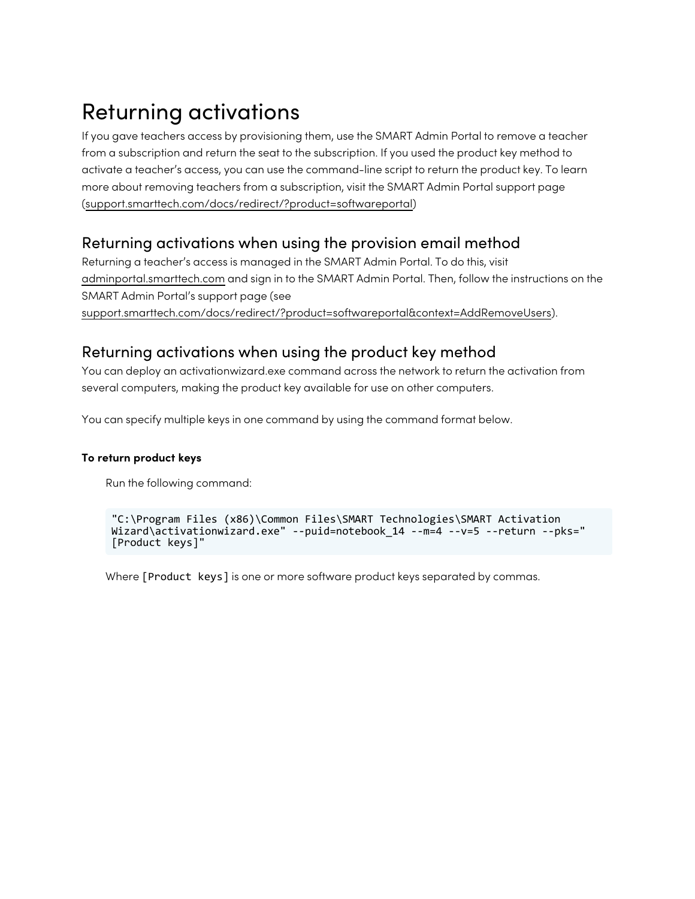# Returning activations

If you gave teachers access by provisioning them, use the SMART Admin Portal to remove a teacher from a subscription and return the seat to the subscription. If you used the product key method to activate a teacher's access, you can use the command-line script to return the product key. To learn more about removing teachers from a subscription, visit the SMART Admin Portal support page (support.smarttech.com/docs/redirect/?product=softwareportal)

## Returning activations when using the provision email method

Returning a teacher's access is managed in the SMART Admin Portal. To do this, visit adminportal.smarttech.com and sign in to the SMART Admin Portal. Then, follow the instructions on the SMART Admin Portal's support page (see support.smarttech.com/docs/redirect/?product=softwareportal&context=AddRemoveUsers).

## Returning activations when using the product key method

You can deploy an activationwizard.exe command across the network to return the activation from several computers, making the product key available for use on other computers.

You can specify multiple keys in one command by using the command format below.

**To return product keys**

Run the following command:

```
"C:\Program Files (x86)\Common Files\SMART Technologies\SMART Activation
Wizard\activationwizard.exe" --puid=notebook_14 --m=4 --v=5 --return --pks="
[Product keys]"
```

Where `[Product keys]` is one or more software product keys separated by commas.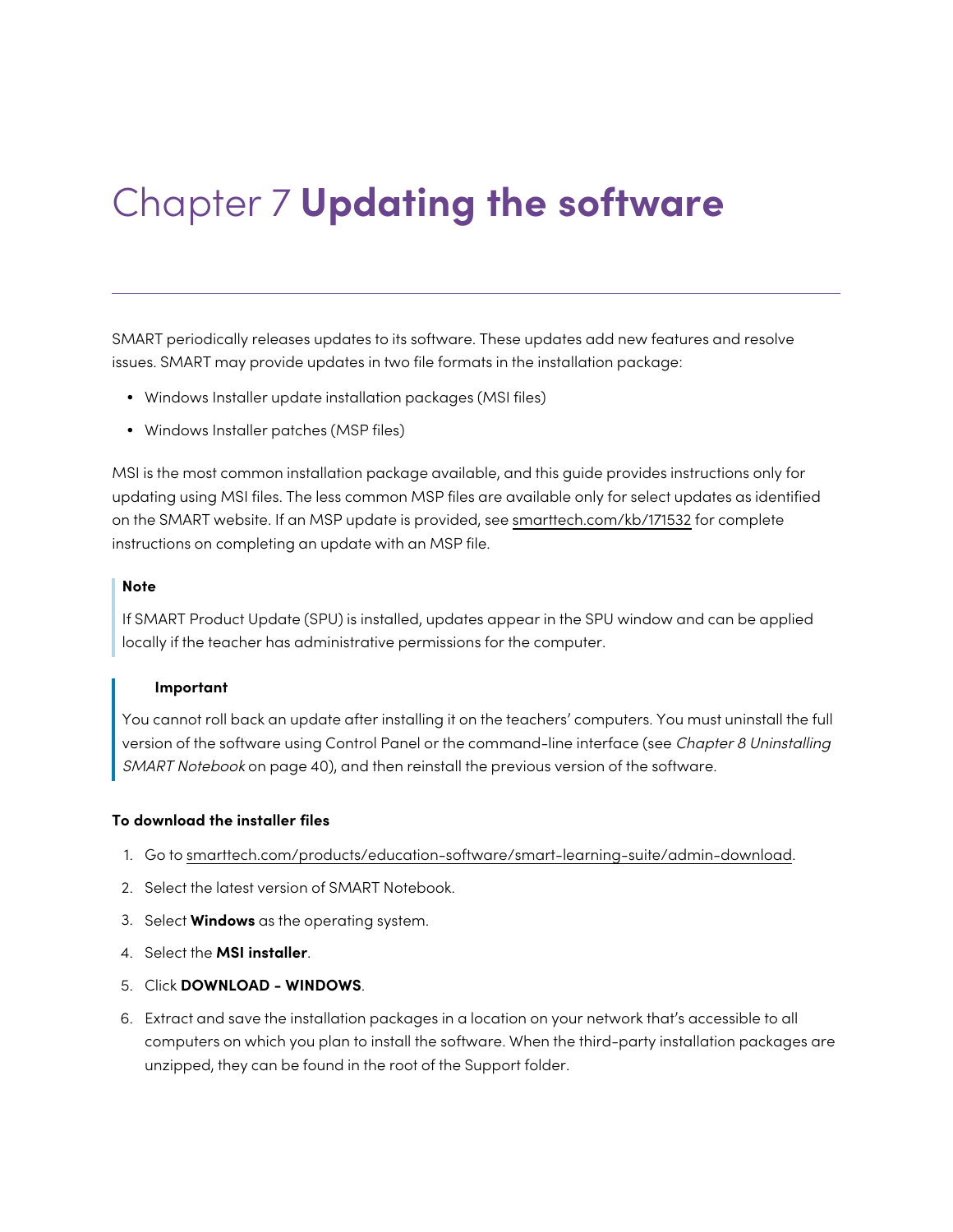# Chapter 7 **Updating the software**

SMART periodically releases updates to its software. These updates add new features and resolve issues. SMART may provide updates in two file formats in the installation package:

- Windows Installer update installation packages (MSI files)
- Windows Installer patches (MSP files)

MSI is the most common installation package available, and this guide provides instructions only for updating using MSI files. The less common MSP files are available only for select updates as identified on the SMART website. If an MSP update is provided, see smarttech.com/kb/171532 for complete instructions on completing an update with an MSP file.

> **Note**
>
> If SMART Product Update (SPU) is installed, updates appear in the SPU window and can be applied locally if the teacher has administrative permissions for the computer.

> **Important**
>
> You cannot roll back an update after installing it on the teachers' computers. You must uninstall the full version of the software using Control Panel or the command-line interface (see *Chapter 8 Uninstalling SMART Notebook* on page 40), and then reinstall the previous version of the software.

**To download the installer files**

1. Go to smarttech.com/products/education-software/smart-learning-suite/admin-download.
2. Select the latest version of SMART Notebook.
3. Select **Windows** as the operating system.
4. Select the **MSI installer**.
5. Click **DOWNLOAD - WINDOWS**.
6. Extract and save the installation packages in a location on your network that's accessible to all computers on which you plan to install the software. When the third-party installation packages are unzipped, they can be found in the root of the Support folder.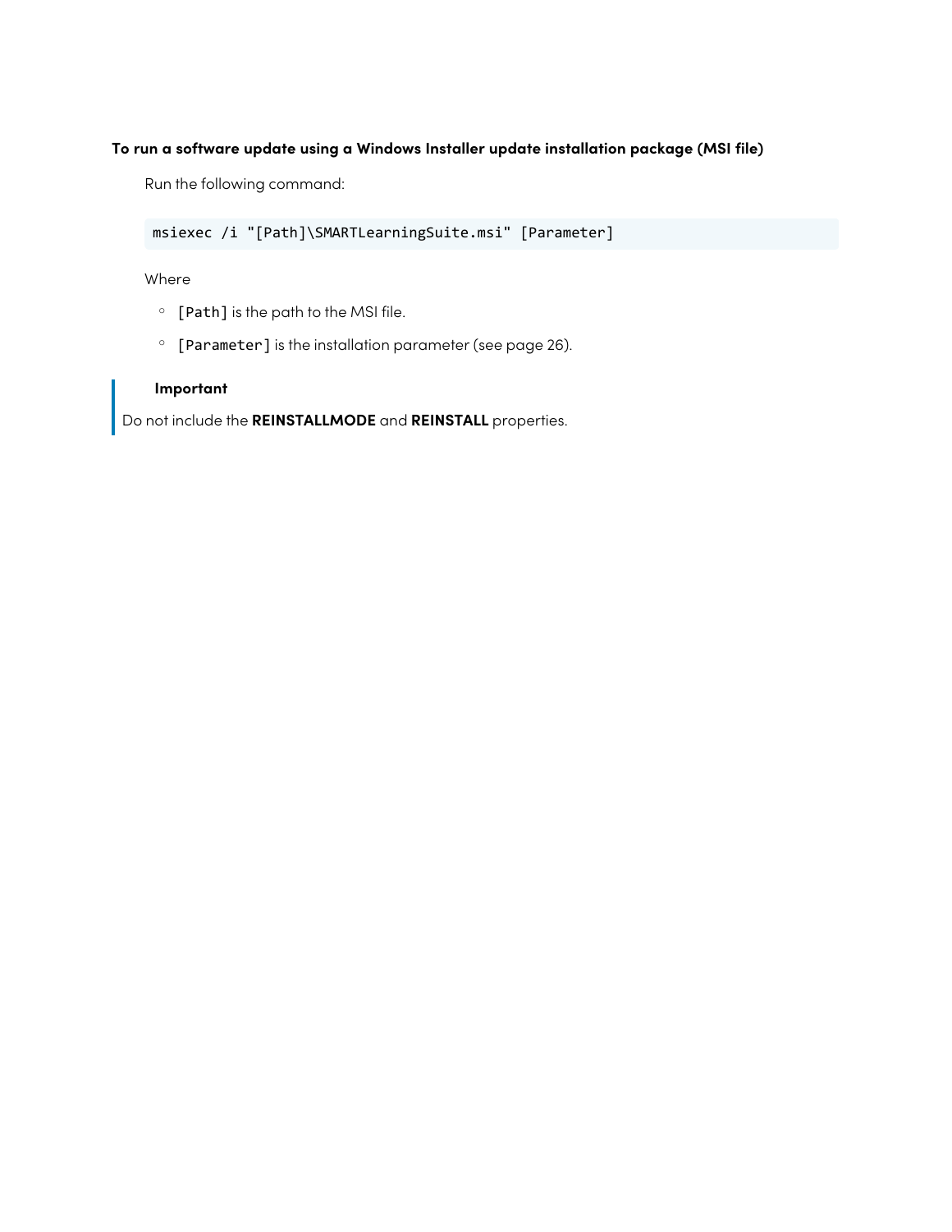**To run a software update using a Windows Installer update installation package (MSI file)**

Run the following command:

```
msiexec /i "[Path]\SMARTLearningSuite.msi" [Parameter]
```

Where

- `[Path]` is the path to the MSI file.
- `[Parameter]` is the installation parameter (see page 26).

> **Important**
>
> Do not include the **REINSTALLMODE** and **REINSTALL** properties.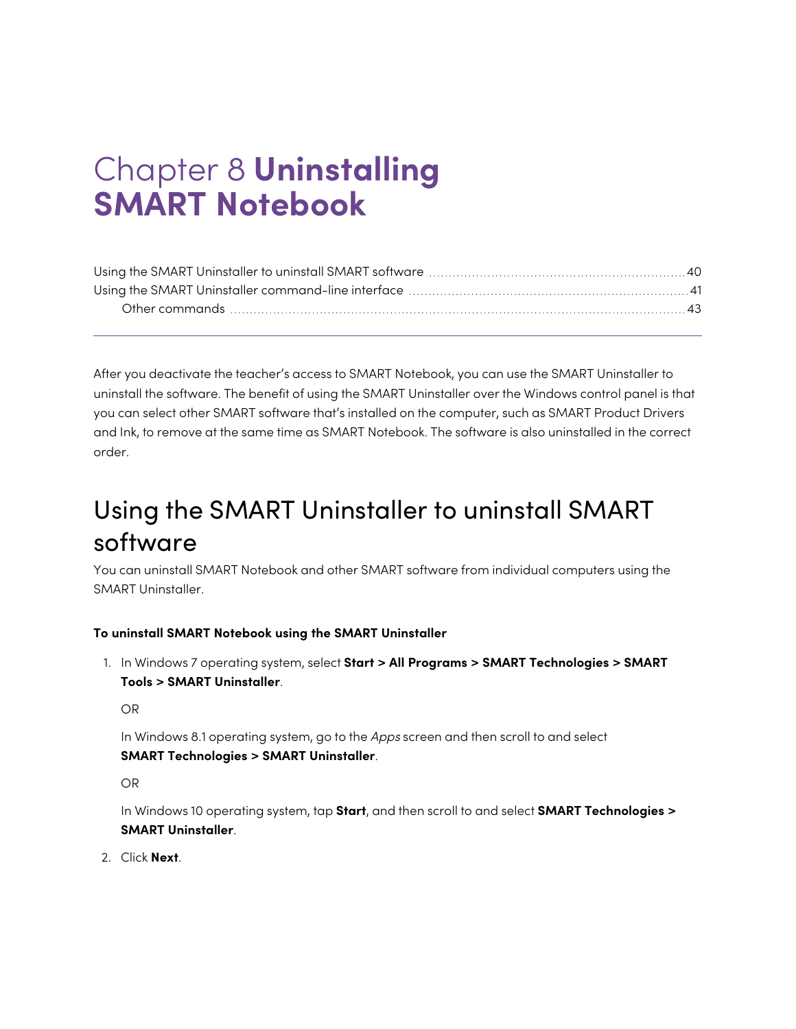# Chapter 8 **Uninstalling SMART Notebook**

Using the SMART Uninstaller to uninstall SMART software ........ 40
Using the SMART Uninstaller command-line interface ........ 41
    Other commands ........ 43

---

After you deactivate the teacher's access to SMART Notebook, you can use the SMART Uninstaller to uninstall the software. The benefit of using the SMART Uninstaller over the Windows control panel is that you can select other SMART software that's installed on the computer, such as SMART Product Drivers and Ink, to remove at the same time as SMART Notebook. The software is also uninstalled in the correct order.

## Using the SMART Uninstaller to uninstall SMART software

You can uninstall SMART Notebook and other SMART software from individual computers using the SMART Uninstaller.

**To uninstall SMART Notebook using the SMART Uninstaller**

1. In Windows 7 operating system, select **Start > All Programs > SMART Technologies > SMART Tools > SMART Uninstaller**.

   OR

   In Windows 8.1 operating system, go to the *Apps* screen and then scroll to and select **SMART Technologies > SMART Uninstaller**.

   OR

   In Windows 10 operating system, tap **Start**, and then scroll to and select **SMART Technologies > SMART Uninstaller**.

2. Click **Next**.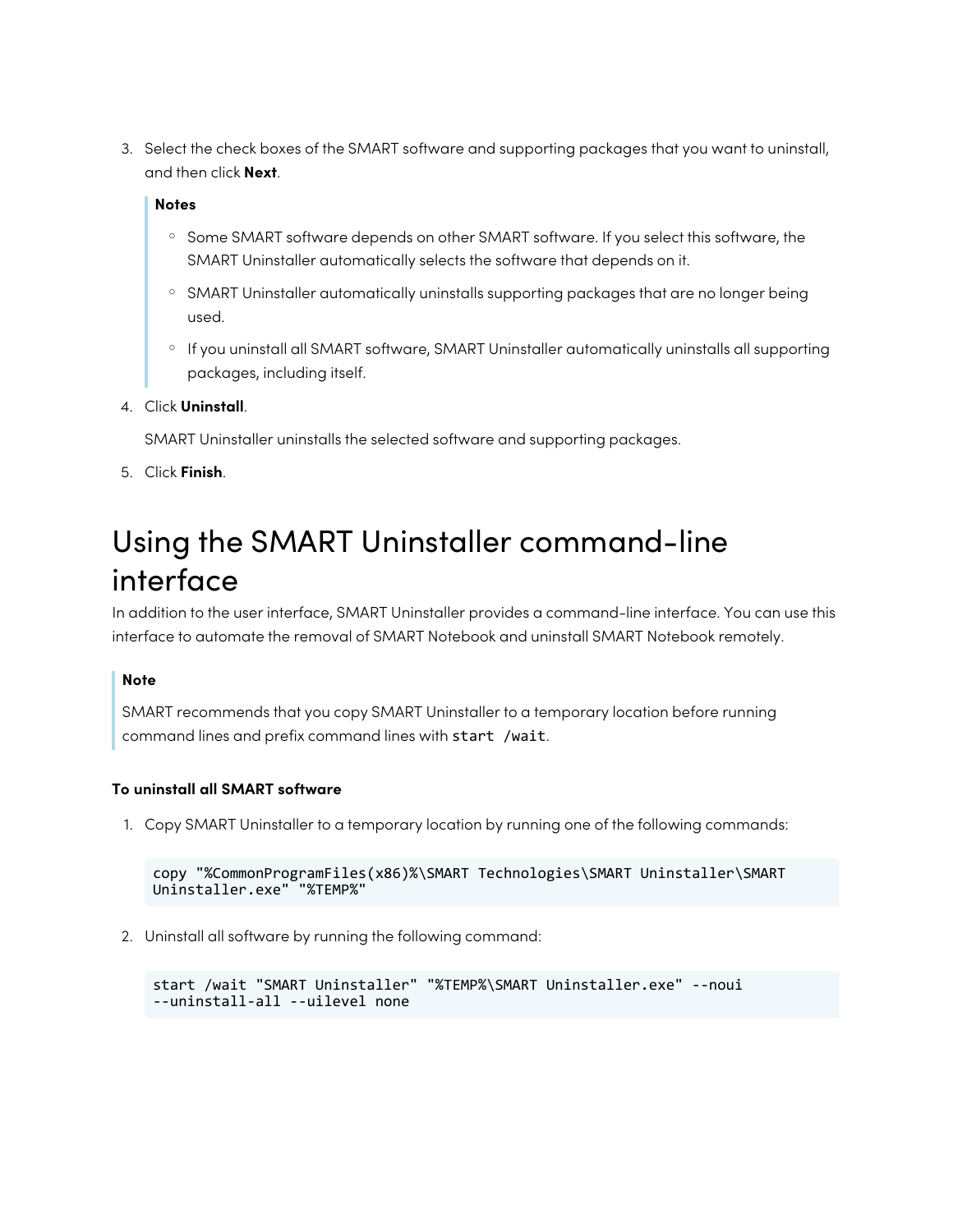3. Select the check boxes of the SMART software and supporting packages that you want to uninstall, and then click **Next**.

   > **Notes**
   >
   > - Some SMART software depends on other SMART software. If you select this software, the SMART Uninstaller automatically selects the software that depends on it.
   > - SMART Uninstaller automatically uninstalls supporting packages that are no longer being used.
   > - If you uninstall all SMART software, SMART Uninstaller automatically uninstalls all supporting packages, including itself.

4. Click **Uninstall**.

   SMART Uninstaller uninstalls the selected software and supporting packages.

5. Click **Finish**.

## Using the SMART Uninstaller command-line interface

In addition to the user interface, SMART Uninstaller provides a command-line interface. You can use this interface to automate the removal of SMART Notebook and uninstall SMART Notebook remotely.

> **Note**
>
> SMART recommends that you copy SMART Uninstaller to a temporary location before running command lines and prefix command lines with `start /wait`.

#### To uninstall all SMART software

1. Copy SMART Uninstaller to a temporary location by running one of the following commands:

   ```
   copy "%CommonProgramFiles(x86)%\SMART Technologies\SMART Uninstaller\SMART
   Uninstaller.exe" "%TEMP%"
   ```

2. Uninstall all software by running the following command:

   ```
   start /wait "SMART Uninstaller" "%TEMP%\SMART Uninstaller.exe" --noui
   --uninstall-all --uilevel none
   ```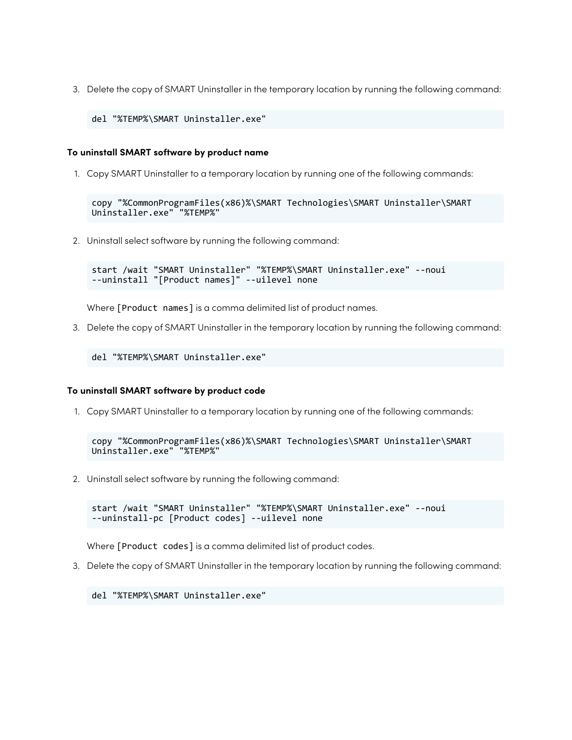3. Delete the copy of SMART Uninstaller in the temporary location by running the following command:

   ```
   del "%TEMP%\SMART Uninstaller.exe"
   ```

**To uninstall SMART software by product name**

1. Copy SMART Uninstaller to a temporary location by running one of the following commands:

   ```
   copy "%CommonProgramFiles(x86)%\SMART Technologies\SMART Uninstaller\SMART Uninstaller.exe" "%TEMP%"
   ```

2. Uninstall select software by running the following command:

   ```
   start /wait "SMART Uninstaller" "%TEMP%\SMART Uninstaller.exe" --noui --uninstall "[Product names]" --uilevel none
   ```

   Where `[Product names]` is a comma delimited list of product names.

3. Delete the copy of SMART Uninstaller in the temporary location by running the following command:

   ```
   del "%TEMP%\SMART Uninstaller.exe"
   ```

**To uninstall SMART software by product code**

1. Copy SMART Uninstaller to a temporary location by running one of the following commands:

   ```
   copy "%CommonProgramFiles(x86)%\SMART Technologies\SMART Uninstaller\SMART Uninstaller.exe" "%TEMP%"
   ```

2. Uninstall select software by running the following command:

   ```
   start /wait "SMART Uninstaller" "%TEMP%\SMART Uninstaller.exe" --noui --uninstall-pc [Product codes] --uilevel none
   ```

   Where `[Product codes]` is a comma delimited list of product codes.

3. Delete the copy of SMART Uninstaller in the temporary location by running the following command:

   ```
   del "%TEMP%\SMART Uninstaller.exe"
   ```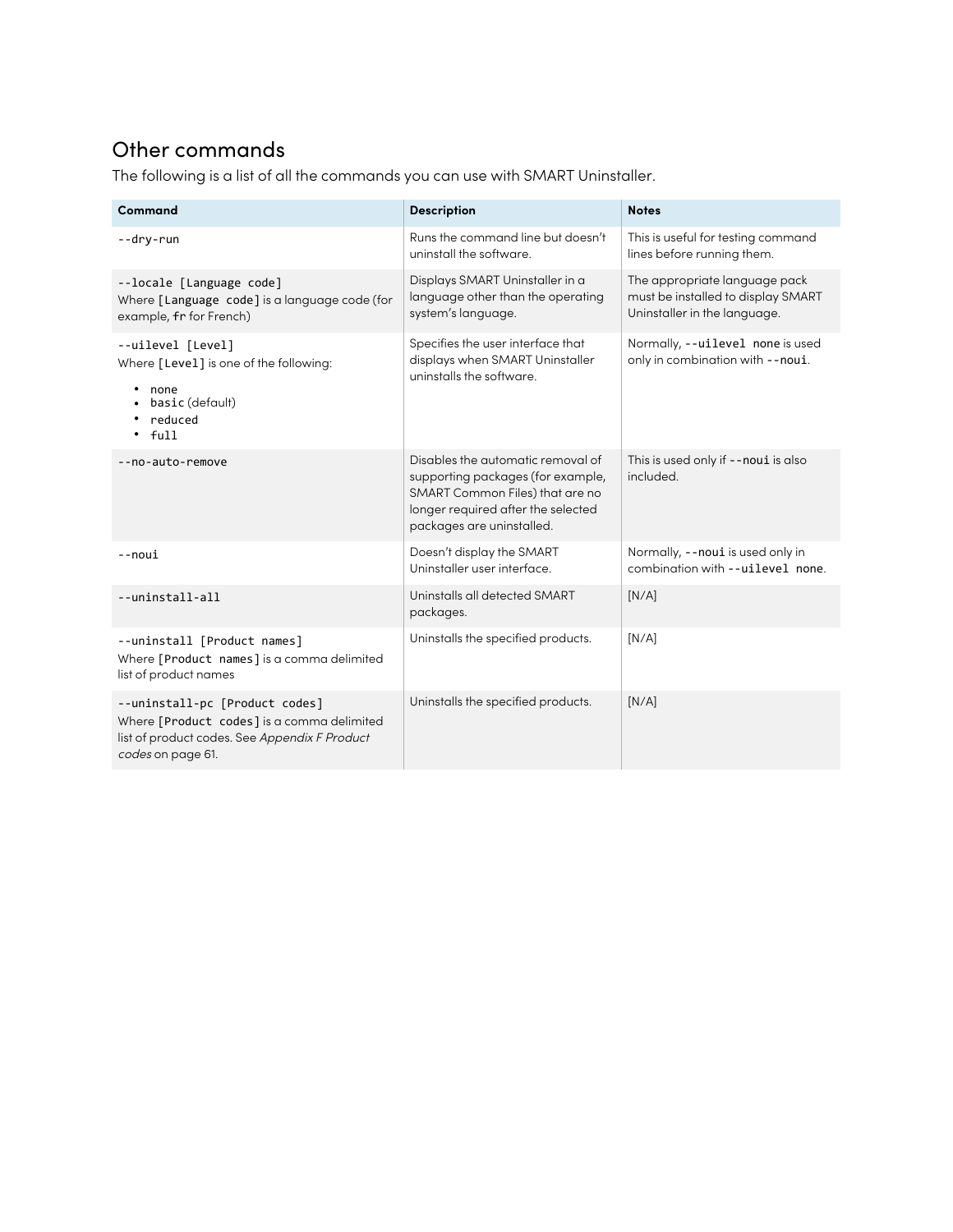## Other commands

The following is a list of all the commands you can use with SMART Uninstaller.

| Command | Description | Notes |
| --- | --- | --- |
| `--dry-run` | Runs the command line but doesn't uninstall the software. | This is useful for testing command lines before running them. |
| `--locale [Language code]`<br>Where `[Language code]` is a language code (for example, `fr` for French) | Displays SMART Uninstaller in a language other than the operating system's language. | The appropriate language pack must be installed to display SMART Uninstaller in the language. |
| `--uilevel [Level]`<br>Where `[Level]` is one of the following:<br>• `none`<br>• `basic` (default)<br>• `reduced`<br>• `full` | Specifies the user interface that displays when SMART Uninstaller uninstalls the software. | Normally, `--uilevel none` is used only in combination with `--noui`. |
| `--no-auto-remove` | Disables the automatic removal of supporting packages (for example, SMART Common Files) that are no longer required after the selected packages are uninstalled. | This is used only if `--noui` is also included. |
| `--noui` | Doesn't display the SMART Uninstaller user interface. | Normally, `--noui` is used only in combination with `--uilevel none`. |
| `--uninstall-all` | Uninstalls all detected SMART packages. | [N/A] |
| `--uninstall [Product names]`<br>Where `[Product names]` is a comma delimited list of product names | Uninstalls the specified products. | [N/A] |
| `--uninstall-pc [Product codes]`<br>Where `[Product codes]` is a comma delimited list of product codes. See *Appendix F Product codes* on page 61. | Uninstalls the specified products. | [N/A] |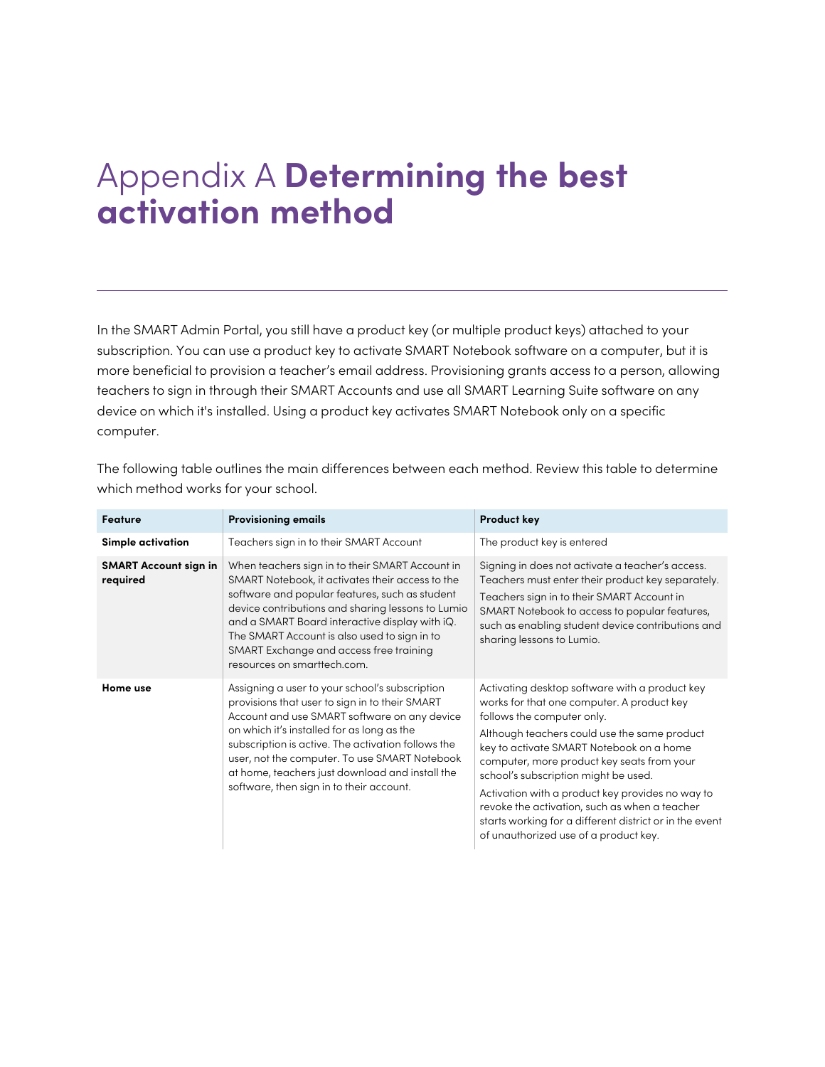# Appendix A **Determining the best activation method**

In the SMART Admin Portal, you still have a product key (or multiple product keys) attached to your subscription. You can use a product key to activate SMART Notebook software on a computer, but it is more beneficial to provision a teacher's email address. Provisioning grants access to a person, allowing teachers to sign in through their SMART Accounts and use all SMART Learning Suite software on any device on which it's installed. Using a product key activates SMART Notebook only on a specific computer.

The following table outlines the main differences between each method. Review this table to determine which method works for your school.

| Feature | Provisioning emails | Product key |
|---|---|---|
| **Simple activation** | Teachers sign in to their SMART Account | The product key is entered |
| **SMART Account sign in required** | When teachers sign in to their SMART Account in SMART Notebook, it activates their access to the software and popular features, such as student device contributions and sharing lessons to Lumio and a SMART Board interactive display with iQ. The SMART Account is also used to sign in to SMART Exchange and access free training resources on smarttech.com. | Signing in does not activate a teacher's access. Teachers must enter their product key separately. Teachers sign in to their SMART Account in SMART Notebook to access to popular features, such as enabling student device contributions and sharing lessons to Lumio. |
| **Home use** | Assigning a user to your school's subscription provisions that user to sign in to their SMART Account and use SMART software on any device on which it's installed for as long as the subscription is active. The activation follows the user, not the computer. To use SMART Notebook at home, teachers just download and install the software, then sign in to their account. | Activating desktop software with a product key works for that one computer. A product key follows the computer only. Although teachers could use the same product key to activate SMART Notebook on a home computer, more product key seats from your school's subscription might be used. Activation with a product key provides no way to revoke the activation, such as when a teacher starts working for a different district or in the event of unauthorized use of a product key. |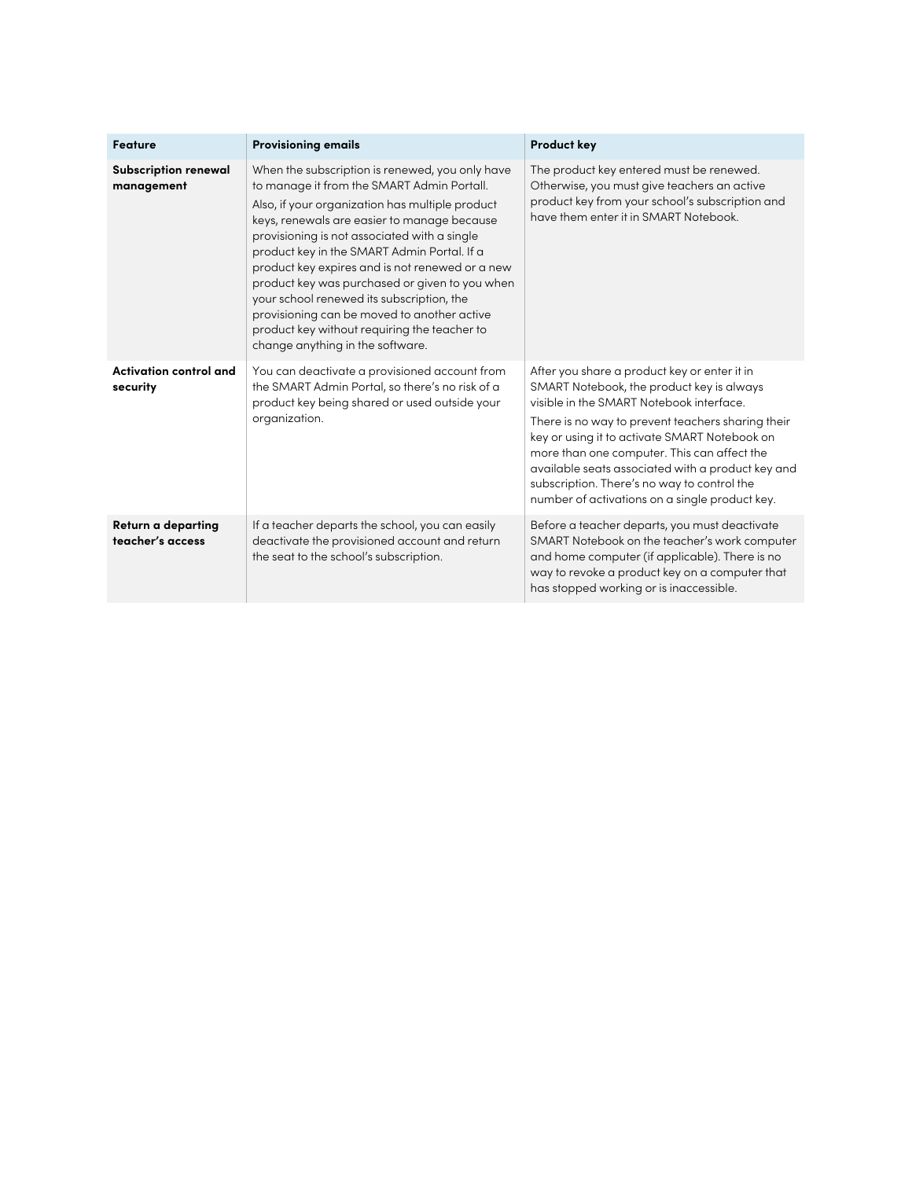| Feature | Provisioning emails | Product key |
| --- | --- | --- |
| **Subscription renewal management** | When the subscription is renewed, you only have to manage it from the SMART Admin Portall.<br><br>Also, if your organization has multiple product keys, renewals are easier to manage because provisioning is not associated with a single product key in the SMART Admin Portal. If a product key expires and is not renewed or a new product key was purchased or given to you when your school renewed its subscription, the provisioning can be moved to another active product key without requiring the teacher to change anything in the software. | The product key entered must be renewed. Otherwise, you must give teachers an active product key from your school's subscription and have them enter it in SMART Notebook. |
| **Activation control and security** | You can deactivate a provisioned account from the SMART Admin Portal, so there's no risk of a product key being shared or used outside your organization. | After you share a product key or enter it in SMART Notebook, the product key is always visible in the SMART Notebook interface.<br><br>There is no way to prevent teachers sharing their key or using it to activate SMART Notebook on more than one computer. This can affect the available seats associated with a product key and subscription. There's no way to control the number of activations on a single product key. |
| **Return a departing teacher's access** | If a teacher departs the school, you can easily deactivate the provisioned account and return the seat to the school's subscription. | Before a teacher departs, you must deactivate SMART Notebook on the teacher's work computer and home computer (if applicable). There is no way to revoke a product key on a computer that has stopped working or is inaccessible. |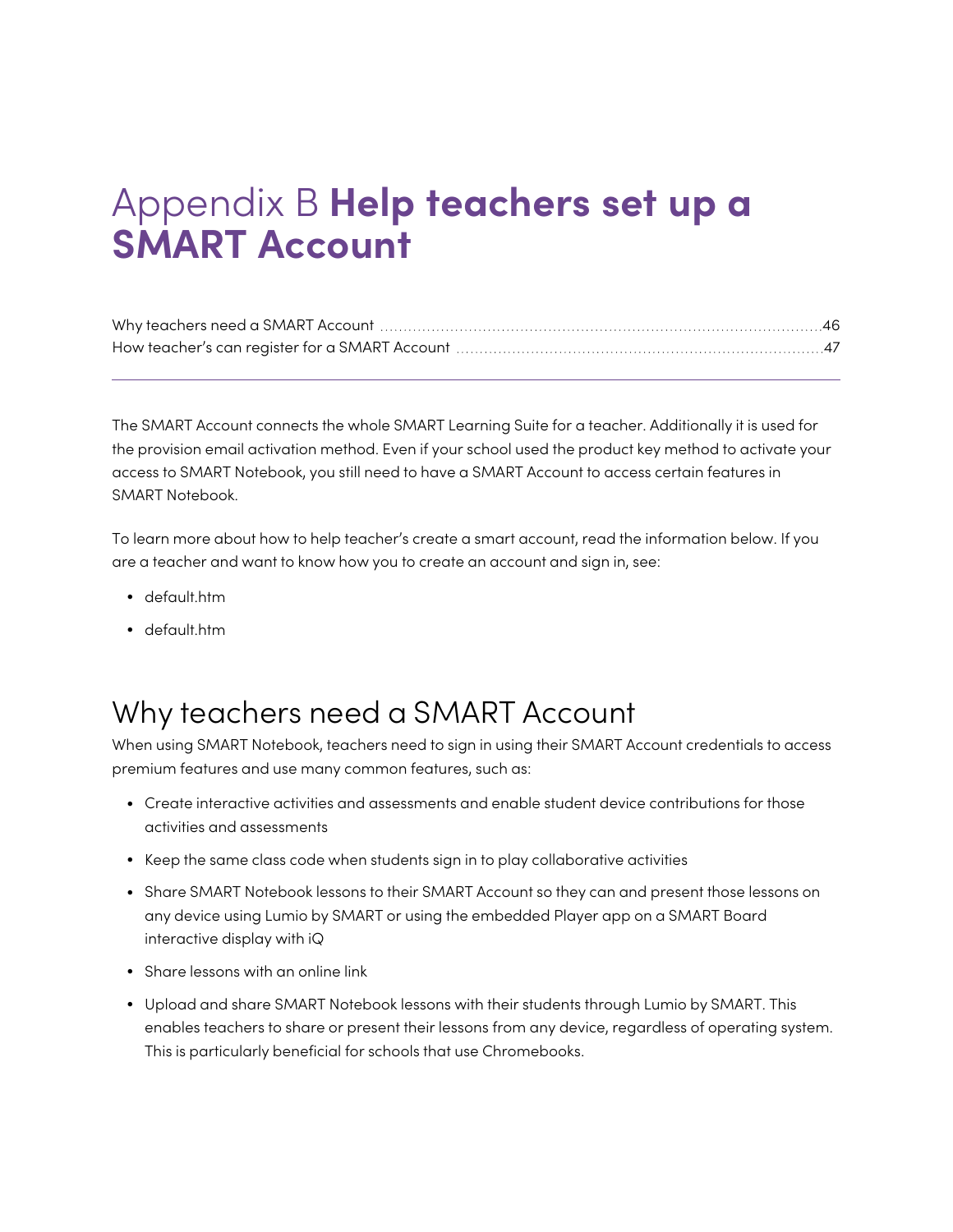# Appendix B **Help teachers set up a SMART Account**

Why teachers need a SMART Account .......................................................................................46
How teacher's can register for a SMART Account ......................................................................47

---

The SMART Account connects the whole SMART Learning Suite for a teacher. Additionally it is used for the provision email activation method. Even if your school used the product key method to activate your access to SMART Notebook, you still need to have a SMART Account to access certain features in SMART Notebook.

To learn more about how to help teacher's create a smart account, read the information below. If you are a teacher and want to know how you to create an account and sign in, see:

- default.htm
- default.htm

## Why teachers need a SMART Account

When using SMART Notebook, teachers need to sign in using their SMART Account credentials to access premium features and use many common features, such as:

- Create interactive activities and assessments and enable student device contributions for those activities and assessments
- Keep the same class code when students sign in to play collaborative activities
- Share SMART Notebook lessons to their SMART Account so they can and present those lessons on any device using Lumio by SMART or using the embedded Player app on a SMART Board interactive display with iQ
- Share lessons with an online link
- Upload and share SMART Notebook lessons with their students through Lumio by SMART. This enables teachers to share or present their lessons from any device, regardless of operating system. This is particularly beneficial for schools that use Chromebooks.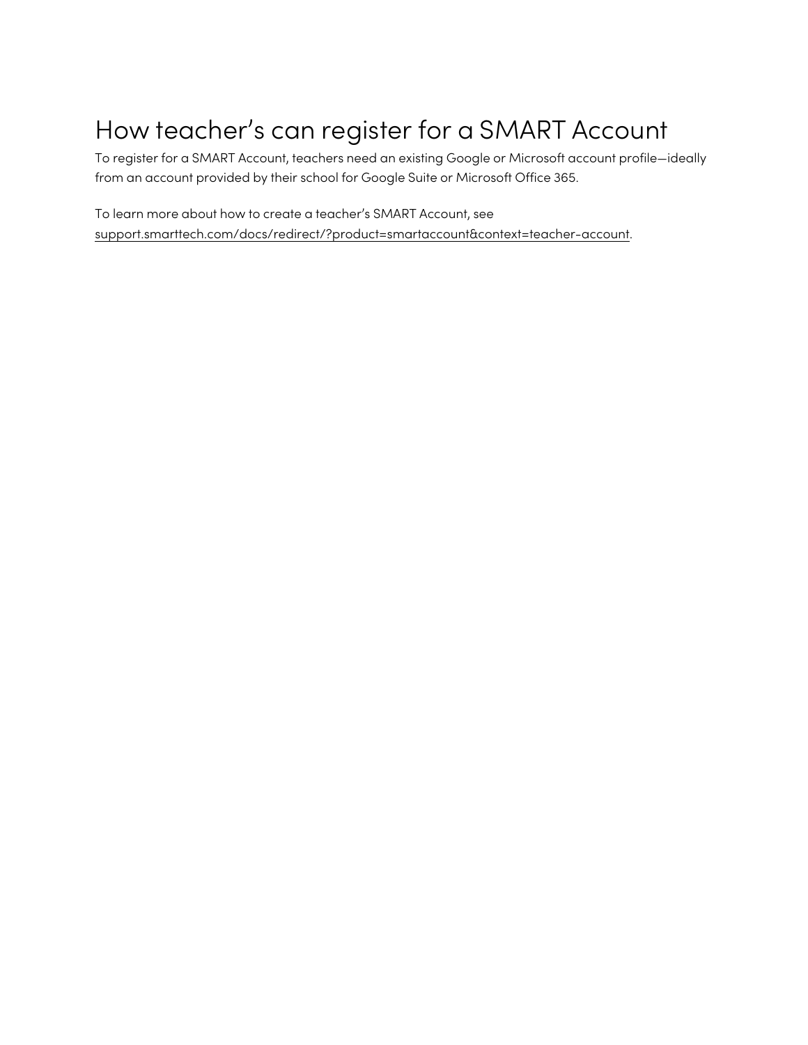# How teacher’s can register for a SMART Account

To register for a SMART Account, teachers need an existing Google or Microsoft account profile—ideally from an account provided by their school for Google Suite or Microsoft Office 365.

To learn more about how to create a teacher’s SMART Account, see support.smarttech.com/docs/redirect/?product=smartaccount&context=teacher-account.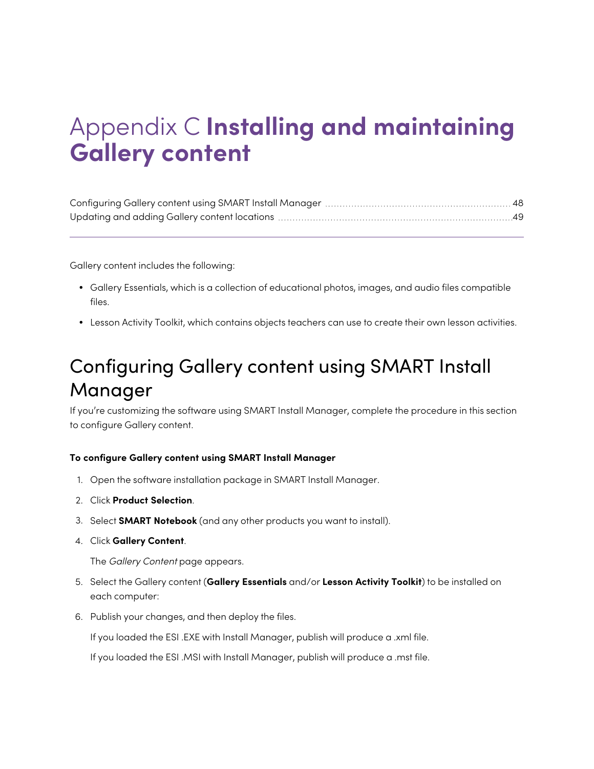# Appendix C **Installing and maintaining Gallery content**

Configuring Gallery content using SMART Install Manager ..... 48
Updating and adding Gallery content locations ..... 49

Gallery content includes the following:

- Gallery Essentials, which is a collection of educational photos, images, and audio files compatible files.
- Lesson Activity Toolkit, which contains objects teachers can use to create their own lesson activities.

## Configuring Gallery content using SMART Install Manager

If you're customizing the software using SMART Install Manager, complete the procedure in this section to configure Gallery content.

**To configure Gallery content using SMART Install Manager**

1. Open the software installation package in SMART Install Manager.
2. Click **Product Selection**.
3. Select **SMART Notebook** (and any other products you want to install).
4. Click **Gallery Content**.

   The *Gallery Content* page appears.
5. Select the Gallery content (**Gallery Essentials** and/or **Lesson Activity Toolkit**) to be installed on each computer:
6. Publish your changes, and then deploy the files.

   If you loaded the ESI .EXE with Install Manager, publish will produce a .xml file.

   If you loaded the ESI .MSI with Install Manager, publish will produce a .mst file.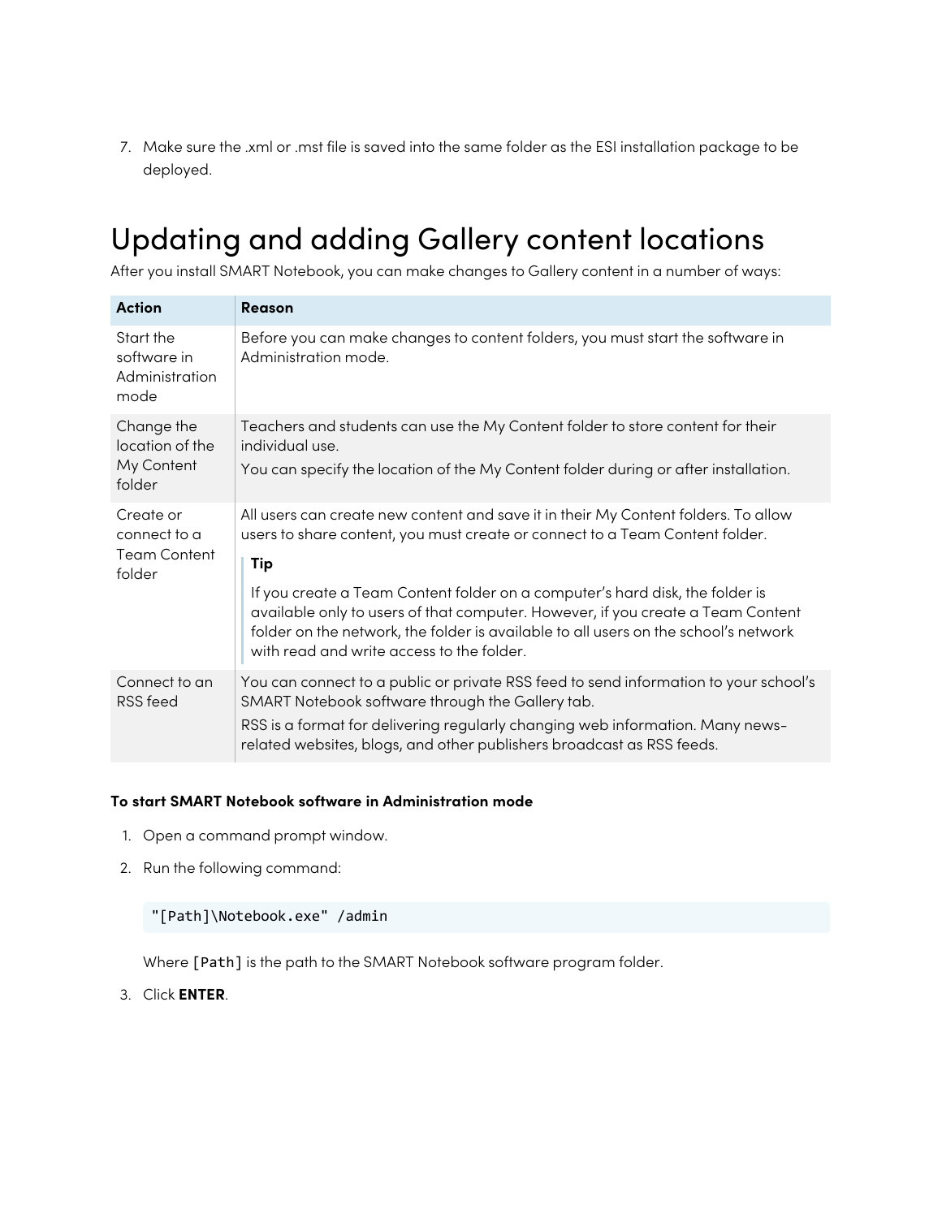7. Make sure the .xml or .mst file is saved into the same folder as the ESI installation package to be deployed.

# Updating and adding Gallery content locations

After you install SMART Notebook, you can make changes to Gallery content in a number of ways:

| Action | Reason |
| --- | --- |
| Start the software in Administration mode | Before you can make changes to content folders, you must start the software in Administration mode. |
| Change the location of the My Content folder | Teachers and students can use the My Content folder to store content for their individual use.<br>You can specify the location of the My Content folder during or after installation. |
| Create or connect to a Team Content folder | All users can create new content and save it in their My Content folders. To allow users to share content, you must create or connect to a Team Content folder.<br>**Tip**<br>If you create a Team Content folder on a computer's hard disk, the folder is available only to users of that computer. However, if you create a Team Content folder on the network, the folder is available to all users on the school's network with read and write access to the folder. |
| Connect to an RSS feed | You can connect to a public or private RSS feed to send information to your school's SMART Notebook software through the Gallery tab.<br>RSS is a format for delivering regularly changing web information. Many news-related websites, blogs, and other publishers broadcast as RSS feeds. |

**To start SMART Notebook software in Administration mode**

1. Open a command prompt window.
2. Run the following command:

   ```
   "[Path]\Notebook.exe" /admin
   ```

   Where `[Path]` is the path to the SMART Notebook software program folder.
3. Click **ENTER**.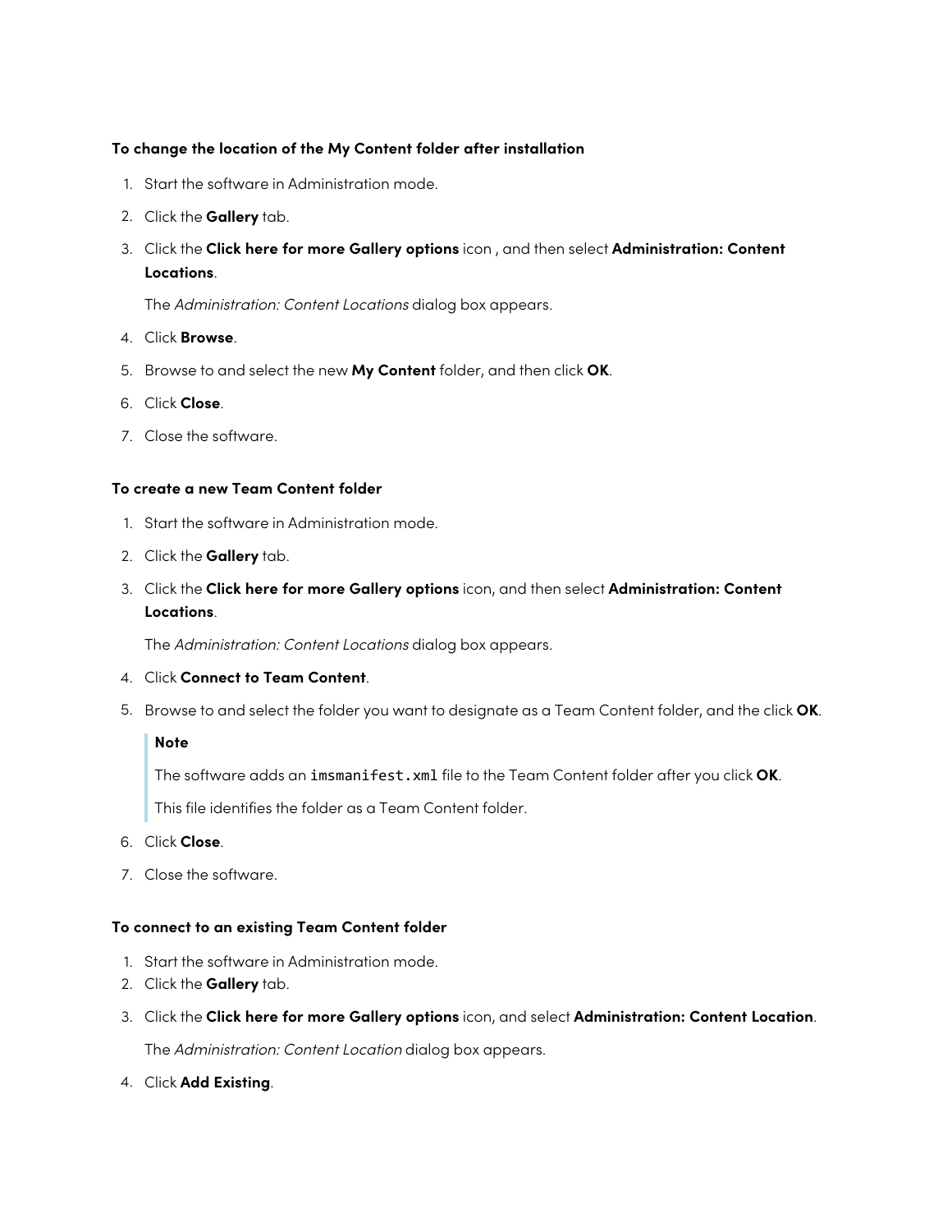**To change the location of the My Content folder after installation**

1. Start the software in Administration mode.
2. Click the **Gallery** tab.
3. Click the **Click here for more Gallery options** icon , and then select **Administration: Content Locations**.

   The *Administration: Content Locations* dialog box appears.
4. Click **Browse**.
5. Browse to and select the new **My Content** folder, and then click **OK**.
6. Click **Close**.
7. Close the software.

**To create a new Team Content folder**

1. Start the software in Administration mode.
2. Click the **Gallery** tab.
3. Click the **Click here for more Gallery options** icon, and then select **Administration: Content Locations**.

   The *Administration: Content Locations* dialog box appears.
4. Click **Connect to Team Content**.
5. Browse to and select the folder you want to designate as a Team Content folder, and the click **OK**.

   > **Note**
   >
   > The software adds an `imsmanifest.xml` file to the Team Content folder after you click **OK**.
   >
   > This file identifies the folder as a Team Content folder.
6. Click **Close**.
7. Close the software.

**To connect to an existing Team Content folder**

1. Start the software in Administration mode.
2. Click the **Gallery** tab.
3. Click the **Click here for more Gallery options** icon, and select **Administration: Content Location**.

   The *Administration: Content Location* dialog box appears.
4. Click **Add Existing**.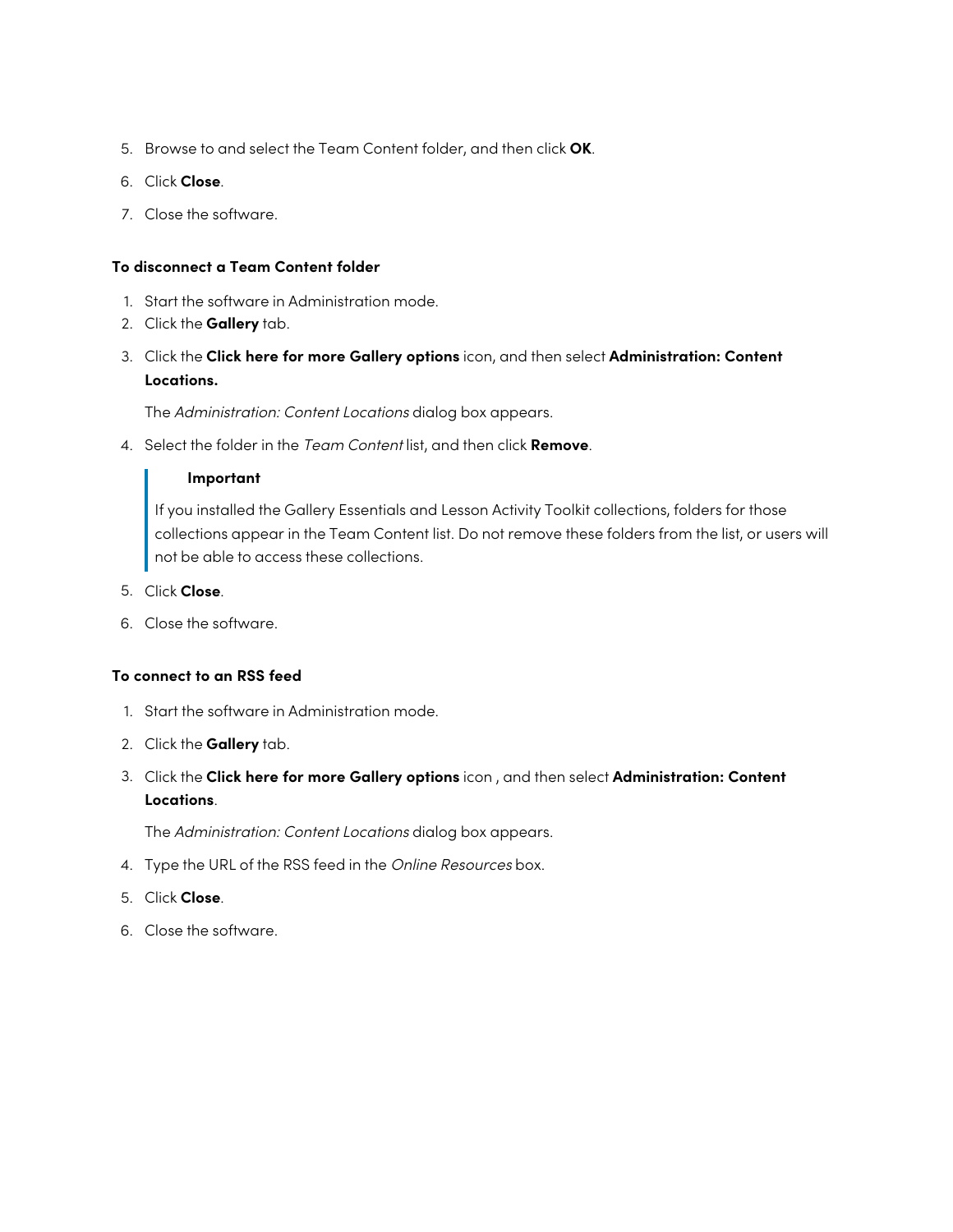5. Browse to and select the Team Content folder, and then click **OK**.
6. Click **Close**.
7. Close the software.

**To disconnect a Team Content folder**

1. Start the software in Administration mode.
2. Click the **Gallery** tab.
3. Click the **Click here for more Gallery options** icon, and then select **Administration: Content Locations.**

   The *Administration: Content Locations* dialog box appears.

4. Select the folder in the *Team Content* list, and then click **Remove**.

   > **Important**
   >
   > If you installed the Gallery Essentials and Lesson Activity Toolkit collections, folders for those collections appear in the Team Content list. Do not remove these folders from the list, or users will not be able to access these collections.

5. Click **Close**.
6. Close the software.

**To connect to an RSS feed**

1. Start the software in Administration mode.
2. Click the **Gallery** tab.
3. Click the **Click here for more Gallery options** icon , and then select **Administration: Content Locations**.

   The *Administration: Content Locations* dialog box appears.

4. Type the URL of the RSS feed in the *Online Resources* box.
5. Click **Close**.
6. Close the software.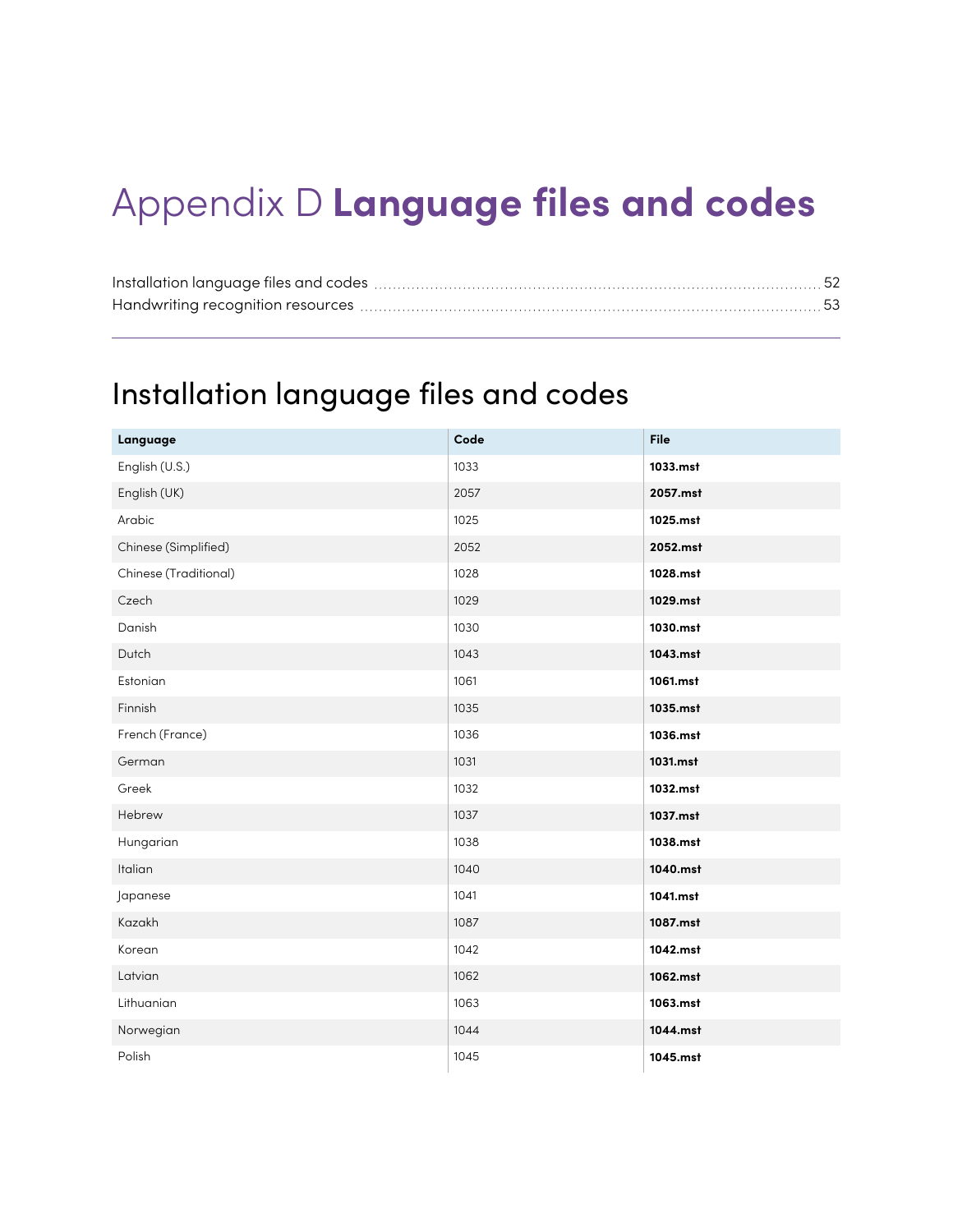# Appendix D **Language files and codes**

Installation language files and codes ..... 52
Handwriting recognition resources ..... 53

## Installation language files and codes

| Language | Code | File |
|---|---|---|
| English (U.S.) | 1033 | **1033.mst** |
| English (UK) | 2057 | **2057.mst** |
| Arabic | 1025 | **1025.mst** |
| Chinese (Simplified) | 2052 | **2052.mst** |
| Chinese (Traditional) | 1028 | **1028.mst** |
| Czech | 1029 | **1029.mst** |
| Danish | 1030 | **1030.mst** |
| Dutch | 1043 | **1043.mst** |
| Estonian | 1061 | **1061.mst** |
| Finnish | 1035 | **1035.mst** |
| French (France) | 1036 | **1036.mst** |
| German | 1031 | **1031.mst** |
| Greek | 1032 | **1032.mst** |
| Hebrew | 1037 | **1037.mst** |
| Hungarian | 1038 | **1038.mst** |
| Italian | 1040 | **1040.mst** |
| Japanese | 1041 | **1041.mst** |
| Kazakh | 1087 | **1087.mst** |
| Korean | 1042 | **1042.mst** |
| Latvian | 1062 | **1062.mst** |
| Lithuanian | 1063 | **1063.mst** |
| Norwegian | 1044 | **1044.mst** |
| Polish | 1045 | **1045.mst** |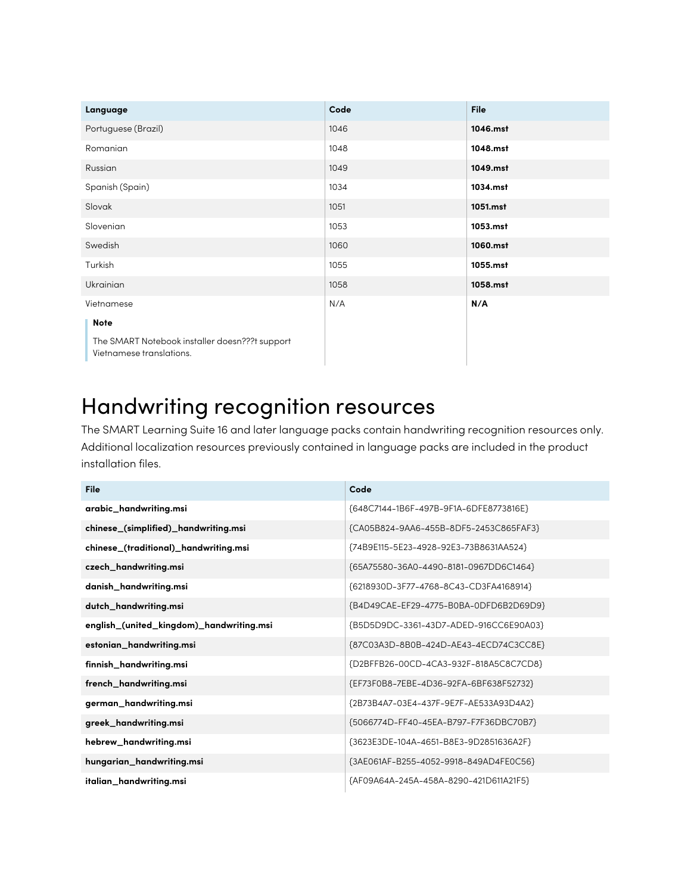| Language | Code | File |
|---|---|---|
| Portuguese (Brazil) | 1046 | **1046.mst** |
| Romanian | 1048 | **1048.mst** |
| Russian | 1049 | **1049.mst** |
| Spanish (Spain) | 1034 | **1034.mst** |
| Slovak | 1051 | **1051.mst** |
| Slovenian | 1053 | **1053.mst** |
| Swedish | 1060 | **1060.mst** |
| Turkish | 1055 | **1055.mst** |
| Ukrainian | 1058 | **1058.mst** |
| Vietnamese<br><br>**Note**<br><br>The SMART Notebook installer doesn???t support Vietnamese translations. | N/A | **N/A** |

# Handwriting recognition resources

The SMART Learning Suite 16 and later language packs contain handwriting recognition resources only. Additional localization resources previously contained in language packs are included in the product installation files.

| File | Code |
|---|---|
| **arabic_handwriting.msi** | {648C7144-1B6F-497B-9F1A-6DFE8773816E} |
| **chinese_(simplified)_handwriting.msi** | {CA05B824-9AA6-455B-8DF5-2453C865FAF3} |
| **chinese_(traditional)_handwriting.msi** | {74B9E115-5E23-4928-92E3-73B8631AA524} |
| **czech_handwriting.msi** | {65A75580-36A0-4490-8181-0967DD6C1464} |
| **danish_handwriting.msi** | {6218930D-3F77-4768-8C43-CD3FA4168914} |
| **dutch_handwriting.msi** | {B4D49CAE-EF29-4775-B0BA-0DFD6B2D69D9} |
| **english_(united_kingdom)_handwriting.msi** | {B5D5D9DC-3361-43D7-ADED-916CC6E90A03} |
| **estonian_handwriting.msi** | {87C03A3D-8B0B-424D-AE43-4ECD74C3CC8E} |
| **finnish_handwriting.msi** | {D2BFFB26-00CD-4CA3-932F-818A5C8C7CD8} |
| **french_handwriting.msi** | {EF73F0B8-7EBE-4D36-92FA-6BF638F52732} |
| **german_handwriting.msi** | {2B73B4A7-03E4-437F-9E7F-AE533A93D4A2} |
| **greek_handwriting.msi** | {5066774D-FF40-45EA-B797-F7F36DBC70B7} |
| **hebrew_handwriting.msi** | {3623E3DE-104A-4651-B8E3-9D2851636A2F} |
| **hungarian_handwriting.msi** | {3AE061AF-B255-4052-9918-849AD4FE0C56} |
| **italian_handwriting.msi** | {AF09A64A-245A-458A-8290-421D611A21F5} |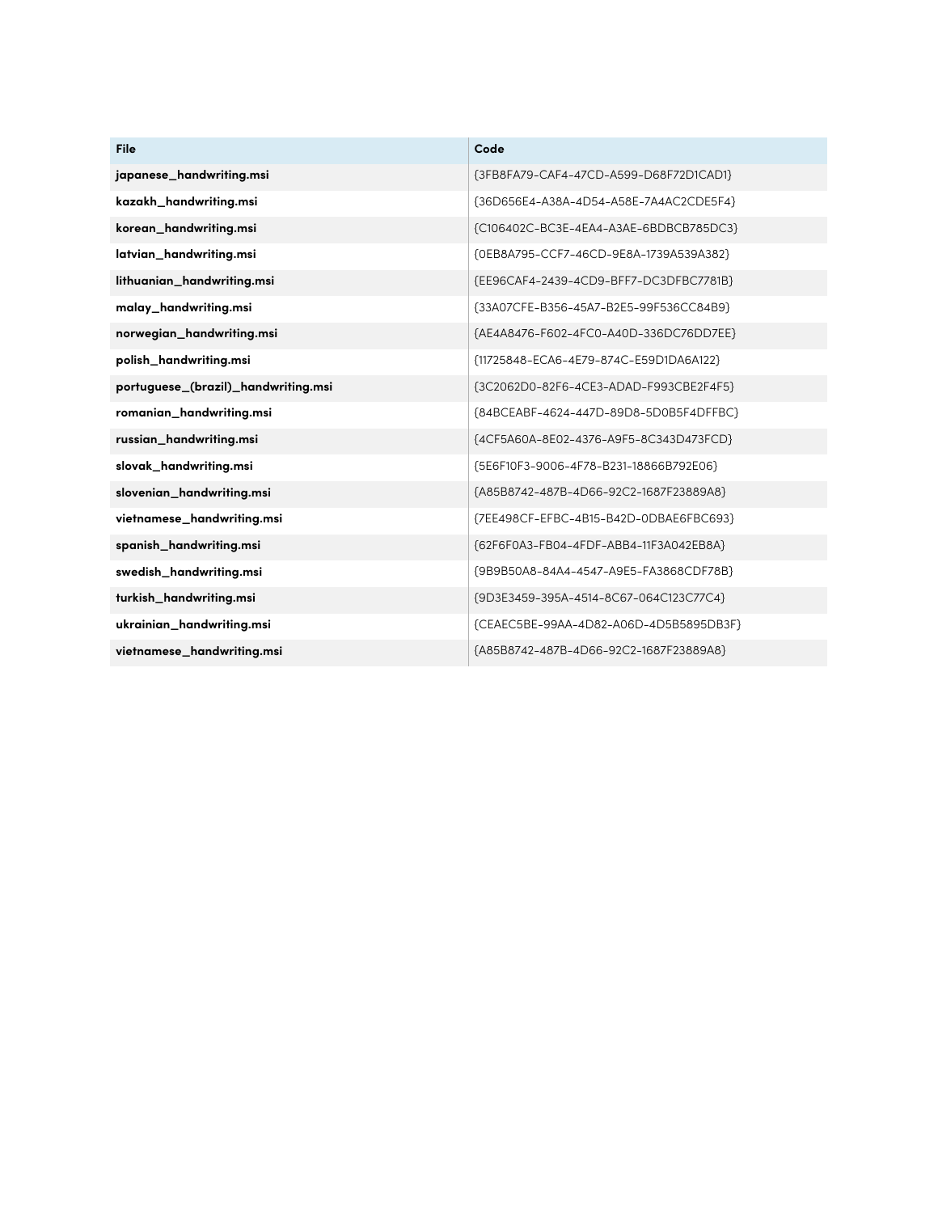| File | Code |
| --- | --- |
| **japanese_handwriting.msi** | {3FB8FA79-CAF4-47CD-A599-D68F72D1CAD1} |
| **kazakh_handwriting.msi** | {36D656E4-A38A-4D54-A58E-7A4AC2CDE5F4} |
| **korean_handwriting.msi** | {C106402C-BC3E-4EA4-A3AE-6BDBCB785DC3} |
| **latvian_handwriting.msi** | {0EB8A795-CCF7-46CD-9E8A-1739A539A382} |
| **lithuanian_handwriting.msi** | {EE96CAF4-2439-4CD9-BFF7-DC3DFBC7781B} |
| **malay_handwriting.msi** | {33A07CFE-B356-45A7-B2E5-99F536CC84B9} |
| **norwegian_handwriting.msi** | {AE4A8476-F602-4FC0-A40D-336DC76DD7EE} |
| **polish_handwriting.msi** | {11725848-ECA6-4E79-874C-E59D1DA6A122} |
| **portuguese_(brazil)_handwriting.msi** | {3C2062D0-82F6-4CE3-ADAD-F993CBE2F4F5} |
| **romanian_handwriting.msi** | {84BCEABF-4624-447D-89D8-5D0B5F4DFFBC} |
| **russian_handwriting.msi** | {4CF5A60A-8E02-4376-A9F5-8C343D473FCD} |
| **slovak_handwriting.msi** | {5E6F10F3-9006-4F78-B231-18866B792E06} |
| **slovenian_handwriting.msi** | {A85B8742-487B-4D66-92C2-1687F23889A8} |
| **vietnamese_handwriting.msi** | {7EE498CF-EFBC-4B15-B42D-0DBAE6FBC693} |
| **spanish_handwriting.msi** | {62F6F0A3-FB04-4FDF-ABB4-11F3A042EB8A} |
| **swedish_handwriting.msi** | {9B9B50A8-84A4-4547-A9E5-FA3868CDF78B} |
| **turkish_handwriting.msi** | {9D3E3459-395A-4514-8C67-064C123C77C4} |
| **ukrainian_handwriting.msi** | {CEAEC5BE-99AA-4D82-A06D-4D5B5895DB3F} |
| **vietnamese_handwriting.msi** | {A85B8742-487B-4D66-92C2-1687F23889A8} |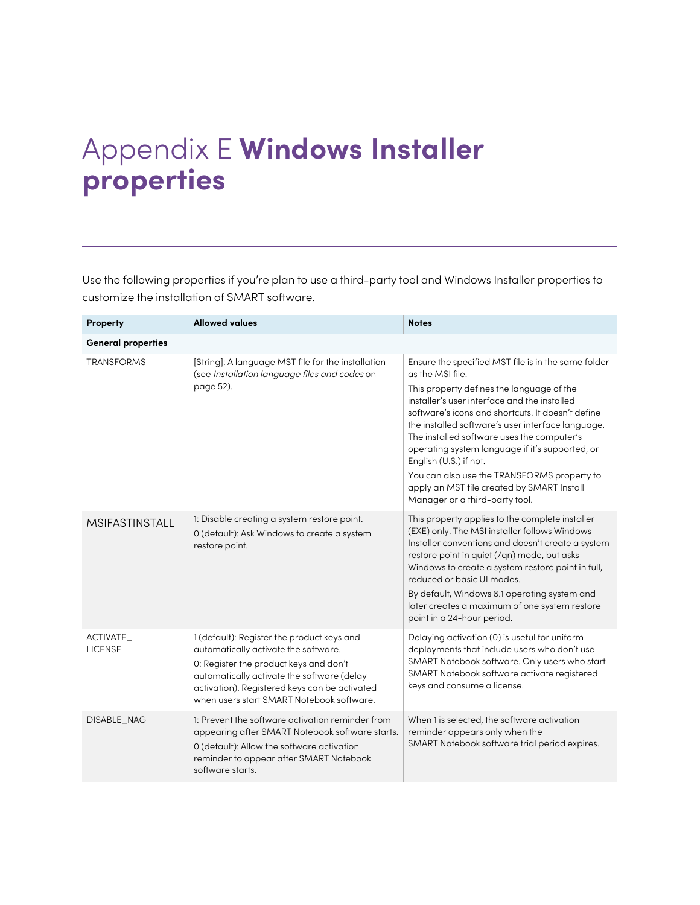# Appendix E **Windows Installer properties**

Use the following properties if you're plan to use a third-party tool and Windows Installer properties to customize the installation of SMART software.

| Property | Allowed values | Notes |
|---|---|---|
| **General properties** | | |
| TRANSFORMS | [String]: A language MST file for the installation (see *Installation language files and codes* on page 52). | Ensure the specified MST file is in the same folder as the MSI file.<br>This property defines the language of the installer's user interface and the installed software's icons and shortcuts. It doesn't define the installed software's user interface language. The installed software uses the computer's operating system language if it's supported, or English (U.S.) if not.<br>You can also use the TRANSFORMS property to apply an MST file created by SMART Install Manager or a third-party tool. |
| MSIFASTINSTALL | 1: Disable creating a system restore point.<br>0 (default): Ask Windows to create a system restore point. | This property applies to the complete installer (EXE) only. The MSI installer follows Windows Installer conventions and doesn't create a system restore point in quiet (/qn) mode, but asks Windows to create a system restore point in full, reduced or basic UI modes.<br>By default, Windows 8.1 operating system and later creates a maximum of one system restore point in a 24-hour period. |
| ACTIVATE_LICENSE | 1 (default): Register the product keys and automatically activate the software.<br>0: Register the product keys and don't automatically activate the software (delay activation). Registered keys can be activated when users start SMART Notebook software. | Delaying activation (0) is useful for uniform deployments that include users who don't use SMART Notebook software. Only users who start SMART Notebook software activate registered keys and consume a license. |
| DISABLE_NAG | 1: Prevent the software activation reminder from appearing after SMART Notebook software starts.<br>0 (default): Allow the software activation reminder to appear after SMART Notebook software starts. | When 1 is selected, the software activation reminder appears only when the SMART Notebook software trial period expires. |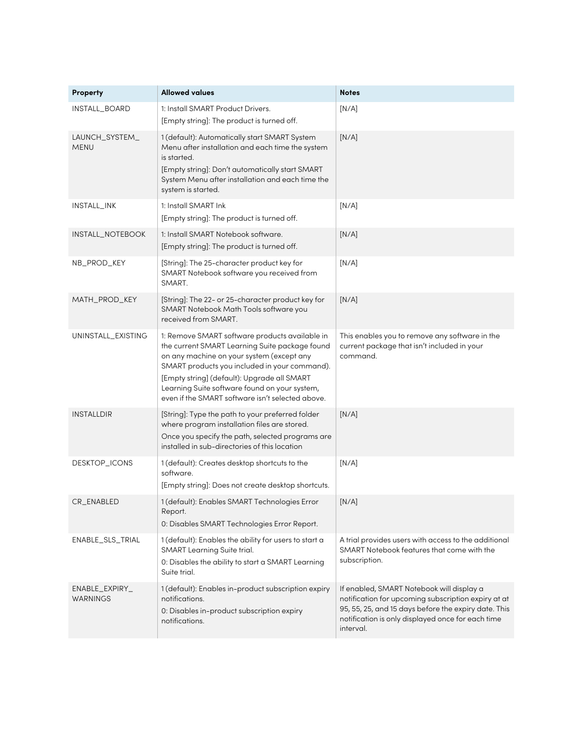| Property | Allowed values | Notes |
|---|---|---|
| INSTALL_BOARD | 1: Install SMART Product Drivers.<br>[Empty string]: The product is turned off. | [N/A] |
| LAUNCH_SYSTEM_MENU | 1 (default): Automatically start SMART System Menu after installation and each time the system is started.<br>[Empty string]: Don't automatically start SMART System Menu after installation and each time the system is started. | [N/A] |
| INSTALL_INK | 1: Install SMART Ink<br>[Empty string]: The product is turned off. | [N/A] |
| INSTALL_NOTEBOOK | 1: Install SMART Notebook software.<br>[Empty string]: The product is turned off. | [N/A] |
| NB_PROD_KEY | [String]: The 25-character product key for SMART Notebook software you received from SMART. | [N/A] |
| MATH_PROD_KEY | [String]: The 22- or 25-character product key for SMART Notebook Math Tools software you received from SMART. | [N/A] |
| UNINSTALL_EXISTING | 1: Remove SMART software products available in the current SMART Learning Suite package found on any machine on your system (except any SMART products you included in your command).<br>[Empty string] (default): Upgrade all SMART Learning Suite software found on your system, even if the SMART software isn't selected above. | This enables you to remove any software in the current package that isn't included in your command. |
| INSTALLDIR | [String]: Type the path to your preferred folder where program installation files are stored.<br>Once you specify the path, selected programs are installed in sub-directories of this location | [N/A] |
| DESKTOP_ICONS | 1 (default): Creates desktop shortcuts to the software.<br>[Empty string]: Does not create desktop shortcuts. | [N/A] |
| CR_ENABLED | 1 (default): Enables SMART Technologies Error Report.<br>0: Disables SMART Technologies Error Report. | [N/A] |
| ENABLE_SLS_TRIAL | 1 (default): Enables the ability for users to start a SMART Learning Suite trial.<br>0: Disables the ability to start a SMART Learning Suite trial. | A trial provides users with access to the additional SMART Notebook features that come with the subscription. |
| ENABLE_EXPIRY_WARNINGS | 1 (default): Enables in-product subscription expiry notifications.<br>0: Disables in-product subscription expiry notifications. | If enabled, SMART Notebook will display a notification for upcoming subscription expiry at at 95, 55, 25, and 15 days before the expiry date. This notification is only displayed once for each time interval. |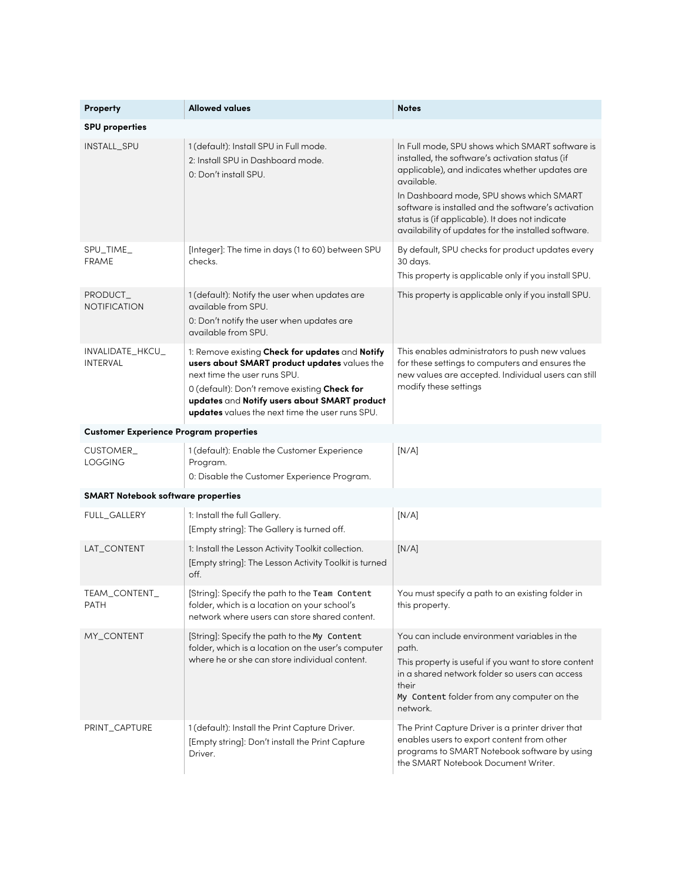| Property | Allowed values | Notes |
|---|---|---|
| **SPU properties** | | |
| INSTALL_SPU | 1 (default): Install SPU in Full mode.<br>2: Install SPU in Dashboard mode.<br>0: Don't install SPU. | In Full mode, SPU shows which SMART software is installed, the software's activation status (if applicable), and indicates whether updates are available.<br>In Dashboard mode, SPU shows which SMART software is installed and the software's activation status is (if applicable). It does not indicate availability of updates for the installed software. |
| SPU_TIME_FRAME | [Integer]: The time in days (1 to 60) between SPU checks. | By default, SPU checks for product updates every 30 days.<br>This property is applicable only if you install SPU. |
| PRODUCT_NOTIFICATION | 1 (default): Notify the user when updates are available from SPU.<br>0: Don't notify the user when updates are available from SPU. | This property is applicable only if you install SPU. |
| INVALIDATE_HKCU_INTERVAL | 1: Remove existing **Check for updates** and **Notify users about SMART product updates** values the next time the user runs SPU.<br>0 (default): Don't remove existing **Check for updates** and **Notify users about SMART product updates** values the next time the user runs SPU. | This enables administrators to push new values for these settings to computers and ensures the new values are accepted. Individual users can still modify these settings |
| **Customer Experience Program properties** | | |
| CUSTOMER_LOGGING | 1 (default): Enable the Customer Experience Program.<br>0: Disable the Customer Experience Program. | [N/A] |
| **SMART Notebook software properties** | | |
| FULL_GALLERY | 1: Install the full Gallery.<br>[Empty string]: The Gallery is turned off. | [N/A] |
| LAT_CONTENT | 1: Install the Lesson Activity Toolkit collection.<br>[Empty string]: The Lesson Activity Toolkit is turned off. | [N/A] |
| TEAM_CONTENT_PATH | [String]: Specify the path to the `Team Content` folder, which is a location on your school's network where users can store shared content. | You must specify a path to an existing folder in this property. |
| MY_CONTENT | [String]: Specify the path to the `My Content` folder, which is a location on the user's computer where he or she can store individual content. | You can include environment variables in the path.<br>This property is useful if you want to store content in a shared network folder so users can access their `My Content` folder from any computer on the network. |
| PRINT_CAPTURE | 1 (default): Install the Print Capture Driver.<br>[Empty string]: Don't install the Print Capture Driver. | The Print Capture Driver is a printer driver that enables users to export content from other programs to SMART Notebook software by using the SMART Notebook Document Writer. |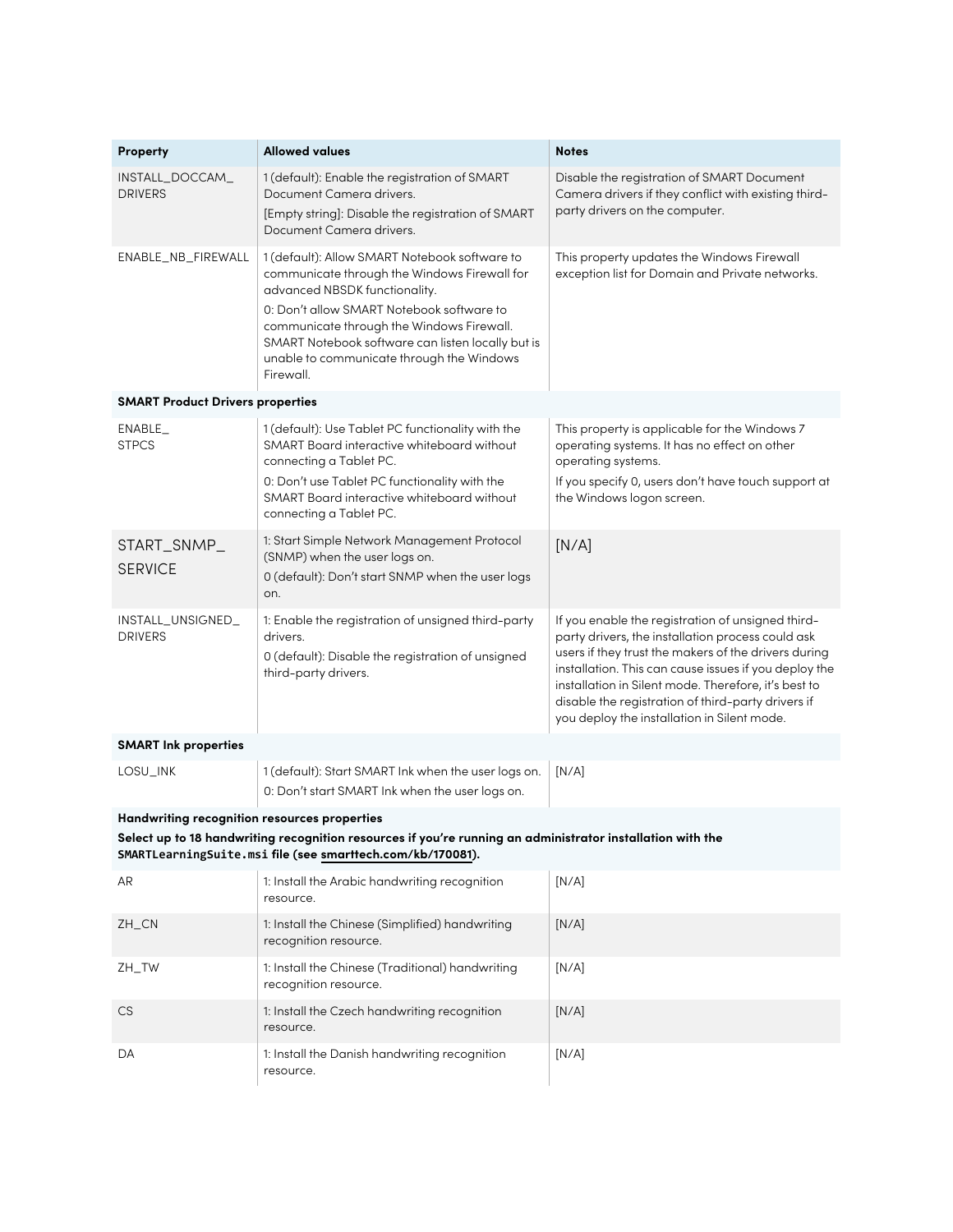| Property | Allowed values | Notes |
|---|---|---|
| INSTALL_DOCCAM_DRIVERS | 1 (default): Enable the registration of SMART Document Camera drivers.<br>[Empty string]: Disable the registration of SMART Document Camera drivers. | Disable the registration of SMART Document Camera drivers if they conflict with existing third-party drivers on the computer. |
| ENABLE_NB_FIREWALL | 1 (default): Allow SMART Notebook software to communicate through the Windows Firewall for advanced NBSDK functionality.<br>0: Don't allow SMART Notebook software to communicate through the Windows Firewall. SMART Notebook software can listen locally but is unable to communicate through the Windows Firewall. | This property updates the Windows Firewall exception list for Domain and Private networks. |
| **SMART Product Drivers properties** | | |
| ENABLE_STPCS | 1 (default): Use Tablet PC functionality with the SMART Board interactive whiteboard without connecting a Tablet PC.<br>0: Don't use Tablet PC functionality with the SMART Board interactive whiteboard without connecting a Tablet PC. | This property is applicable for the Windows 7 operating systems. It has no effect on other operating systems.<br>If you specify 0, users don't have touch support at the Windows logon screen. |
| START_SNMP_SERVICE | 1: Start Simple Network Management Protocol (SNMP) when the user logs on.<br>0 (default): Don't start SNMP when the user logs on. | [N/A] |
| INSTALL_UNSIGNED_DRIVERS | 1: Enable the registration of unsigned third-party drivers.<br>0 (default): Disable the registration of unsigned third-party drivers. | If you enable the registration of unsigned third-party drivers, the installation process could ask users if they trust the makers of the drivers during installation. This can cause issues if you deploy the installation in Silent mode. Therefore, it's best to disable the registration of third-party drivers if you deploy the installation in Silent mode. |
| **SMART Ink properties** | | |
| LOSU_INK | 1 (default): Start SMART Ink when the user logs on.<br>0: Don't start SMART Ink when the user logs on. | [N/A] |
| **Handwriting recognition resources properties**<br>**Select up to 18 handwriting recognition resources if you're running an administrator installation with the `SMARTLearningSuite.msi` file (see [smarttech.com/kb/170081](smarttech.com/kb/170081)).** | | |
| AR | 1: Install the Arabic handwriting recognition resource. | [N/A] |
| ZH_CN | 1: Install the Chinese (Simplified) handwriting recognition resource. | [N/A] |
| ZH_TW | 1: Install the Chinese (Traditional) handwriting recognition resource. | [N/A] |
| CS | 1: Install the Czech handwriting recognition resource. | [N/A] |
| DA | 1: Install the Danish handwriting recognition resource. | [N/A] |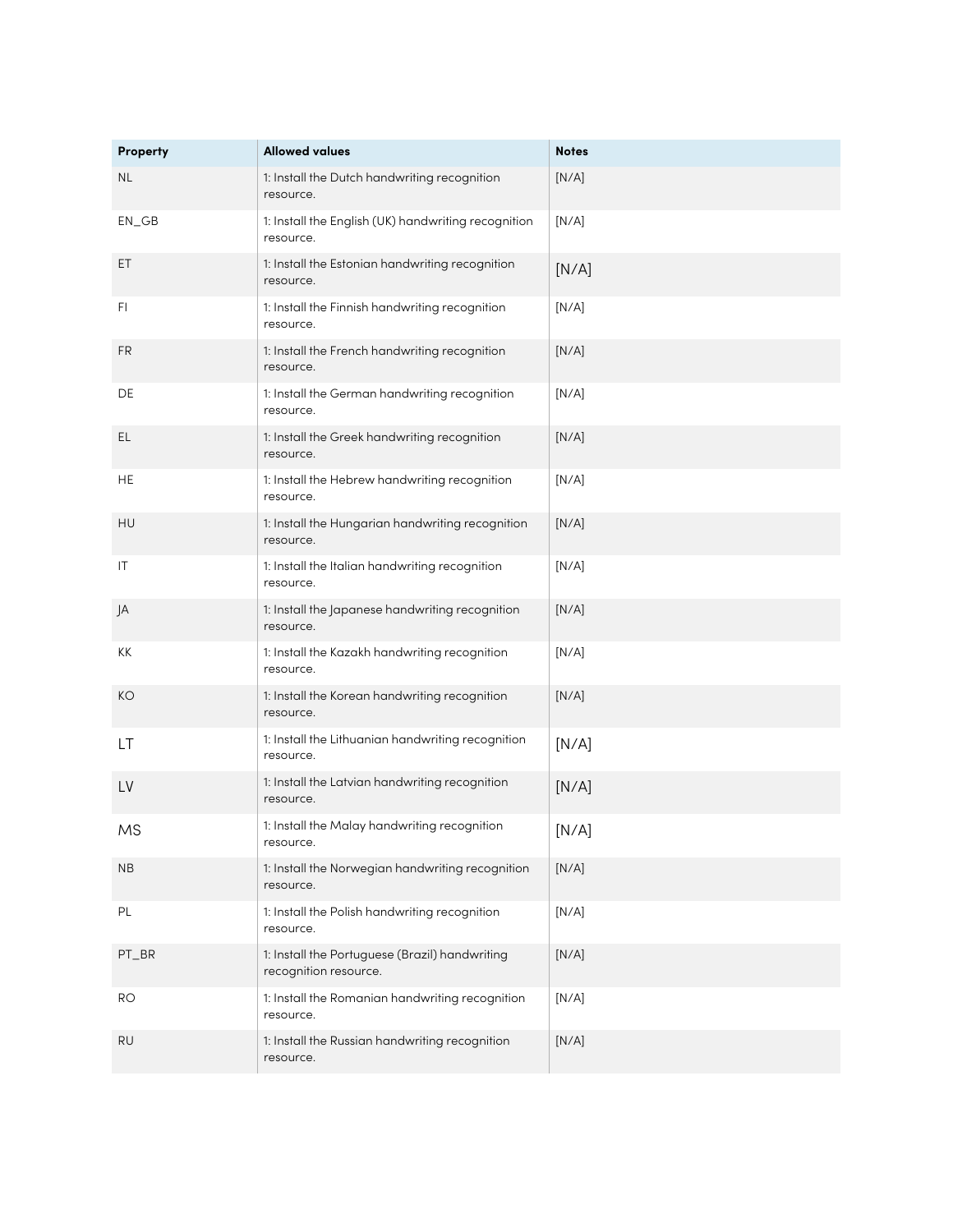| Property | Allowed values | Notes |
| --- | --- | --- |
| NL | 1: Install the Dutch handwriting recognition resource. | [N/A] |
| EN_GB | 1: Install the English (UK) handwriting recognition resource. | [N/A] |
| ET | 1: Install the Estonian handwriting recognition resource. | [N/A] |
| FI | 1: Install the Finnish handwriting recognition resource. | [N/A] |
| FR | 1: Install the French handwriting recognition resource. | [N/A] |
| DE | 1: Install the German handwriting recognition resource. | [N/A] |
| EL | 1: Install the Greek handwriting recognition resource. | [N/A] |
| HE | 1: Install the Hebrew handwriting recognition resource. | [N/A] |
| HU | 1: Install the Hungarian handwriting recognition resource. | [N/A] |
| IT | 1: Install the Italian handwriting recognition resource. | [N/A] |
| JA | 1: Install the Japanese handwriting recognition resource. | [N/A] |
| KK | 1: Install the Kazakh handwriting recognition resource. | [N/A] |
| KO | 1: Install the Korean handwriting recognition resource. | [N/A] |
| LT | 1: Install the Lithuanian handwriting recognition resource. | [N/A] |
| LV | 1: Install the Latvian handwriting recognition resource. | [N/A] |
| MS | 1: Install the Malay handwriting recognition resource. | [N/A] |
| NB | 1: Install the Norwegian handwriting recognition resource. | [N/A] |
| PL | 1: Install the Polish handwriting recognition resource. | [N/A] |
| PT_BR | 1: Install the Portuguese (Brazil) handwriting recognition resource. | [N/A] |
| RO | 1: Install the Romanian handwriting recognition resource. | [N/A] |
| RU | 1: Install the Russian handwriting recognition resource. | [N/A] |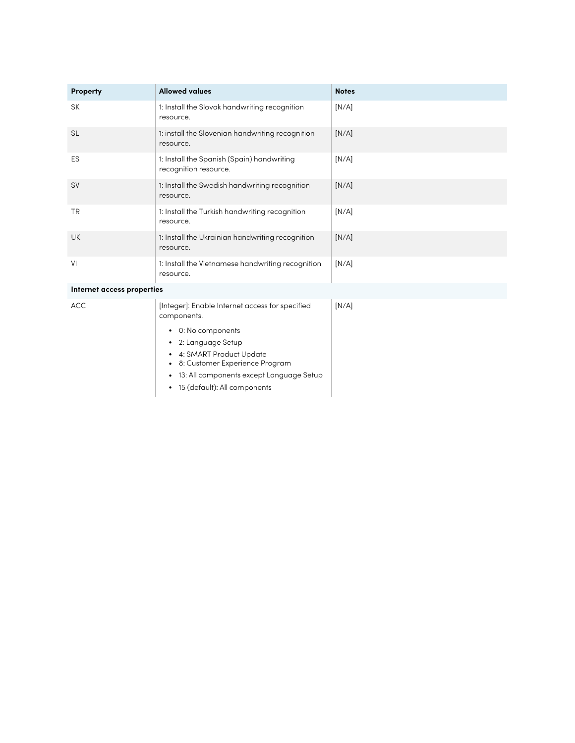| Property | Allowed values | Notes |
| --- | --- | --- |
| SK | 1: Install the Slovak handwriting recognition resource. | [N/A] |
| SL | 1: install the Slovenian handwriting recognition resource. | [N/A] |
| ES | 1: Install the Spanish (Spain) handwriting recognition resource. | [N/A] |
| SV | 1: Install the Swedish handwriting recognition resource. | [N/A] |
| TR | 1: Install the Turkish handwriting recognition resource. | [N/A] |
| UK | 1: Install the Ukrainian handwriting recognition resource. | [N/A] |
| VI | 1: Install the Vietnamese handwriting recognition resource. | [N/A] |
| **Internet access properties** | | |
| ACC | [Integer]: Enable Internet access for specified components.<br>• 0: No components<br>• 2: Language Setup<br>• 4: SMART Product Update<br>• 8: Customer Experience Program<br>• 13: All components except Language Setup<br>• 15 (default): All components | [N/A] |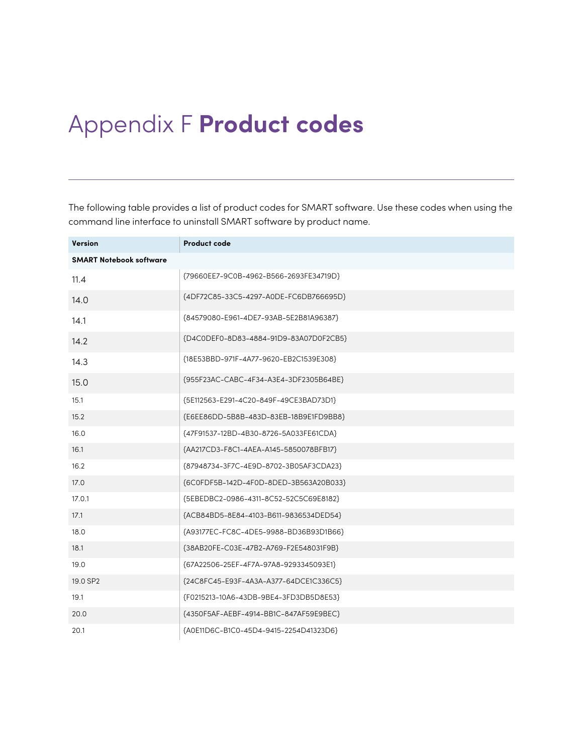# Appendix F **Product codes**

The following table provides a list of product codes for SMART software. Use these codes when using the command line interface to uninstall SMART software by product name.

| Version | Product code |
|---|---|
| **SMART Notebook software** | |
| 11.4 | {79660EE7-9C0B-4962-B566-2693FE34719D} |
| 14.0 | {4DF72C85-33C5-4297-A0DE-FC6DB766695D} |
| 14.1 | {84579080-E961-4DE7-93AB-5E2B81A96387} |
| 14.2 | {D4C0DEF0-8D83-4884-91D9-83A07D0F2CB5} |
| 14.3 | {18E53BBD-971F-4A77-9620-EB2C1539E308} |
| 15.0 | {955F23AC-CABC-4F34-A3E4-3DF2305B64BE} |
| 15.1 | {5E112563-E291-4C20-849F-49CE3BAD73D1} |
| 15.2 | {E6EE86DD-5B8B-483D-83EB-18B9E1FD9BB8} |
| 16.0 | {47F91537-12BD-4B30-8726-5A033FE61CDA} |
| 16.1 | {AA217CD3-F8C1-4AEA-A145-5850078BFB17} |
| 16.2 | {87948734-3F7C-4E9D-8702-3B05AF3CDA23} |
| 17.0 | {6C0FDF5B-142D-4F0D-8DED-3B563A20B033} |
| 17.0.1 | {5EBEDBC2-0986-4311-8C52-52C5C69E8182} |
| 17.1 | {ACB84BD5-8E84-4103-B611-9836534DED54} |
| 18.0 | {A93177EC-FC8C-4DE5-9988-BD36B93D1B66} |
| 18.1 | {38AB20FE-C03E-47B2-A769-F2E548031F9B} |
| 19.0 | {67A22506-25EF-4F7A-97A8-9293345093E1} |
| 19.0 SP2 | {24C8FC45-E93F-4A3A-A377-64DCE1C336C5} |
| 19.1 | {F0215213-10A6-43DB-9BE4-3FD3DB5D8E53} |
| 20.0 | {4350F5AF-AEBF-4914-BB1C-847AF59E9BEC} |
| 20.1 | {A0E11D6C-B1C0-45D4-9415-2254D41323D6} |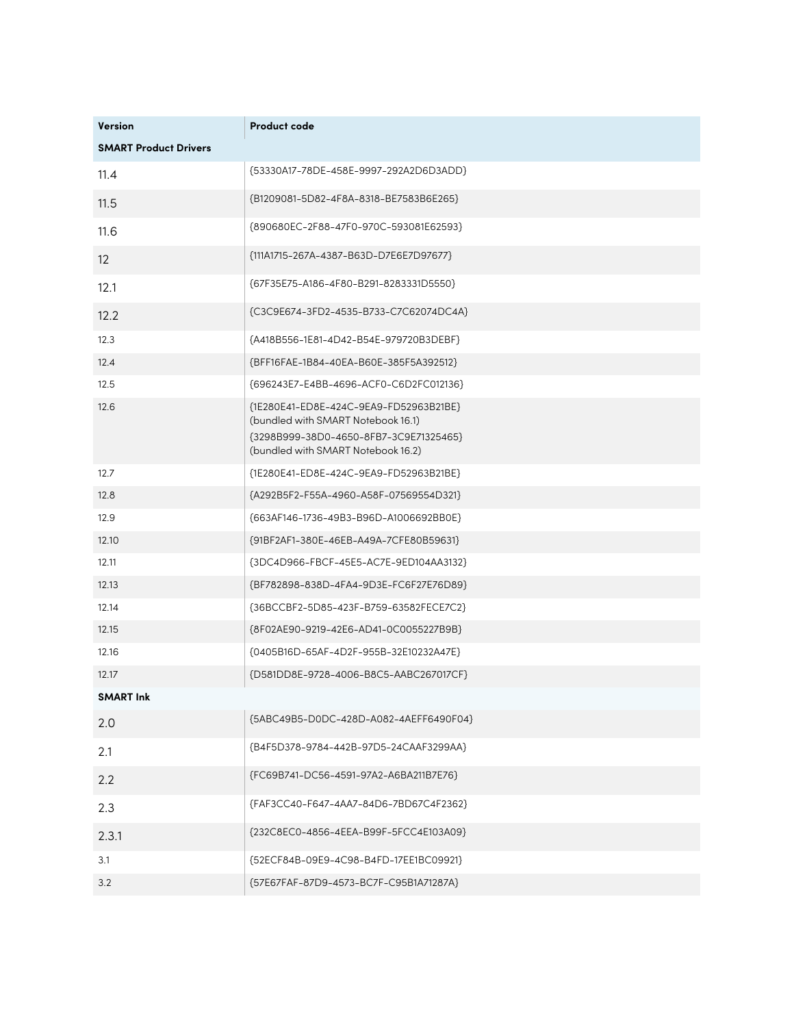| Version | Product code |
| --- | --- |
| **SMART Product Drivers** | |
| 11.4 | {53330A17-78DE-458E-9997-292A2D6D3ADD} |
| 11.5 | {B1209081-5D82-4F8A-8318-BE7583B6E265} |
| 11.6 | {890680EC-2F88-47F0-970C-593081E62593} |
| 12 | {111A1715-267A-4387-B63D-D7E6E7D97677} |
| 12.1 | {67F35E75-A186-4F80-B291-8283331D5550} |
| 12.2 | {C3C9E674-3FD2-4535-B733-C7C62074DC4A} |
| 12.3 | {A418B556-1E81-4D42-B54E-979720B3DEBF} |
| 12.4 | {BFF16FAE-1B84-40EA-B60E-385F5A392512} |
| 12.5 | {696243E7-E4BB-4696-ACF0-C6D2FC012136} |
| 12.6 | {1E280E41-ED8E-424C-9EA9-FD52963B21BE} (bundled with SMART Notebook 16.1)<br>{3298B999-38D0-4650-8FB7-3C9E71325465} (bundled with SMART Notebook 16.2) |
| 12.7 | {1E280E41-ED8E-424C-9EA9-FD52963B21BE} |
| 12.8 | {A292B5F2-F55A-4960-A58F-07569554D321} |
| 12.9 | {663AF146-1736-49B3-B96D-A1006692BB0E} |
| 12.10 | {91BF2AF1-380E-46EB-A49A-7CFE80B59631} |
| 12.11 | {3DC4D966-FBCF-45E5-AC7E-9ED104AA3132} |
| 12.13 | {BF782898-838D-4FA4-9D3E-FC6F27E76D89} |
| 12.14 | {36BCCBF2-5D85-423F-B759-63582FECE7C2} |
| 12.15 | {8F02AE90-9219-42E6-AD41-0C0055227B9B} |
| 12.16 | {0405B16D-65AF-4D2F-955B-32E10232A47E} |
| 12.17 | {D581DD8E-9728-4006-B8C5-AABC267017CF} |
| **SMART Ink** | |
| 2.0 | {5ABC49B5-D0DC-428D-A082-4AEFF6490F04} |
| 2.1 | {B4F5D378-9784-442B-97D5-24CAAF3299AA} |
| 2.2 | {FC69B741-DC56-4591-97A2-A6BA211B7E76} |
| 2.3 | {FAF3CC40-F647-4AA7-84D6-7BD67C4F2362} |
| 2.3.1 | {232C8EC0-4856-4EEA-B99F-5FCC4E103A09} |
| 3.1 | {52ECF84B-09E9-4C98-B4FD-17EE1BC09921} |
| 3.2 | {57E67FAF-87D9-4573-BC7F-C95B1A71287A} |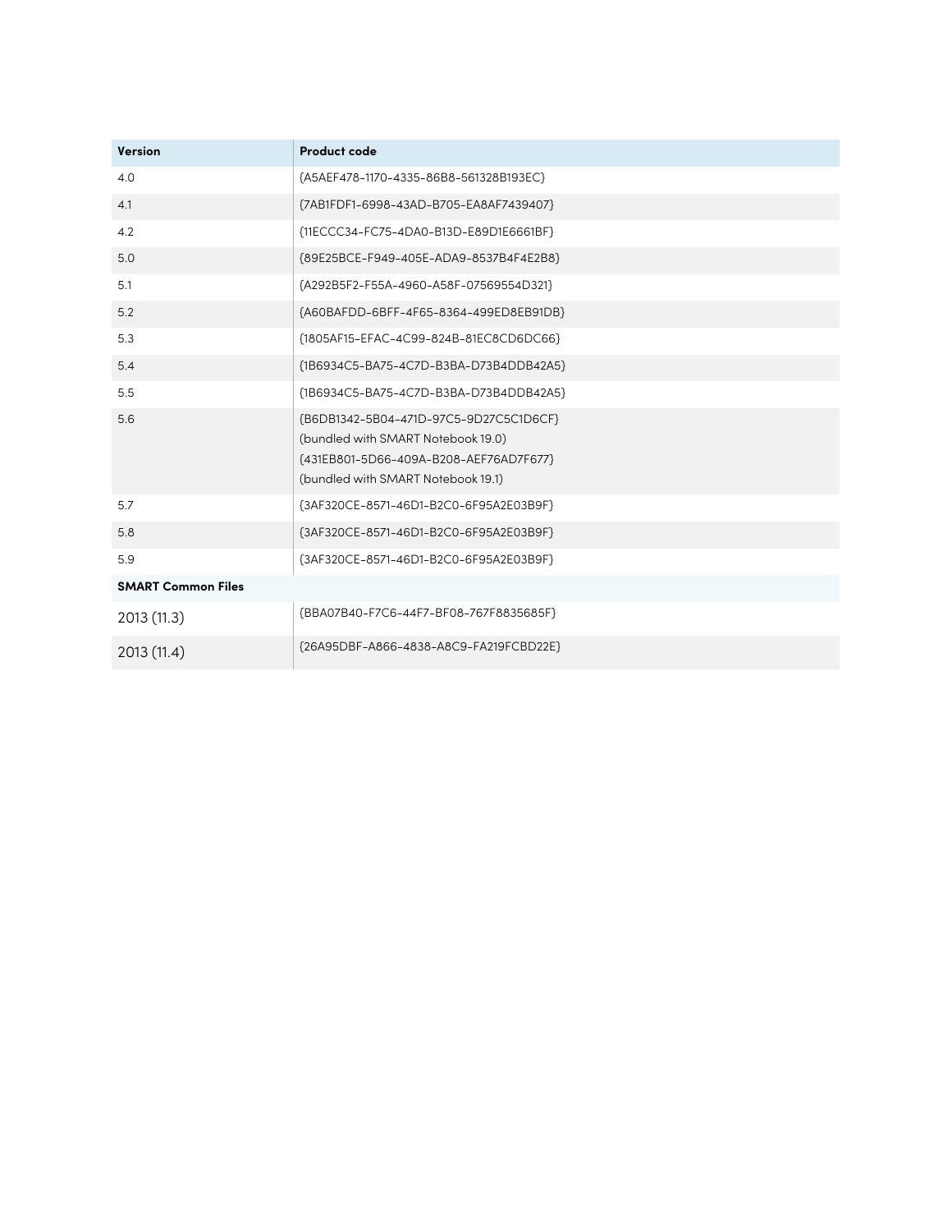| Version | Product code |
| --- | --- |
| 4.0 | {A5AEF478-1170-4335-86B8-561328B193EC} |
| 4.1 | {7AB1FDF1-6998-43AD-B705-EA8AF7439407} |
| 4.2 | {11ECCC34-FC75-4DA0-B13D-E89D1E6661BF} |
| 5.0 | {89E25BCE-F949-405E-ADA9-8537B4F4E2B8} |
| 5.1 | {A292B5F2-F55A-4960-A58F-07569554D321} |
| 5.2 | {A60BAFDD-6BFF-4F65-8364-499ED8EB91DB} |
| 5.3 | {1805AF15-EFAC-4C99-824B-81EC8CD6DC66} |
| 5.4 | {1B6934C5-BA75-4C7D-B3BA-D73B4DDB42A5} |
| 5.5 | {1B6934C5-BA75-4C7D-B3BA-D73B4DDB42A5} |
| 5.6 | {B6DB1342-5B04-471D-97C5-9D27C5C1D6CF} (bundled with SMART Notebook 19.0)<br>{431EB801-5D66-409A-B208-AEF76AD7F677} (bundled with SMART Notebook 19.1) |
| 5.7 | {3AF320CE-8571-46D1-B2C0-6F95A2E03B9F} |
| 5.8 | {3AF320CE-8571-46D1-B2C0-6F95A2E03B9F} |
| 5.9 | {3AF320CE-8571-46D1-B2C0-6F95A2E03B9F} |
| **SMART Common Files** | |
| 2013 (11.3) | {BBA07B40-F7C6-44F7-BF08-767F8835685F} |
| 2013 (11.4) | {26A95DBF-A866-4838-A8C9-FA219FCBD22E} |